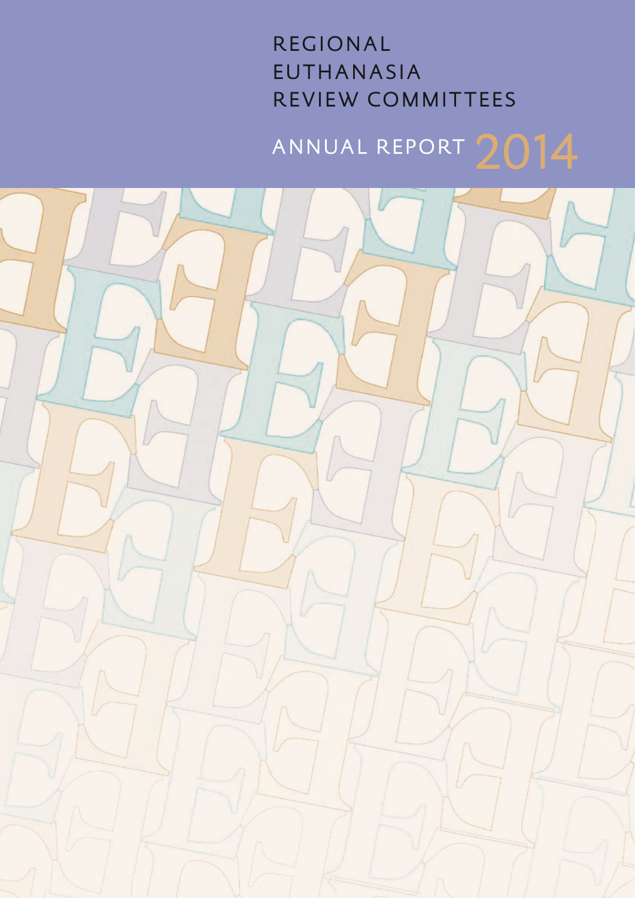# REGIONAL EUTHANASIA REVIEW COMMITTEES

## ANNUAL REPORT 2014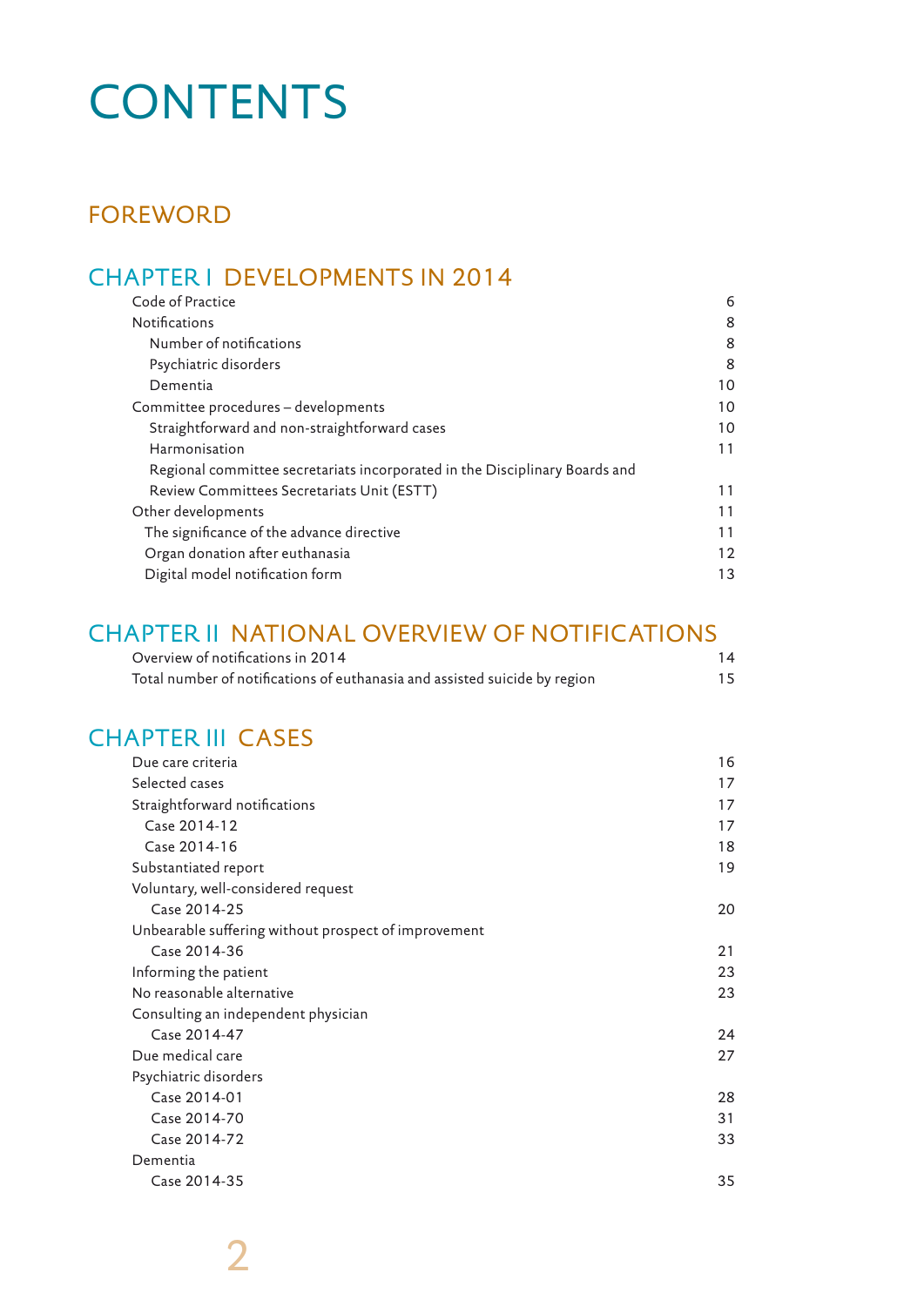# CONTENTS

## FOREWORD

## CHAPTER I DEVELOPMENTS IN 2014

| | |
|---|---|
| Code of Practice | 6 |
| Notifications | 8 |
| Number of notifications | 8 |
| Psychiatric disorders | 8 |
| Dementia | 10 |
| Committee procedures – developments | 10 |
| Straightforward and non-straightforward cases | 10 |
| Harmonisation | 11 |
| Regional committee secretariats incorporated in the Disciplinary Boards and Review Committees Secretariats Unit (ESTT) | 11 |
| Other developments | 11 |
| The significance of the advance directive | 11 |
| Organ donation after euthanasia | 12 |
| Digital model notification form | 13 |

## CHAPTER II NATIONAL OVERVIEW OF NOTIFICATIONS

| | |
|---|---|
| Overview of notifications in 2014 | 14 |
| Total number of notifications of euthanasia and assisted suicide by region | 15 |

## CHAPTER III CASES

| | |
|---|---|
| Due care criteria | 16 |
| Selected cases | 17 |
| Straightforward notifications | 17 |
| Case 2014-12 | 17 |
| Case 2014-16 | 18 |
| Substantiated report | 19 |
| Voluntary, well-considered request | |
| Case 2014-25 | 20 |
| Unbearable suffering without prospect of improvement | |
| Case 2014-36 | 21 |
| Informing the patient | 23 |
| No reasonable alternative | 23 |
| Consulting an independent physician | |
| Case 2014-47 | 24 |
| Due medical care | 27 |
| Psychiatric disorders | |
| Case 2014-01 | 28 |
| Case 2014-70 | 31 |
| Case 2014-72 | 33 |
| Dementia | |
| Case 2014-35 | 35 |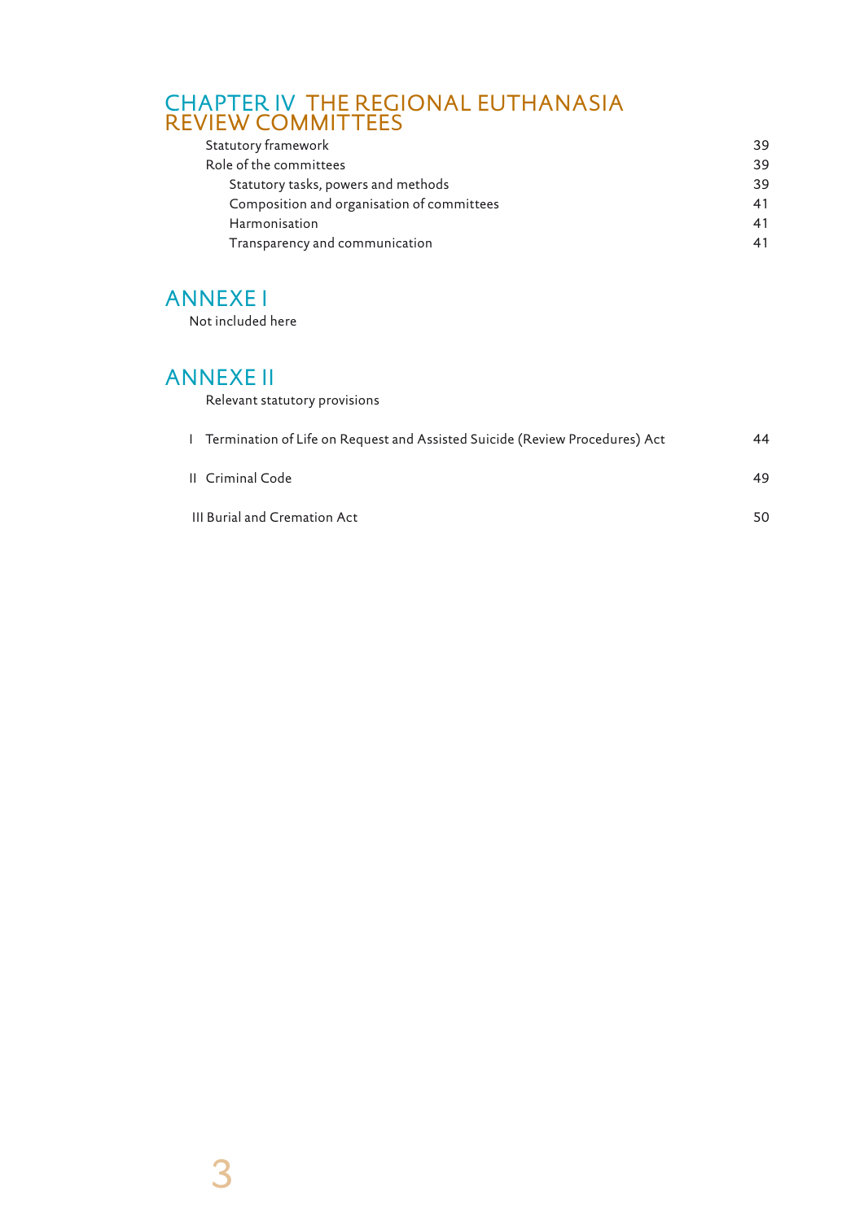## CHAPTER IV THE REGIONAL EUTHANASIA REVIEW COMMITTEES

| | |
|---|---|
| Statutory framework | 39 |
| Role of the committees | 39 |
| Statutory tasks, powers and methods | 39 |
| Composition and organisation of committees | 41 |
| Harmonisation | 41 |
| Transparency and communication | 41 |

## ANNEXE I

Not included here

## ANNEXE II

Relevant statutory provisions

| | |
|---|---|
| I Termination of Life on Request and Assisted Suicide (Review Procedures) Act | 44 |
| II Criminal Code | 49 |
| III Burial and Cremation Act | 50 |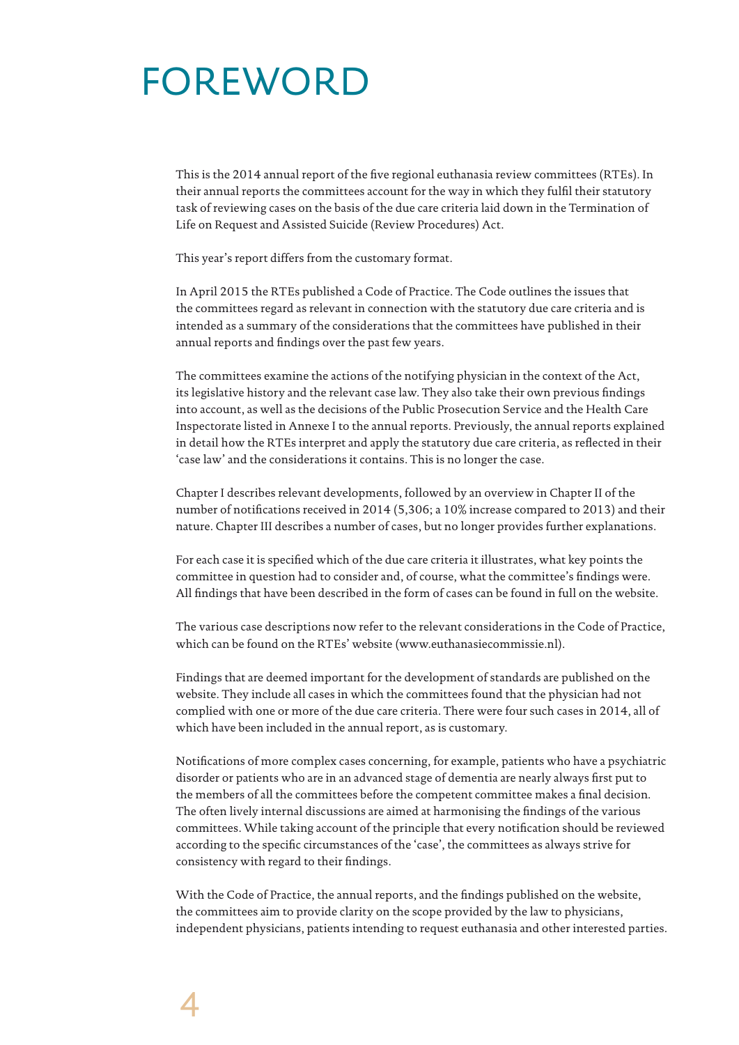# FOREWORD

This is the 2014 annual report of the five regional euthanasia review committees (RTEs). In their annual reports the committees account for the way in which they fulfil their statutory task of reviewing cases on the basis of the due care criteria laid down in the Termination of Life on Request and Assisted Suicide (Review Procedures) Act.

This year's report differs from the customary format.

In April 2015 the RTEs published a Code of Practice. The Code outlines the issues that the committees regard as relevant in connection with the statutory due care criteria and is intended as a summary of the considerations that the committees have published in their annual reports and findings over the past few years.

The committees examine the actions of the notifying physician in the context of the Act, its legislative history and the relevant case law. They also take their own previous findings into account, as well as the decisions of the Public Prosecution Service and the Health Care Inspectorate listed in Annexe I to the annual reports. Previously, the annual reports explained in detail how the RTEs interpret and apply the statutory due care criteria, as reflected in their 'case law' and the considerations it contains. This is no longer the case.

Chapter I describes relevant developments, followed by an overview in Chapter II of the number of notifications received in 2014 (5,306; a 10% increase compared to 2013) and their nature. Chapter III describes a number of cases, but no longer provides further explanations.

For each case it is specified which of the due care criteria it illustrates, what key points the committee in question had to consider and, of course, what the committee's findings were. All findings that have been described in the form of cases can be found in full on the website.

The various case descriptions now refer to the relevant considerations in the Code of Practice, which can be found on the RTEs' website (www.euthanasiecommissie.nl).

Findings that are deemed important for the development of standards are published on the website. They include all cases in which the committees found that the physician had not complied with one or more of the due care criteria. There were four such cases in 2014, all of which have been included in the annual report, as is customary.

Notifications of more complex cases concerning, for example, patients who have a psychiatric disorder or patients who are in an advanced stage of dementia are nearly always first put to the members of all the committees before the competent committee makes a final decision. The often lively internal discussions are aimed at harmonising the findings of the various committees. While taking account of the principle that every notification should be reviewed according to the specific circumstances of the 'case', the committees as always strive for consistency with regard to their findings.

With the Code of Practice, the annual reports, and the findings published on the website, the committees aim to provide clarity on the scope provided by the law to physicians, independent physicians, patients intending to request euthanasia and other interested parties.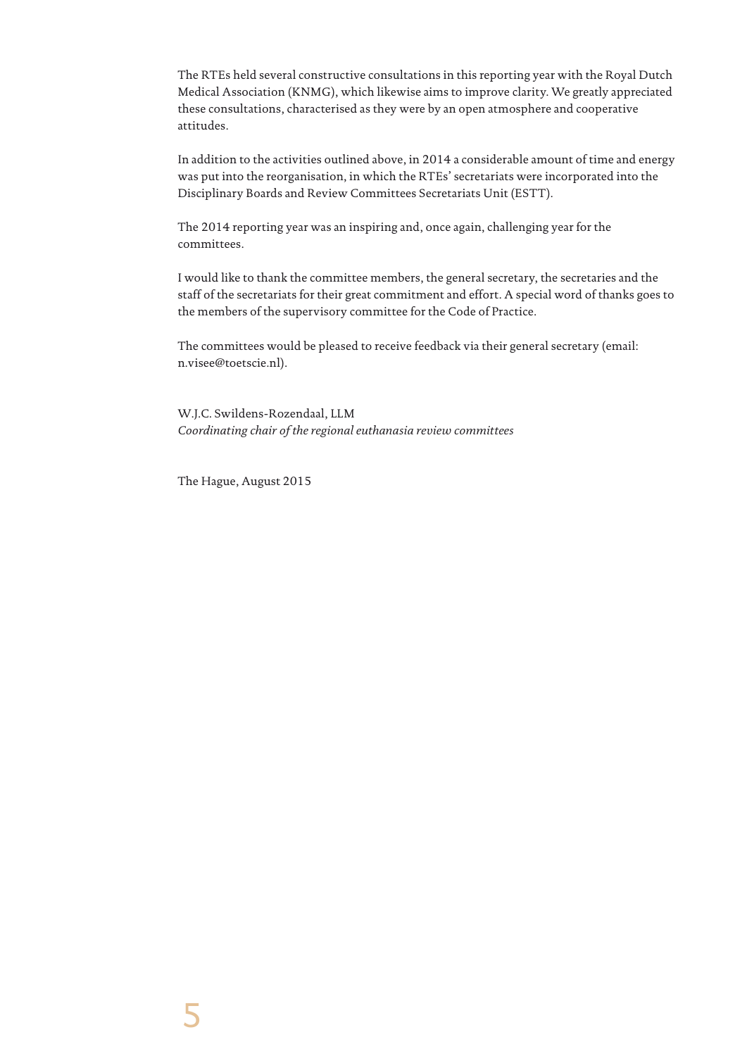The RTEs held several constructive consultations in this reporting year with the Royal Dutch Medical Association (KNMG), which likewise aims to improve clarity. We greatly appreciated these consultations, characterised as they were by an open atmosphere and cooperative attitudes.

In addition to the activities outlined above, in 2014 a considerable amount of time and energy was put into the reorganisation, in which the RTEs' secretariats were incorporated into the Disciplinary Boards and Review Committees Secretariats Unit (ESTT).

The 2014 reporting year was an inspiring and, once again, challenging year for the committees.

I would like to thank the committee members, the general secretary, the secretaries and the staff of the secretariats for their great commitment and effort. A special word of thanks goes to the members of the supervisory committee for the Code of Practice.

The committees would be pleased to receive feedback via their general secretary (email: n.visee@toetscie.nl).

W.J.C. Swildens-Rozendaal, LLM
*Coordinating chair of the regional euthanasia review committees*

The Hague, August 2015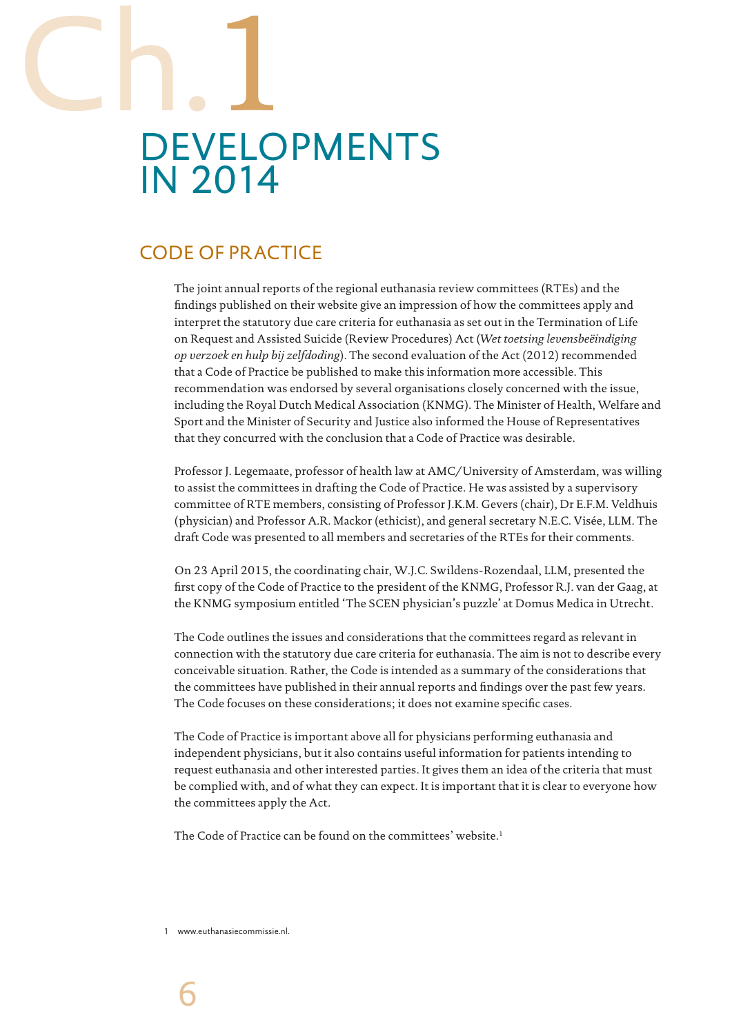# Ch.1 DEVELOPMENTS IN 2014

## CODE OF PRACTICE

The joint annual reports of the regional euthanasia review committees (RTEs) and the findings published on their website give an impression of how the committees apply and interpret the statutory due care criteria for euthanasia as set out in the Termination of Life on Request and Assisted Suicide (Review Procedures) Act (*Wet toetsing levensbeëindiging op verzoek en hulp bij zelfdoding*). The second evaluation of the Act (2012) recommended that a Code of Practice be published to make this information more accessible. This recommendation was endorsed by several organisations closely concerned with the issue, including the Royal Dutch Medical Association (KNMG). The Minister of Health, Welfare and Sport and the Minister of Security and Justice also informed the House of Representatives that they concurred with the conclusion that a Code of Practice was desirable.

Professor J. Legemaate, professor of health law at AMC/University of Amsterdam, was willing to assist the committees in drafting the Code of Practice. He was assisted by a supervisory committee of RTE members, consisting of Professor J.K.M. Gevers (chair), Dr E.F.M. Veldhuis (physician) and Professor A.R. Mackor (ethicist), and general secretary N.E.C. Visée, LLM. The draft Code was presented to all members and secretaries of the RTEs for their comments.

On 23 April 2015, the coordinating chair, W.J.C. Swildens-Rozendaal, LLM, presented the first copy of the Code of Practice to the president of the KNMG, Professor R.J. van der Gaag, at the KNMG symposium entitled 'The SCEN physician's puzzle' at Domus Medica in Utrecht.

The Code outlines the issues and considerations that the committees regard as relevant in connection with the statutory due care criteria for euthanasia. The aim is not to describe every conceivable situation. Rather, the Code is intended as a summary of the considerations that the committees have published in their annual reports and findings over the past few years. The Code focuses on these considerations; it does not examine specific cases.

The Code of Practice is important above all for physicians performing euthanasia and independent physicians, but it also contains useful information for patients intending to request euthanasia and other interested parties. It gives them an idea of the criteria that must be complied with, and of what they can expect. It is important that it is clear to everyone how the committees apply the Act.

The Code of Practice can be found on the committees' website.[1]

[1] www.euthanasiecommissie.nl.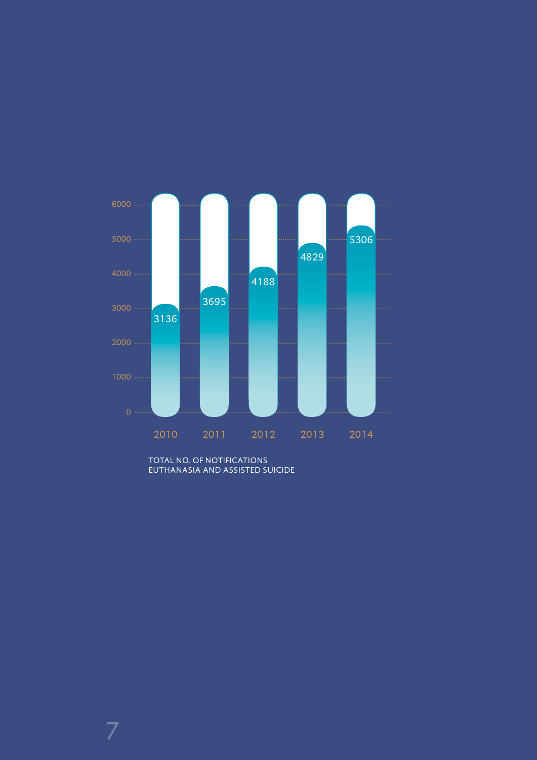| Year | Total no. of notifications |
| --- | --- |
| 2010 | 3136 |
| 2011 | 3695 |
| 2012 | 4188 |
| 2013 | 4829 |
| 2014 | 5306 |

TOTAL NO. OF NOTIFICATIONS
EUTHANASIA AND ASSISTED SUICIDE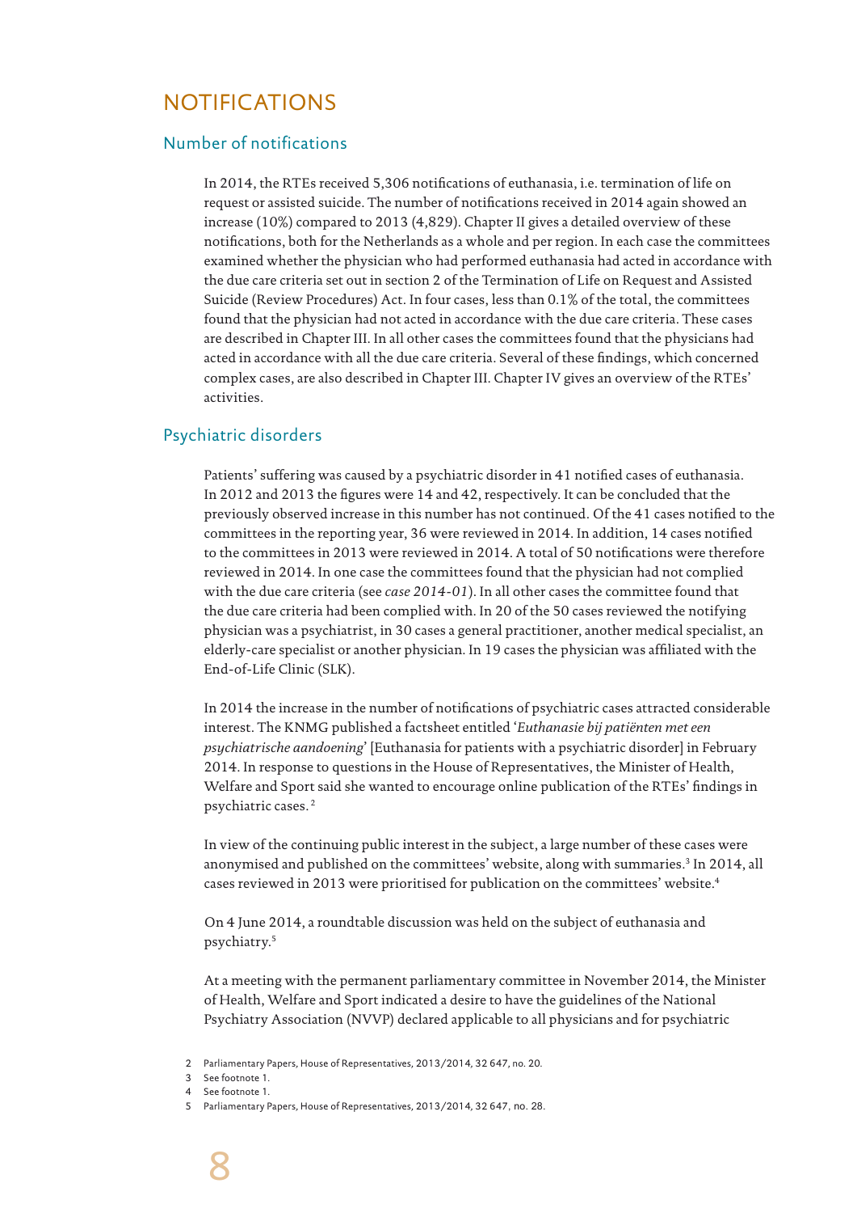# NOTIFICATIONS

## Number of notifications

In 2014, the RTEs received 5,306 notifications of euthanasia, i.e. termination of life on request or assisted suicide. The number of notifications received in 2014 again showed an increase (10%) compared to 2013 (4,829). Chapter II gives a detailed overview of these notifications, both for the Netherlands as a whole and per region. In each case the committees examined whether the physician who had performed euthanasia had acted in accordance with the due care criteria set out in section 2 of the Termination of Life on Request and Assisted Suicide (Review Procedures) Act. In four cases, less than 0.1% of the total, the committees found that the physician had not acted in accordance with the due care criteria. These cases are described in Chapter III. In all other cases the committees found that the physicians had acted in accordance with all the due care criteria. Several of these findings, which concerned complex cases, are also described in Chapter III. Chapter IV gives an overview of the RTEs' activities.

## Psychiatric disorders

Patients' suffering was caused by a psychiatric disorder in 41 notified cases of euthanasia. In 2012 and 2013 the figures were 14 and 42, respectively. It can be concluded that the previously observed increase in this number has not continued. Of the 41 cases notified to the committees in the reporting year, 36 were reviewed in 2014. In addition, 14 cases notified to the committees in 2013 were reviewed in 2014. A total of 50 notifications were therefore reviewed in 2014. In one case the committees found that the physician had not complied with the due care criteria (see *case 2014-01*). In all other cases the committee found that the due care criteria had been complied with. In 20 of the 50 cases reviewed the notifying physician was a psychiatrist, in 30 cases a general practitioner, another medical specialist, an elderly-care specialist or another physician. In 19 cases the physician was affiliated with the End-of-Life Clinic (SLK).

In 2014 the increase in the number of notifications of psychiatric cases attracted considerable interest. The KNMG published a factsheet entitled '*Euthanasie bij patiënten met een psychiatrische aandoening*' [Euthanasia for patients with a psychiatric disorder] in February 2014. In response to questions in the House of Representatives, the Minister of Health, Welfare and Sport said she wanted to encourage online publication of the RTEs' findings in psychiatric cases.[2]

In view of the continuing public interest in the subject, a large number of these cases were anonymised and published on the committees' website, along with summaries.[3] In 2014, all cases reviewed in 2013 were prioritised for publication on the committees' website.[4]

On 4 June 2014, a roundtable discussion was held on the subject of euthanasia and psychiatry.[5]

At a meeting with the permanent parliamentary committee in November 2014, the Minister of Health, Welfare and Sport indicated a desire to have the guidelines of the National Psychiatry Association (NVVP) declared applicable to all physicians and for psychiatric

2 Parliamentary Papers, House of Representatives, 2013/2014, 32 647, no. 20.
3 See footnote 1.
4 See footnote 1.
5 Parliamentary Papers, House of Representatives, 2013/2014, 32 647, no. 28.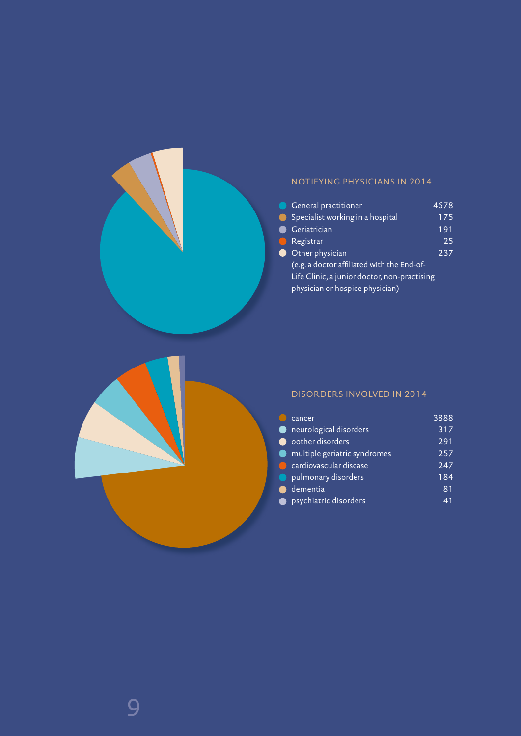## NOTIFYING PHYSICIANS IN 2014

| | |
|---|---|
| General practitioner | 4678 |
| Specialist working in a hospital | 175 |
| Geriatrician | 191 |
| Registrar | 25 |
| Other physician (e.g. a doctor affiliated with the End-of-Life Clinic, a junior doctor, non-practising physician or hospice physician) | 237 |

## DISORDERS INVOLVED IN 2014

| | |
|---|---|
| cancer | 3888 |
| neurological disorders | 317 |
| oother disorders | 291 |
| multiple geriatric syndromes | 257 |
| cardiovascular disease | 247 |
| pulmonary disorders | 184 |
| dementia | 81 |
| psychiatric disorders | 41 |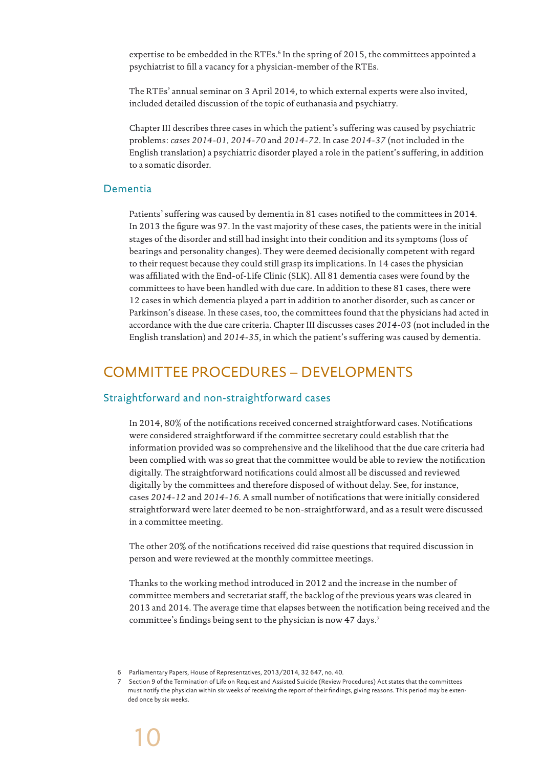expertise to be embedded in the RTEs.[6] In the spring of 2015, the committees appointed a psychiatrist to fill a vacancy for a physician-member of the RTEs.

The RTEs' annual seminar on 3 April 2014, to which external experts were also invited, included detailed discussion of the topic of euthanasia and psychiatry.

Chapter III describes three cases in which the patient's suffering was caused by psychiatric problems: *cases 2014-01, 2014-70* and *2014-72*. In case *2014-37* (not included in the English translation) a psychiatric disorder played a role in the patient's suffering, in addition to a somatic disorder.

### Dementia

Patients' suffering was caused by dementia in 81 cases notified to the committees in 2014. In 2013 the figure was 97. In the vast majority of these cases, the patients were in the initial stages of the disorder and still had insight into their condition and its symptoms (loss of bearings and personality changes). They were deemed decisionally competent with regard to their request because they could still grasp its implications. In 14 cases the physician was affiliated with the End-of-Life Clinic (SLK). All 81 dementia cases were found by the committees to have been handled with due care. In addition to these 81 cases, there were 12 cases in which dementia played a part in addition to another disorder, such as cancer or Parkinson's disease. In these cases, too, the committees found that the physicians had acted in accordance with the due care criteria. Chapter III discusses cases *2014-03* (not included in the English translation) and *2014-35*, in which the patient's suffering was caused by dementia.

## COMMITTEE PROCEDURES – DEVELOPMENTS

### Straightforward and non-straightforward cases

In 2014, 80% of the notifications received concerned straightforward cases. Notifications were considered straightforward if the committee secretary could establish that the information provided was so comprehensive and the likelihood that the due care criteria had been complied with was so great that the committee would be able to review the notification digitally. The straightforward notifications could almost all be discussed and reviewed digitally by the committees and therefore disposed of without delay. See, for instance, cases *2014-12* and *2014-16*. A small number of notifications that were initially considered straightforward were later deemed to be non-straightforward, and as a result were discussed in a committee meeting.

The other 20% of the notifications received did raise questions that required discussion in person and were reviewed at the monthly committee meetings.

Thanks to the working method introduced in 2012 and the increase in the number of committee members and secretariat staff, the backlog of the previous years was cleared in 2013 and 2014. The average time that elapses between the notification being received and the committee's findings being sent to the physician is now 47 days.[7]

---

6 Parliamentary Papers, House of Representatives, 2013/2014, 32 647, no. 40.

7 Section 9 of the Termination of Life on Request and Assisted Suicide (Review Procedures) Act states that the committees must notify the physician within six weeks of receiving the report of their findings, giving reasons. This period may be extended once by six weeks.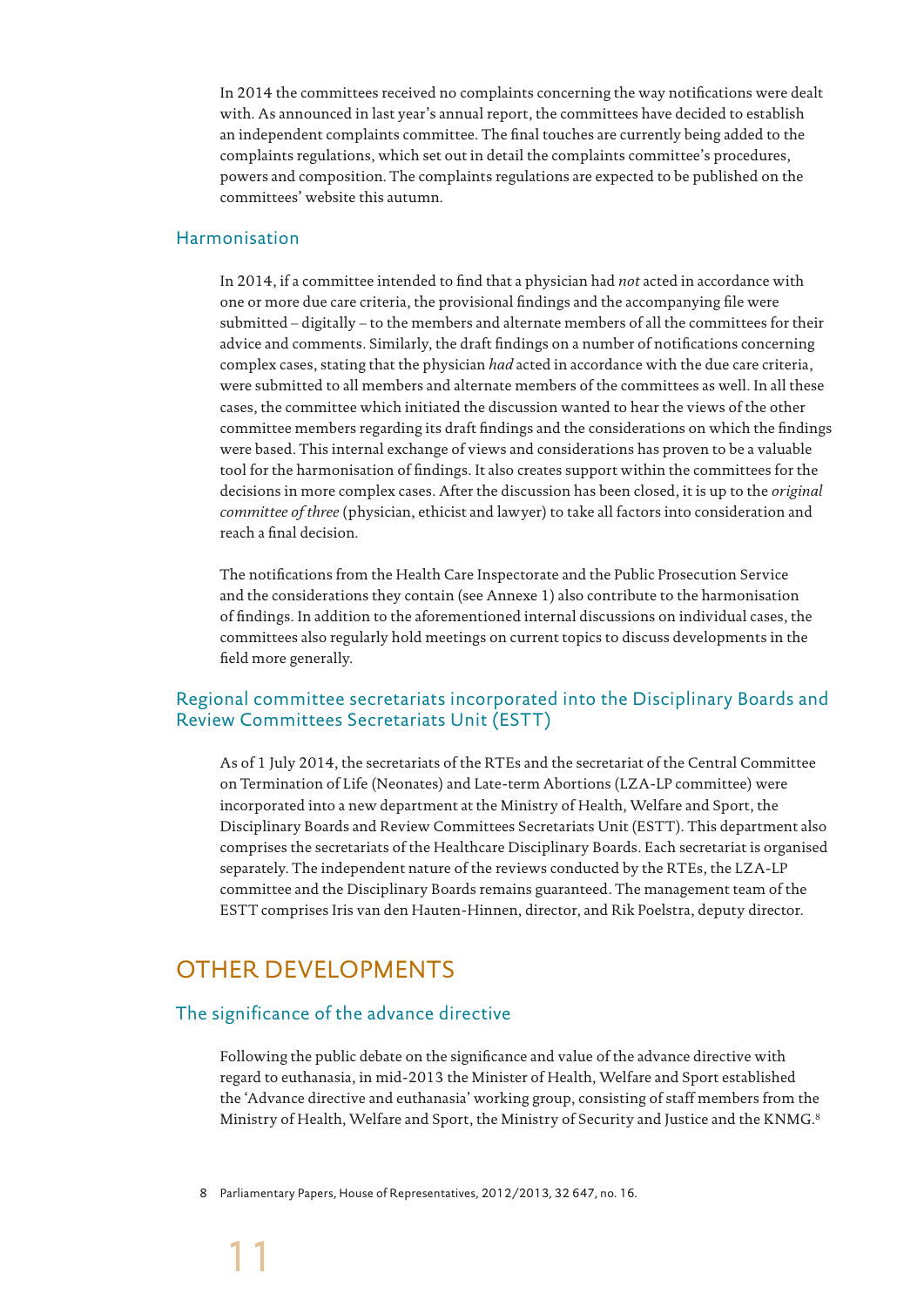In 2014 the committees received no complaints concerning the way notifications were dealt with. As announced in last year's annual report, the committees have decided to establish an independent complaints committee. The final touches are currently being added to the complaints regulations, which set out in detail the complaints committee's procedures, powers and composition. The complaints regulations are expected to be published on the committees' website this autumn.

### Harmonisation

In 2014, if a committee intended to find that a physician had *not* acted in accordance with one or more due care criteria, the provisional findings and the accompanying file were submitted – digitally – to the members and alternate members of all the committees for their advice and comments. Similarly, the draft findings on a number of notifications concerning complex cases, stating that the physician *had* acted in accordance with the due care criteria, were submitted to all members and alternate members of the committees as well. In all these cases, the committee which initiated the discussion wanted to hear the views of the other committee members regarding its draft findings and the considerations on which the findings were based. This internal exchange of views and considerations has proven to be a valuable tool for the harmonisation of findings. It also creates support within the committees for the decisions in more complex cases. After the discussion has been closed, it is up to the *original committee of three* (physician, ethicist and lawyer) to take all factors into consideration and reach a final decision.

The notifications from the Health Care Inspectorate and the Public Prosecution Service and the considerations they contain (see Annexe 1) also contribute to the harmonisation of findings. In addition to the aforementioned internal discussions on individual cases, the committees also regularly hold meetings on current topics to discuss developments in the field more generally.

### Regional committee secretariats incorporated into the Disciplinary Boards and Review Committees Secretariats Unit (ESTT)

As of 1 July 2014, the secretariats of the RTEs and the secretariat of the Central Committee on Termination of Life (Neonates) and Late-term Abortions (LZA-LP committee) were incorporated into a new department at the Ministry of Health, Welfare and Sport, the Disciplinary Boards and Review Committees Secretariats Unit (ESTT). This department also comprises the secretariats of the Healthcare Disciplinary Boards. Each secretariat is organised separately. The independent nature of the reviews conducted by the RTEs, the LZA-LP committee and the Disciplinary Boards remains guaranteed. The management team of the ESTT comprises Iris van den Hauten-Hinnen, director, and Rik Poelstra, deputy director.

## OTHER DEVELOPMENTS

### The significance of the advance directive

Following the public debate on the significance and value of the advance directive with regard to euthanasia, in mid-2013 the Minister of Health, Welfare and Sport established the 'Advance directive and euthanasia' working group, consisting of staff members from the Ministry of Health, Welfare and Sport, the Ministry of Security and Justice and the KNMG.[8]

8 Parliamentary Papers, House of Representatives, 2012/2013, 32 647, no. 16.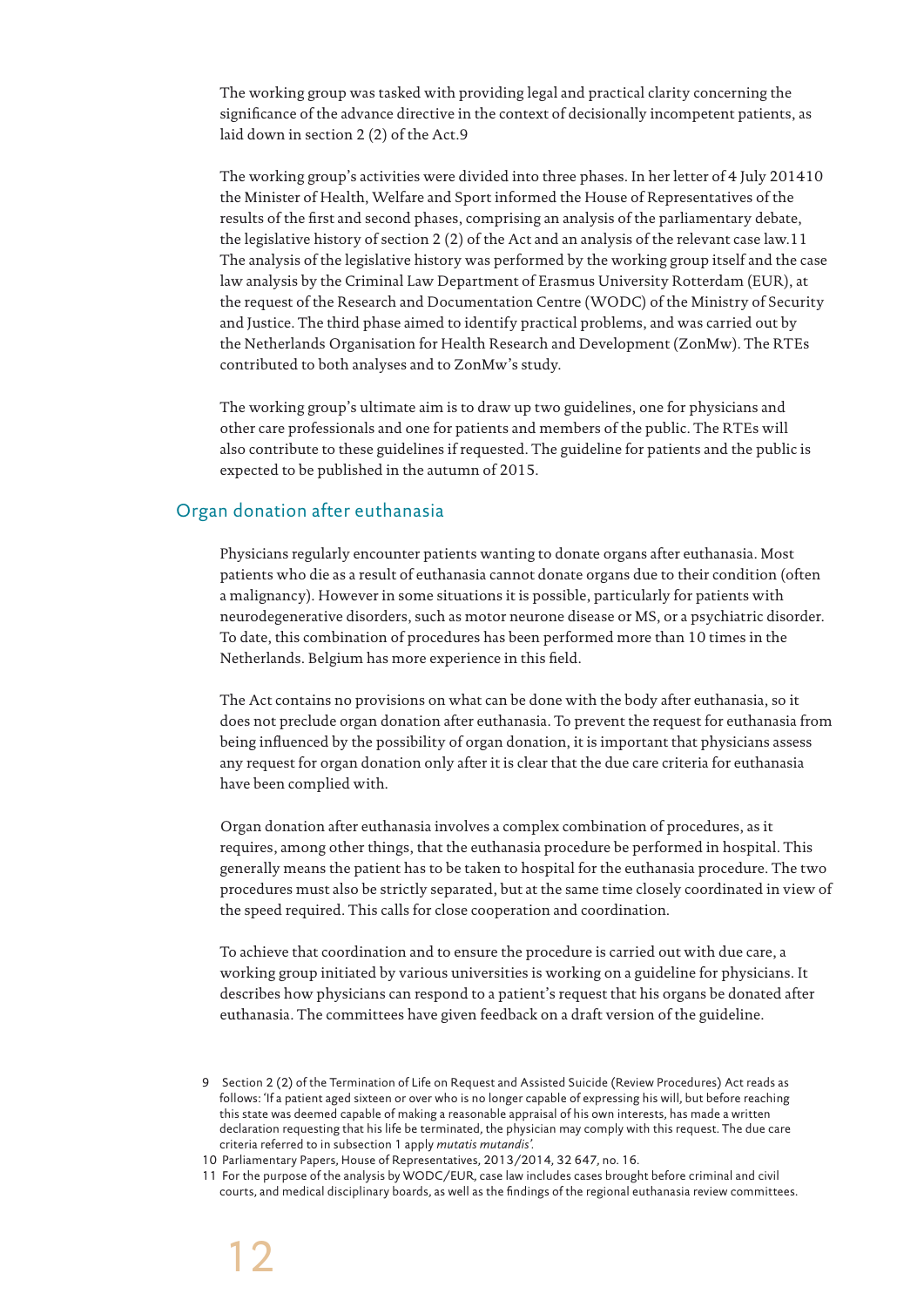The working group was tasked with providing legal and practical clarity concerning the significance of the advance directive in the context of decisionally incompetent patients, as laid down in section 2 (2) of the Act.[9]

The working group's activities were divided into three phases. In her letter of 4 July 2014[10] the Minister of Health, Welfare and Sport informed the House of Representatives of the results of the first and second phases, comprising an analysis of the parliamentary debate, the legislative history of section 2 (2) of the Act and an analysis of the relevant case law.[11] The analysis of the legislative history was performed by the working group itself and the case law analysis by the Criminal Law Department of Erasmus University Rotterdam (EUR), at the request of the Research and Documentation Centre (WODC) of the Ministry of Security and Justice. The third phase aimed to identify practical problems, and was carried out by the Netherlands Organisation for Health Research and Development (ZonMw). The RTEs contributed to both analyses and to ZonMw's study.

The working group's ultimate aim is to draw up two guidelines, one for physicians and other care professionals and one for patients and members of the public. The RTEs will also contribute to these guidelines if requested. The guideline for patients and the public is expected to be published in the autumn of 2015.

## Organ donation after euthanasia

Physicians regularly encounter patients wanting to donate organs after euthanasia. Most patients who die as a result of euthanasia cannot donate organs due to their condition (often a malignancy). However in some situations it is possible, particularly for patients with neurodegenerative disorders, such as motor neurone disease or MS, or a psychiatric disorder. To date, this combination of procedures has been performed more than 10 times in the Netherlands. Belgium has more experience in this field.

The Act contains no provisions on what can be done with the body after euthanasia, so it does not preclude organ donation after euthanasia. To prevent the request for euthanasia from being influenced by the possibility of organ donation, it is important that physicians assess any request for organ donation only after it is clear that the due care criteria for euthanasia have been complied with.

Organ donation after euthanasia involves a complex combination of procedures, as it requires, among other things, that the euthanasia procedure be performed in hospital. This generally means the patient has to be taken to hospital for the euthanasia procedure. The two procedures must also be strictly separated, but at the same time closely coordinated in view of the speed required. This calls for close cooperation and coordination.

To achieve that coordination and to ensure the procedure is carried out with due care, a working group initiated by various universities is working on a guideline for physicians. It describes how physicians can respond to a patient's request that his organs be donated after euthanasia. The committees have given feedback on a draft version of the guideline.

---

9 Section 2 (2) of the Termination of Life on Request and Assisted Suicide (Review Procedures) Act reads as follows: 'If a patient aged sixteen or over who is no longer capable of expressing his will, but before reaching this state was deemed capable of making a reasonable appraisal of his own interests, has made a written declaration requesting that his life be terminated, the physician may comply with this request. The due care criteria referred to in subsection 1 apply *mutatis mutandis*'.

10 Parliamentary Papers, House of Representatives, 2013/2014, 32 647, no. 16.

11 For the purpose of the analysis by WODC/EUR, case law includes cases brought before criminal and civil courts, and medical disciplinary boards, as well as the findings of the regional euthanasia review committees.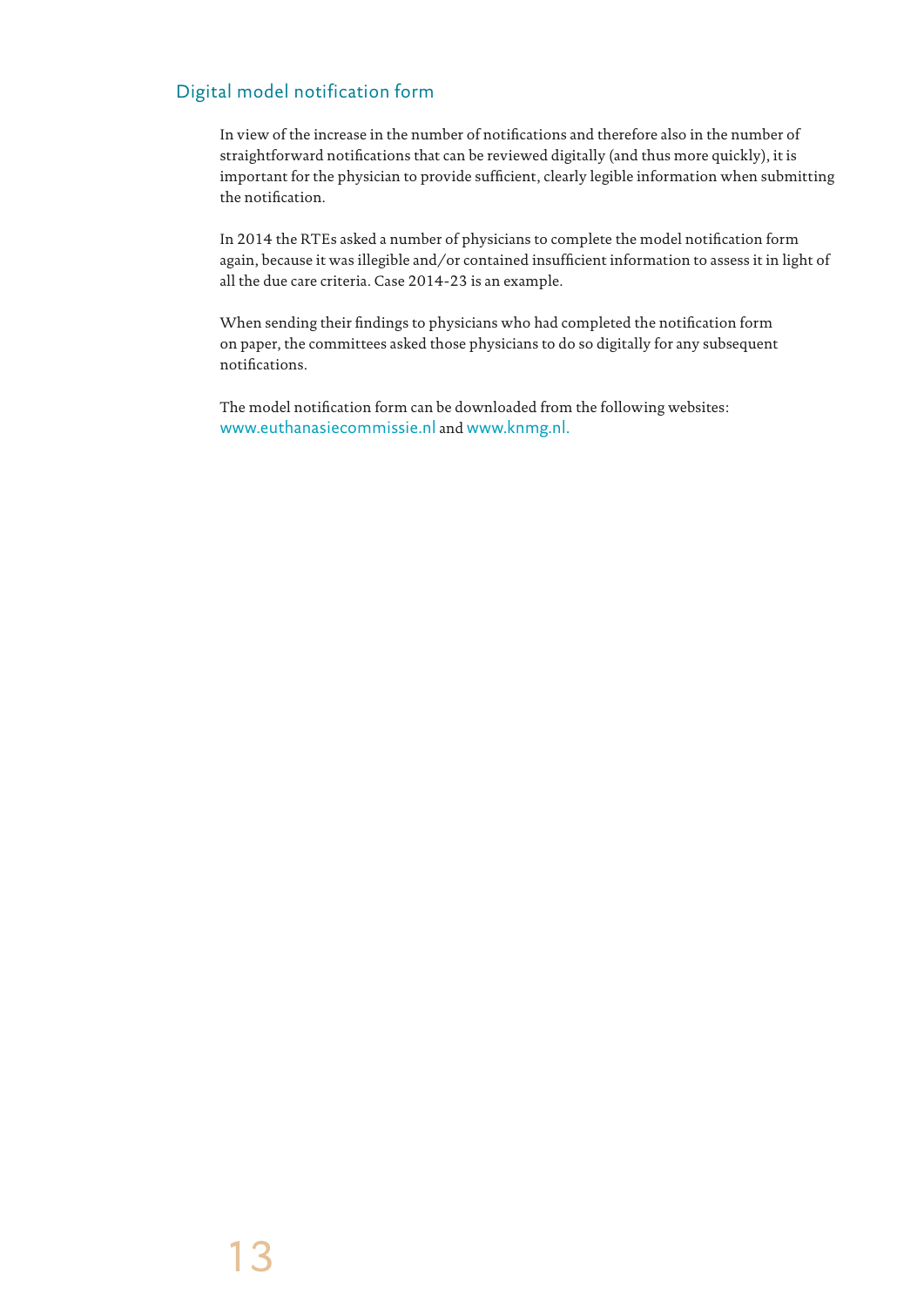## Digital model notification form

In view of the increase in the number of notifications and therefore also in the number of straightforward notifications that can be reviewed digitally (and thus more quickly), it is important for the physician to provide sufficient, clearly legible information when submitting the notification.

In 2014 the RTEs asked a number of physicians to complete the model notification form again, because it was illegible and/or contained insufficient information to assess it in light of all the due care criteria. Case 2014-23 is an example.

When sending their findings to physicians who had completed the notification form on paper, the committees asked those physicians to do so digitally for any subsequent notifications.

The model notification form can be downloaded from the following websites: www.euthanasiecommissie.nl and www.knmg.nl.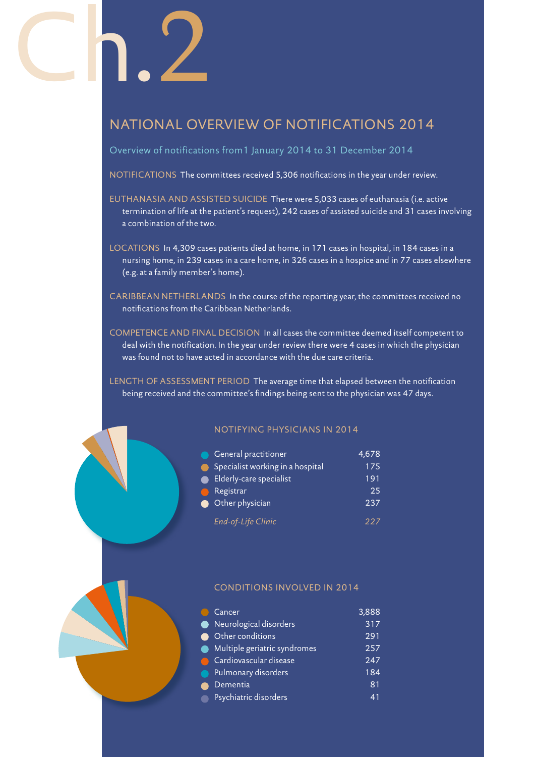# Ch.2

## NATIONAL OVERVIEW OF NOTIFICATIONS 2014

### Overview of notifications from1 January 2014 to 31 December 2014

NOTIFICATIONS The committees received 5,306 notifications in the year under review.

EUTHANASIA AND ASSISTED SUICIDE There were 5,033 cases of euthanasia (i.e. active termination of life at the patient's request), 242 cases of assisted suicide and 31 cases involving a combination of the two.

LOCATIONS In 4,309 cases patients died at home, in 171 cases in hospital, in 184 cases in a nursing home, in 239 cases in a care home, in 326 cases in a hospice and in 77 cases elsewhere (e.g. at a family member's home).

CARIBBEAN NETHERLANDS In the course of the reporting year, the committees received no notifications from the Caribbean Netherlands.

COMPETENCE AND FINAL DECISION In all cases the committee deemed itself competent to deal with the notification. In the year under review there were 4 cases in which the physician was found not to have acted in accordance with the due care criteria.

LENGTH OF ASSESSMENT PERIOD The average time that elapsed between the notification being received and the committee's findings being sent to the physician was 47 days.

### NOTIFYING PHYSICIANS IN 2014

| | |
|---|---|
| General practitioner | 4,678 |
| Specialist working in a hospital | 175 |
| Elderly-care specialist | 191 |
| Registrar | 25 |
| Other physician | 237 |
| *End-of-Life Clinic* | *227* |

### CONDITIONS INVOLVED IN 2014

| | |
|---|---|
| Cancer | 3,888 |
| Neurological disorders | 317 |
| Other conditions | 291 |
| Multiple geriatric syndromes | 257 |
| Cardiovascular disease | 247 |
| Pulmonary disorders | 184 |
| Dementia | 81 |
| Psychiatric disorders | 41 |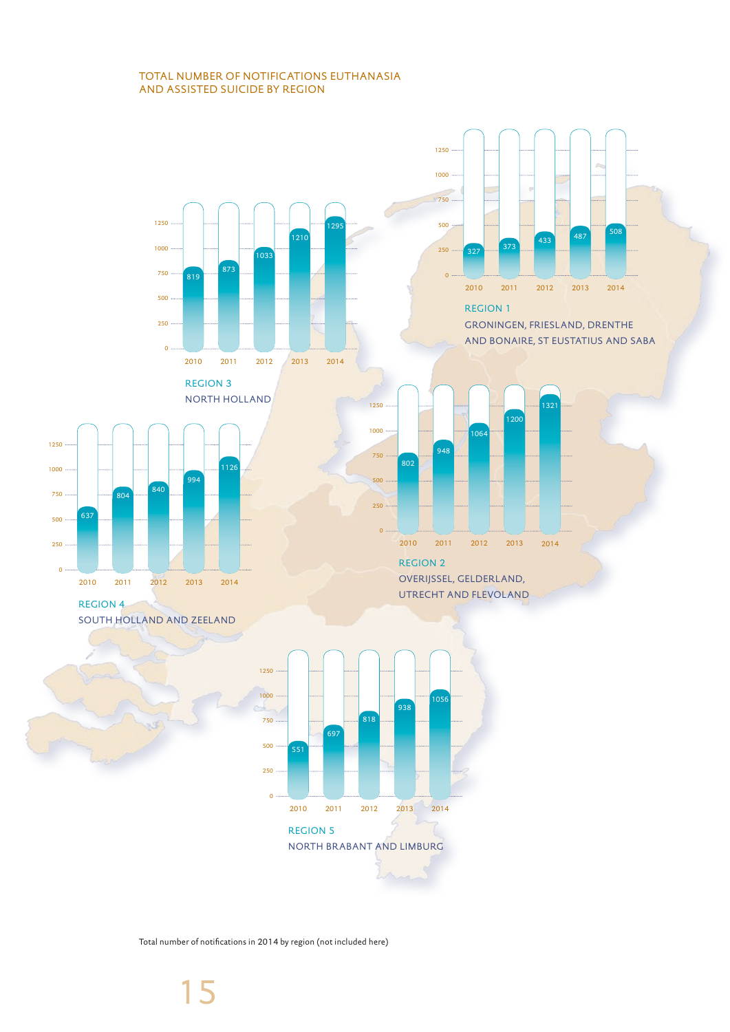# TOTAL NUMBER OF NOTIFICATIONS EUTHANASIA AND ASSISTED SUICIDE BY REGION

**REGION 1**
GRONINGEN, FRIESLAND, DRENTHE AND BONAIRE, ST EUSTATIUS AND SABA

| 2010 | 2011 | 2012 | 2013 | 2014 |
| --- | --- | --- | --- | --- |
| 327 | 373 | 433 | 487 | 508 |

**REGION 2**
OVERIJSSEL, GELDERLAND, UTRECHT AND FLEVOLAND

| 2010 | 2011 | 2012 | 2013 | 2014 |
| --- | --- | --- | --- | --- |
| 802 | 948 | 1064 | 1200 | 1321 |

**REGION 3**
NORTH HOLLAND

| 2010 | 2011 | 2012 | 2013 | 2014 |
| --- | --- | --- | --- | --- |
| 819 | 873 | 1033 | 1210 | 1295 |

**REGION 4**
SOUTH HOLLAND AND ZEELAND

| 2010 | 2011 | 2012 | 2013 | 2014 |
| --- | --- | --- | --- | --- |
| 637 | 804 | 840 | 994 | 1126 |

**REGION 5**
NORTH BRABANT AND LIMBURG

| 2010 | 2011 | 2012 | 2013 | 2014 |
| --- | --- | --- | --- | --- |
| 551 | 697 | 818 | 938 | 1056 |

Total number of notifications in 2014 by region (not included here)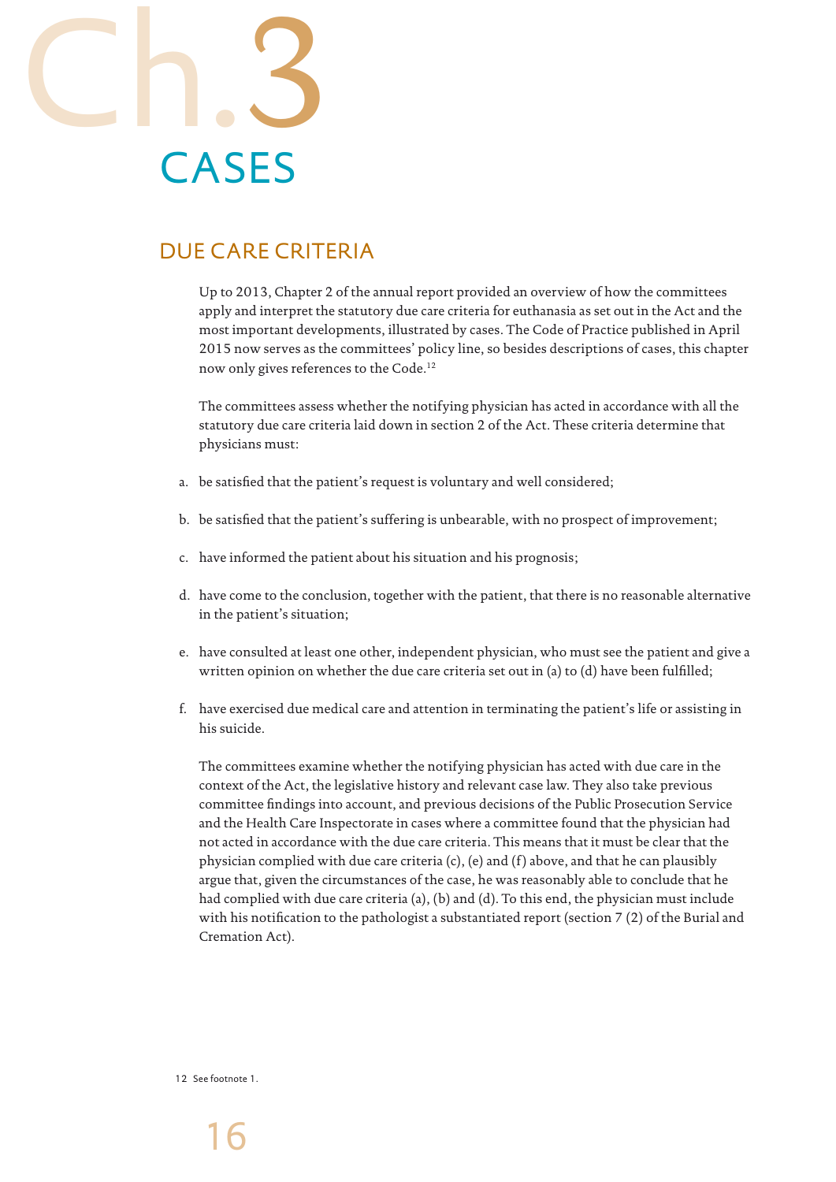# Ch.3 CASES

## DUE CARE CRITERIA

Up to 2013, Chapter 2 of the annual report provided an overview of how the committees apply and interpret the statutory due care criteria for euthanasia as set out in the Act and the most important developments, illustrated by cases. The Code of Practice published in April 2015 now serves as the committees' policy line, so besides descriptions of cases, this chapter now only gives references to the Code.[12]

The committees assess whether the notifying physician has acted in accordance with all the statutory due care criteria laid down in section 2 of the Act. These criteria determine that physicians must:

a. be satisfied that the patient's request is voluntary and well considered;

b. be satisfied that the patient's suffering is unbearable, with no prospect of improvement;

c. have informed the patient about his situation and his prognosis;

d. have come to the conclusion, together with the patient, that there is no reasonable alternative in the patient's situation;

e. have consulted at least one other, independent physician, who must see the patient and give a written opinion on whether the due care criteria set out in (a) to (d) have been fulfilled;

f. have exercised due medical care and attention in terminating the patient's life or assisting in his suicide.

The committees examine whether the notifying physician has acted with due care in the context of the Act, the legislative history and relevant case law. They also take previous committee findings into account, and previous decisions of the Public Prosecution Service and the Health Care Inspectorate in cases where a committee found that the physician had not acted in accordance with the due care criteria. This means that it must be clear that the physician complied with due care criteria (c), (e) and (f) above, and that he can plausibly argue that, given the circumstances of the case, he was reasonably able to conclude that he had complied with due care criteria (a), (b) and (d). To this end, the physician must include with his notification to the pathologist a substantiated report (section 7 (2) of the Burial and Cremation Act).

12 See footnote 1.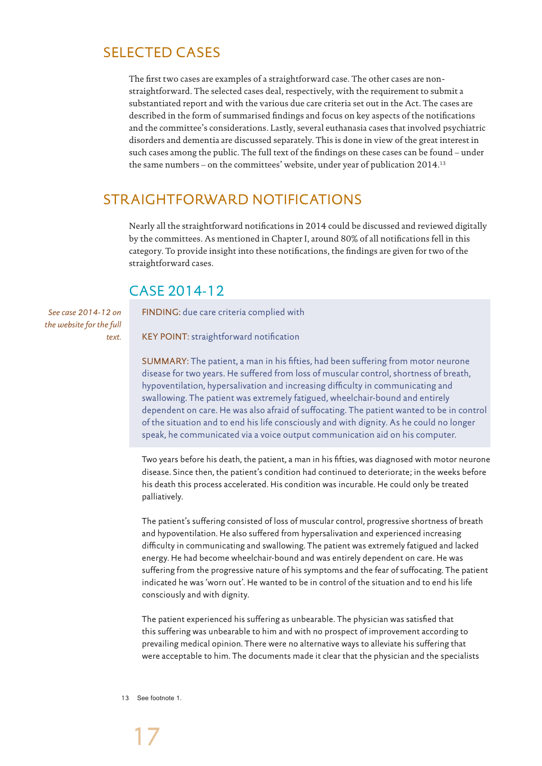## SELECTED CASES

The first two cases are examples of a straightforward case. The other cases are non-straightforward. The selected cases deal, respectively, with the requirement to submit a substantiated report and with the various due care criteria set out in the Act. The cases are described in the form of summarised findings and focus on key aspects of the notifications and the committee's considerations. Lastly, several euthanasia cases that involved psychiatric disorders and dementia are discussed separately. This is done in view of the great interest in such cases among the public. The full text of the findings on these cases can be found – under the same numbers – on the committees' website, under year of publication 2014.[13]

## STRAIGHTFORWARD NOTIFICATIONS

Nearly all the straightforward notifications in 2014 could be discussed and reviewed digitally by the committees. As mentioned in Chapter I, around 80% of all notifications fell in this category. To provide insight into these notifications, the findings are given for two of the straightforward cases.

### CASE 2014-12

*See case 2014-12 on the website for the full text.*

FINDING: due care criteria complied with

KEY POINT: straightforward notification

SUMMARY: The patient, a man in his fifties, had been suffering from motor neurone disease for two years. He suffered from loss of muscular control, shortness of breath, hypoventilation, hypersalivation and increasing difficulty in communicating and swallowing. The patient was extremely fatigued, wheelchair-bound and entirely dependent on care. He was also afraid of suffocating. The patient wanted to be in control of the situation and to end his life consciously and with dignity. As he could no longer speak, he communicated via a voice output communication aid on his computer.

Two years before his death, the patient, a man in his fifties, was diagnosed with motor neurone disease. Since then, the patient's condition had continued to deteriorate; in the weeks before his death this process accelerated. His condition was incurable. He could only be treated palliatively.

The patient's suffering consisted of loss of muscular control, progressive shortness of breath and hypoventilation. He also suffered from hypersalivation and experienced increasing difficulty in communicating and swallowing. The patient was extremely fatigued and lacked energy. He had become wheelchair-bound and was entirely dependent on care. He was suffering from the progressive nature of his symptoms and the fear of suffocating. The patient indicated he was 'worn out'. He wanted to be in control of the situation and to end his life consciously and with dignity.

The patient experienced his suffering as unbearable. The physician was satisfied that this suffering was unbearable to him and with no prospect of improvement according to prevailing medical opinion. There were no alternative ways to alleviate his suffering that were acceptable to him. The documents made it clear that the physician and the specialists

13 See footnote 1.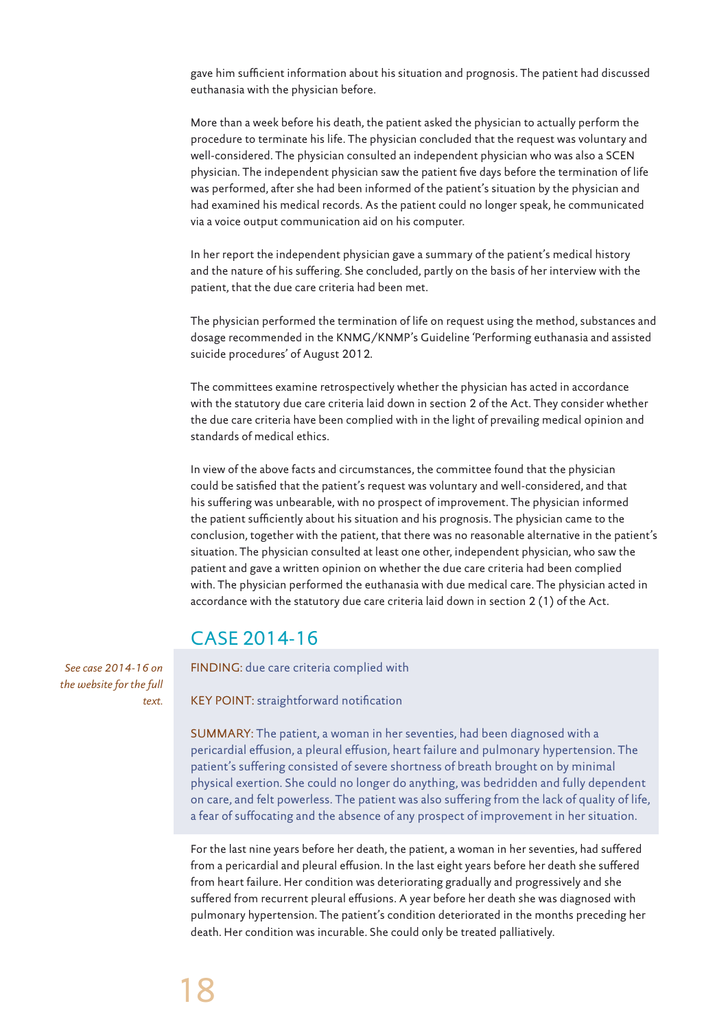gave him sufficient information about his situation and prognosis. The patient had discussed euthanasia with the physician before.

More than a week before his death, the patient asked the physician to actually perform the procedure to terminate his life. The physician concluded that the request was voluntary and well-considered. The physician consulted an independent physician who was also a SCEN physician. The independent physician saw the patient five days before the termination of life was performed, after she had been informed of the patient's situation by the physician and had examined his medical records. As the patient could no longer speak, he communicated via a voice output communication aid on his computer.

In her report the independent physician gave a summary of the patient's medical history and the nature of his suffering. She concluded, partly on the basis of her interview with the patient, that the due care criteria had been met.

The physician performed the termination of life on request using the method, substances and dosage recommended in the KNMG/KNMP's Guideline 'Performing euthanasia and assisted suicide procedures' of August 2012.

The committees examine retrospectively whether the physician has acted in accordance with the statutory due care criteria laid down in section 2 of the Act. They consider whether the due care criteria have been complied with in the light of prevailing medical opinion and standards of medical ethics.

In view of the above facts and circumstances, the committee found that the physician could be satisfied that the patient's request was voluntary and well-considered, and that his suffering was unbearable, with no prospect of improvement. The physician informed the patient sufficiently about his situation and his prognosis. The physician came to the conclusion, together with the patient, that there was no reasonable alternative in the patient's situation. The physician consulted at least one other, independent physician, who saw the patient and gave a written opinion on whether the due care criteria had been complied with. The physician performed the euthanasia with due medical care. The physician acted in accordance with the statutory due care criteria laid down in section 2 (1) of the Act.

## CASE 2014-16

*See case 2014-16 on the website for the full text.*

FINDING: due care criteria complied with

KEY POINT: straightforward notification

SUMMARY: The patient, a woman in her seventies, had been diagnosed with a pericardial effusion, a pleural effusion, heart failure and pulmonary hypertension. The patient's suffering consisted of severe shortness of breath brought on by minimal physical exertion. She could no longer do anything, was bedridden and fully dependent on care, and felt powerless. The patient was also suffering from the lack of quality of life, a fear of suffocating and the absence of any prospect of improvement in her situation.

For the last nine years before her death, the patient, a woman in her seventies, had suffered from a pericardial and pleural effusion. In the last eight years before her death she suffered from heart failure. Her condition was deteriorating gradually and progressively and she suffered from recurrent pleural effusions. A year before her death she was diagnosed with pulmonary hypertension. The patient's condition deteriorated in the months preceding her death. Her condition was incurable. She could only be treated palliatively.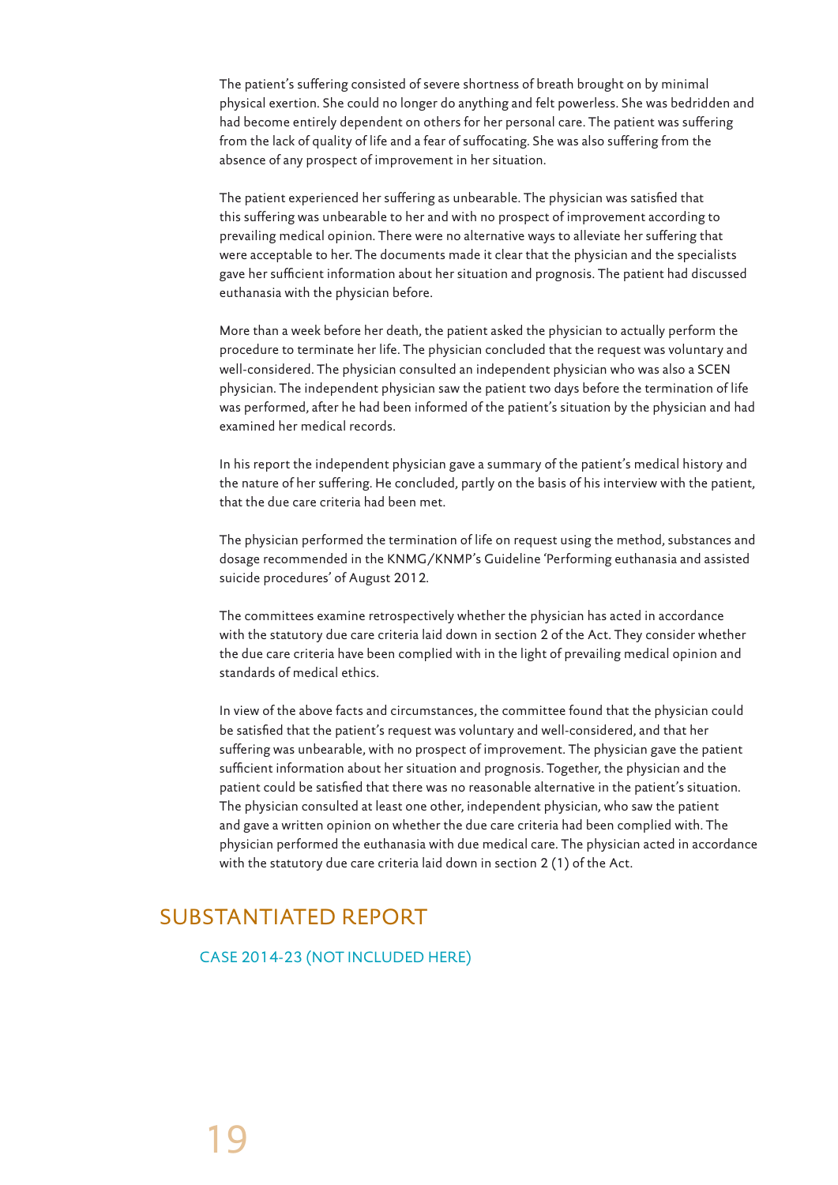The patient's suffering consisted of severe shortness of breath brought on by minimal physical exertion. She could no longer do anything and felt powerless. She was bedridden and had become entirely dependent on others for her personal care. The patient was suffering from the lack of quality of life and a fear of suffocating. She was also suffering from the absence of any prospect of improvement in her situation.

The patient experienced her suffering as unbearable. The physician was satisfied that this suffering was unbearable to her and with no prospect of improvement according to prevailing medical opinion. There were no alternative ways to alleviate her suffering that were acceptable to her. The documents made it clear that the physician and the specialists gave her sufficient information about her situation and prognosis. The patient had discussed euthanasia with the physician before.

More than a week before her death, the patient asked the physician to actually perform the procedure to terminate her life. The physician concluded that the request was voluntary and well-considered. The physician consulted an independent physician who was also a SCEN physician. The independent physician saw the patient two days before the termination of life was performed, after he had been informed of the patient's situation by the physician and had examined her medical records.

In his report the independent physician gave a summary of the patient's medical history and the nature of her suffering. He concluded, partly on the basis of his interview with the patient, that the due care criteria had been met.

The physician performed the termination of life on request using the method, substances and dosage recommended in the KNMG/KNMP's Guideline 'Performing euthanasia and assisted suicide procedures' of August 2012.

The committees examine retrospectively whether the physician has acted in accordance with the statutory due care criteria laid down in section 2 of the Act. They consider whether the due care criteria have been complied with in the light of prevailing medical opinion and standards of medical ethics.

In view of the above facts and circumstances, the committee found that the physician could be satisfied that the patient's request was voluntary and well-considered, and that her suffering was unbearable, with no prospect of improvement. The physician gave the patient sufficient information about her situation and prognosis. Together, the physician and the patient could be satisfied that there was no reasonable alternative in the patient's situation. The physician consulted at least one other, independent physician, who saw the patient and gave a written opinion on whether the due care criteria had been complied with. The physician performed the euthanasia with due medical care. The physician acted in accordance with the statutory due care criteria laid down in section 2 (1) of the Act.

## SUBSTANTIATED REPORT

### CASE 2014-23 (NOT INCLUDED HERE)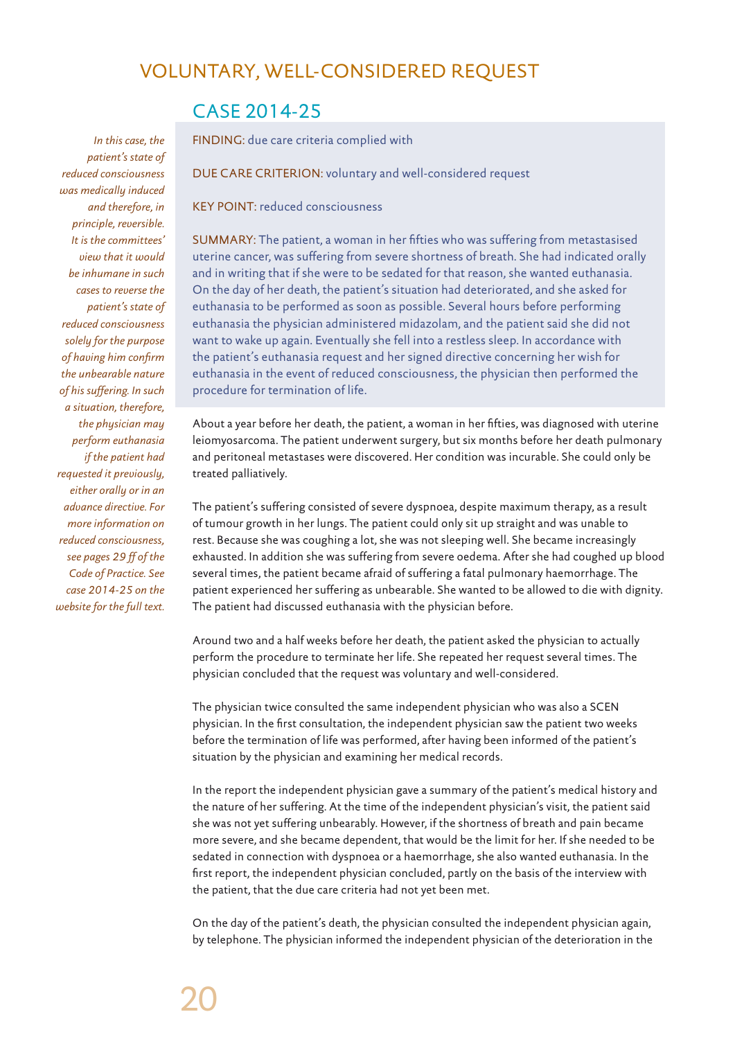# VOLUNTARY, WELL-CONSIDERED REQUEST

## CASE 2014-25

*In this case, the patient's state of reduced consciousness was medically induced and therefore, in principle, reversible. It is the committees' view that it would be inhumane in such cases to reverse the patient's state of reduced consciousness solely for the purpose of having him confirm the unbearable nature of his suffering. In such a situation, therefore, the physician may perform euthanasia if the patient had requested it previously, either orally or in an advance directive. For more information on reduced consciousness, see pages 29 ff of the Code of Practice. See case 2014-25 on the website for the full text.*

FINDING: due care criteria complied with

DUE CARE CRITERION: voluntary and well-considered request

KEY POINT: reduced consciousness

SUMMARY: The patient, a woman in her fifties who was suffering from metastasised uterine cancer, was suffering from severe shortness of breath. She had indicated orally and in writing that if she were to be sedated for that reason, she wanted euthanasia. On the day of her death, the patient's situation had deteriorated, and she asked for euthanasia to be performed as soon as possible. Several hours before performing euthanasia the physician administered midazolam, and the patient said she did not want to wake up again. Eventually she fell into a restless sleep. In accordance with the patient's euthanasia request and her signed directive concerning her wish for euthanasia in the event of reduced consciousness, the physician then performed the procedure for termination of life.

About a year before her death, the patient, a woman in her fifties, was diagnosed with uterine leiomyosarcoma. The patient underwent surgery, but six months before her death pulmonary and peritoneal metastases were discovered. Her condition was incurable. She could only be treated palliatively.

The patient's suffering consisted of severe dyspnoea, despite maximum therapy, as a result of tumour growth in her lungs. The patient could only sit up straight and was unable to rest. Because she was coughing a lot, she was not sleeping well. She became increasingly exhausted. In addition she was suffering from severe oedema. After she had coughed up blood several times, the patient became afraid of suffering a fatal pulmonary haemorrhage. The patient experienced her suffering as unbearable. She wanted to be allowed to die with dignity. The patient had discussed euthanasia with the physician before.

Around two and a half weeks before her death, the patient asked the physician to actually perform the procedure to terminate her life. She repeated her request several times. The physician concluded that the request was voluntary and well-considered.

The physician twice consulted the same independent physician who was also a SCEN physician. In the first consultation, the independent physician saw the patient two weeks before the termination of life was performed, after having been informed of the patient's situation by the physician and examining her medical records.

In the report the independent physician gave a summary of the patient's medical history and the nature of her suffering. At the time of the independent physician's visit, the patient said she was not yet suffering unbearably. However, if the shortness of breath and pain became more severe, and she became dependent, that would be the limit for her. If she needed to be sedated in connection with dyspnoea or a haemorrhage, she also wanted euthanasia. In the first report, the independent physician concluded, partly on the basis of the interview with the patient, that the due care criteria had not yet been met.

On the day of the patient's death, the physician consulted the independent physician again, by telephone. The physician informed the independent physician of the deterioration in the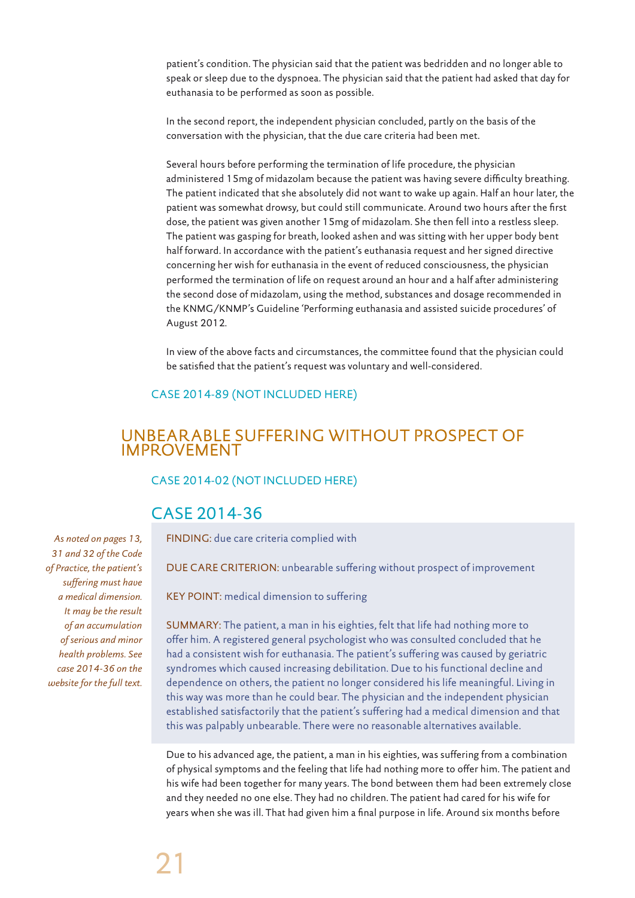patient's condition. The physician said that the patient was bedridden and no longer able to speak or sleep due to the dyspnoea. The physician said that the patient had asked that day for euthanasia to be performed as soon as possible.

In the second report, the independent physician concluded, partly on the basis of the conversation with the physician, that the due care criteria had been met.

Several hours before performing the termination of life procedure, the physician administered 15mg of midazolam because the patient was having severe difficulty breathing. The patient indicated that she absolutely did not want to wake up again. Half an hour later, the patient was somewhat drowsy, but could still communicate. Around two hours after the first dose, the patient was given another 15mg of midazolam. She then fell into a restless sleep. The patient was gasping for breath, looked ashen and was sitting with her upper body bent half forward. In accordance with the patient's euthanasia request and her signed directive concerning her wish for euthanasia in the event of reduced consciousness, the physician performed the termination of life on request around an hour and a half after administering the second dose of midazolam, using the method, substances and dosage recommended in the KNMG/KNMP's Guideline 'Performing euthanasia and assisted suicide procedures' of August 2012.

In view of the above facts and circumstances, the committee found that the physician could be satisfied that the patient's request was voluntary and well-considered.

### CASE 2014-89 (NOT INCLUDED HERE)

## UNBEARABLE SUFFERING WITHOUT PROSPECT OF IMPROVEMENT

### CASE 2014-02 (NOT INCLUDED HERE)

### CASE 2014-36

*As noted on pages 13, 31 and 32 of the Code of Practice, the patient's suffering must have a medical dimension. It may be the result of an accumulation of serious and minor health problems. See case 2014-36 on the website for the full text.*

FINDING: due care criteria complied with

DUE CARE CRITERION: unbearable suffering without prospect of improvement

KEY POINT: medical dimension to suffering

SUMMARY: The patient, a man in his eighties, felt that life had nothing more to offer him. A registered general psychologist who was consulted concluded that he had a consistent wish for euthanasia. The patient's suffering was caused by geriatric syndromes which caused increasing debilitation. Due to his functional decline and dependence on others, the patient no longer considered his life meaningful. Living in this way was more than he could bear. The physician and the independent physician established satisfactorily that the patient's suffering had a medical dimension and that this was palpably unbearable. There were no reasonable alternatives available.

Due to his advanced age, the patient, a man in his eighties, was suffering from a combination of physical symptoms and the feeling that life had nothing more to offer him. The patient and his wife had been together for many years. The bond between them had been extremely close and they needed no one else. They had no children. The patient had cared for his wife for years when she was ill. That had given him a final purpose in life. Around six months before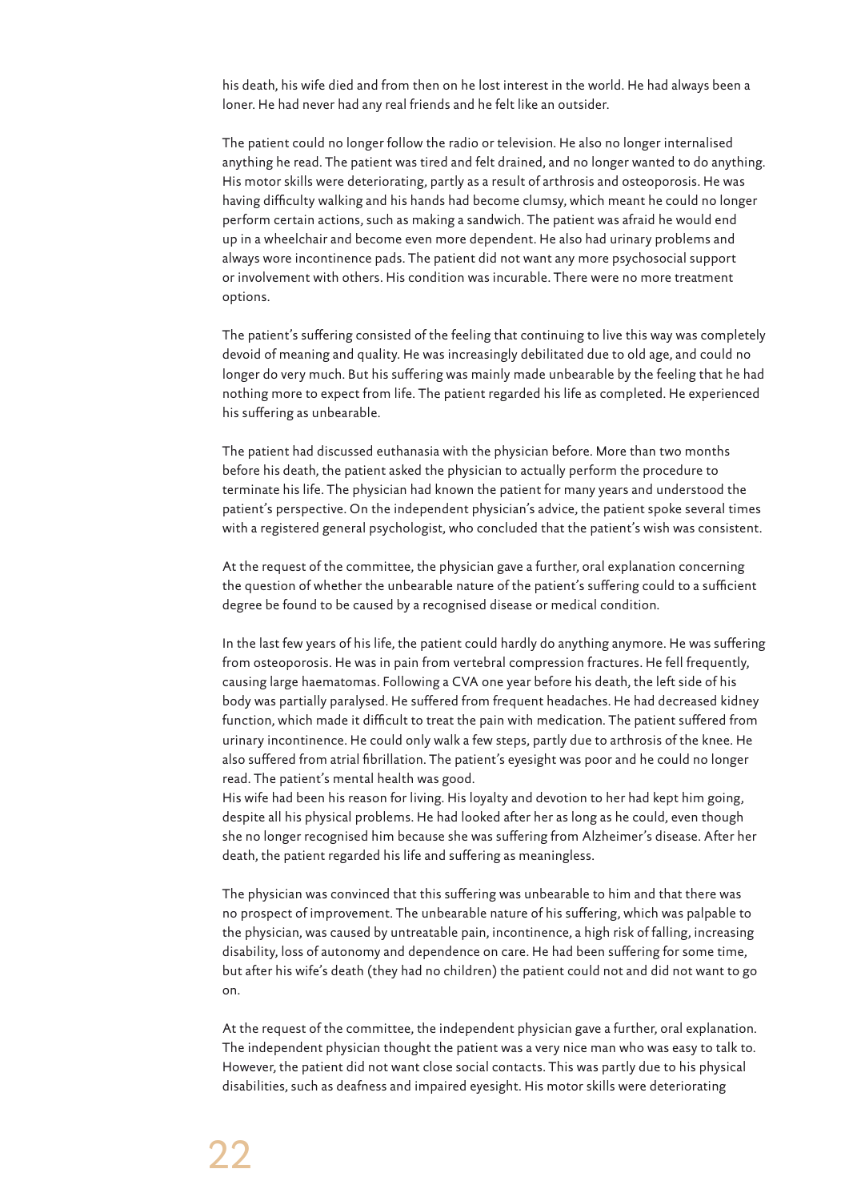his death, his wife died and from then on he lost interest in the world. He had always been a loner. He had never had any real friends and he felt like an outsider.

The patient could no longer follow the radio or television. He also no longer internalised anything he read. The patient was tired and felt drained, and no longer wanted to do anything. His motor skills were deteriorating, partly as a result of arthrosis and osteoporosis. He was having difficulty walking and his hands had become clumsy, which meant he could no longer perform certain actions, such as making a sandwich. The patient was afraid he would end up in a wheelchair and become even more dependent. He also had urinary problems and always wore incontinence pads. The patient did not want any more psychosocial support or involvement with others. His condition was incurable. There were no more treatment options.

The patient's suffering consisted of the feeling that continuing to live this way was completely devoid of meaning and quality. He was increasingly debilitated due to old age, and could no longer do very much. But his suffering was mainly made unbearable by the feeling that he had nothing more to expect from life. The patient regarded his life as completed. He experienced his suffering as unbearable.

The patient had discussed euthanasia with the physician before. More than two months before his death, the patient asked the physician to actually perform the procedure to terminate his life. The physician had known the patient for many years and understood the patient's perspective. On the independent physician's advice, the patient spoke several times with a registered general psychologist, who concluded that the patient's wish was consistent.

At the request of the committee, the physician gave a further, oral explanation concerning the question of whether the unbearable nature of the patient's suffering could to a sufficient degree be found to be caused by a recognised disease or medical condition.

In the last few years of his life, the patient could hardly do anything anymore. He was suffering from osteoporosis. He was in pain from vertebral compression fractures. He fell frequently, causing large haematomas. Following a CVA one year before his death, the left side of his body was partially paralysed. He suffered from frequent headaches. He had decreased kidney function, which made it difficult to treat the pain with medication. The patient suffered from urinary incontinence. He could only walk a few steps, partly due to arthrosis of the knee. He also suffered from atrial fibrillation. The patient's eyesight was poor and he could no longer read. The patient's mental health was good.
His wife had been his reason for living. His loyalty and devotion to her had kept him going, despite all his physical problems. He had looked after her as long as he could, even though she no longer recognised him because she was suffering from Alzheimer's disease. After her death, the patient regarded his life and suffering as meaningless.

The physician was convinced that this suffering was unbearable to him and that there was no prospect of improvement. The unbearable nature of his suffering, which was palpable to the physician, was caused by untreatable pain, incontinence, a high risk of falling, increasing disability, loss of autonomy and dependence on care. He had been suffering for some time, but after his wife's death (they had no children) the patient could not and did not want to go on.

At the request of the committee, the independent physician gave a further, oral explanation. The independent physician thought the patient was a very nice man who was easy to talk to. However, the patient did not want close social contacts. This was partly due to his physical disabilities, such as deafness and impaired eyesight. His motor skills were deteriorating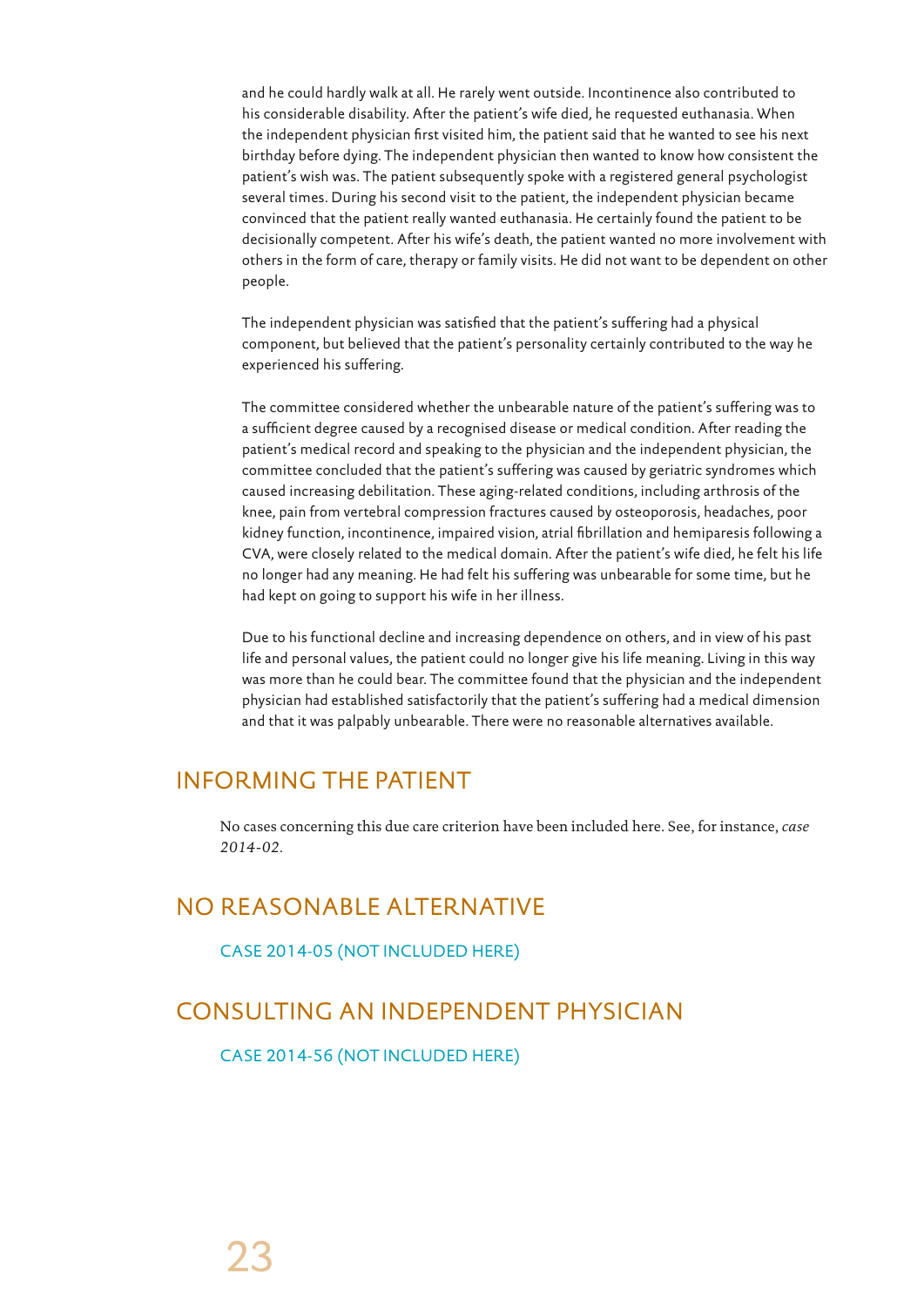and he could hardly walk at all. He rarely went outside. Incontinence also contributed to his considerable disability. After the patient's wife died, he requested euthanasia. When the independent physician first visited him, the patient said that he wanted to see his next birthday before dying. The independent physician then wanted to know how consistent the patient's wish was. The patient subsequently spoke with a registered general psychologist several times. During his second visit to the patient, the independent physician became convinced that the patient really wanted euthanasia. He certainly found the patient to be decisionally competent. After his wife's death, the patient wanted no more involvement with others in the form of care, therapy or family visits. He did not want to be dependent on other people.

The independent physician was satisfied that the patient's suffering had a physical component, but believed that the patient's personality certainly contributed to the way he experienced his suffering.

The committee considered whether the unbearable nature of the patient's suffering was to a sufficient degree caused by a recognised disease or medical condition. After reading the patient's medical record and speaking to the physician and the independent physician, the committee concluded that the patient's suffering was caused by geriatric syndromes which caused increasing debilitation. These aging-related conditions, including arthrosis of the knee, pain from vertebral compression fractures caused by osteoporosis, headaches, poor kidney function, incontinence, impaired vision, atrial fibrillation and hemiparesis following a CVA, were closely related to the medical domain. After the patient's wife died, he felt his life no longer had any meaning. He had felt his suffering was unbearable for some time, but he had kept on going to support his wife in her illness.

Due to his functional decline and increasing dependence on others, and in view of his past life and personal values, the patient could no longer give his life meaning. Living in this way was more than he could bear. The committee found that the physician and the independent physician had established satisfactorily that the patient's suffering had a medical dimension and that it was palpably unbearable. There were no reasonable alternatives available.

## INFORMING THE PATIENT

No cases concerning this due care criterion have been included here. See, for instance, *case 2014-02*.

## NO REASONABLE ALTERNATIVE

### CASE 2014-05 (NOT INCLUDED HERE)

## CONSULTING AN INDEPENDENT PHYSICIAN

### CASE 2014-56 (NOT INCLUDED HERE)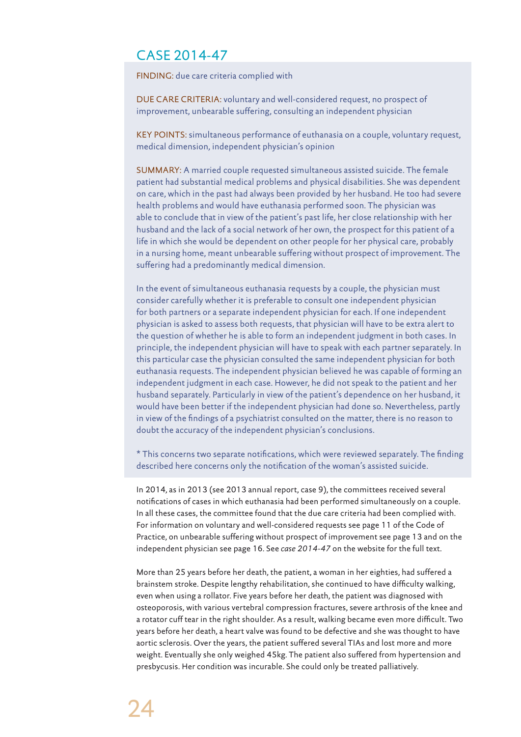## CASE 2014-47

FINDING: due care criteria complied with

DUE CARE CRITERIA: voluntary and well-considered request, no prospect of improvement, unbearable suffering, consulting an independent physician

KEY POINTS: simultaneous performance of euthanasia on a couple, voluntary request, medical dimension, independent physician's opinion

SUMMARY: A married couple requested simultaneous assisted suicide. The female patient had substantial medical problems and physical disabilities. She was dependent on care, which in the past had always been provided by her husband. He too had severe health problems and would have euthanasia performed soon. The physician was able to conclude that in view of the patient's past life, her close relationship with her husband and the lack of a social network of her own, the prospect for this patient of a life in which she would be dependent on other people for her physical care, probably in a nursing home, meant unbearable suffering without prospect of improvement. The suffering had a predominantly medical dimension.

In the event of simultaneous euthanasia requests by a couple, the physician must consider carefully whether it is preferable to consult one independent physician for both partners or a separate independent physician for each. If one independent physician is asked to assess both requests, that physician will have to be extra alert to the question of whether he is able to form an independent judgment in both cases. In principle, the independent physician will have to speak with each partner separately. In this particular case the physician consulted the same independent physician for both euthanasia requests. The independent physician believed he was capable of forming an independent judgment in each case. However, he did not speak to the patient and her husband separately. Particularly in view of the patient's dependence on her husband, it would have been better if the independent physician had done so. Nevertheless, partly in view of the findings of a psychiatrist consulted on the matter, there is no reason to doubt the accuracy of the independent physician's conclusions.

* This concerns two separate notifications, which were reviewed separately. The finding described here concerns only the notification of the woman's assisted suicide.

In 2014, as in 2013 (see 2013 annual report, case 9), the committees received several notifications of cases in which euthanasia had been performed simultaneously on a couple. In all these cases, the committee found that the due care criteria had been complied with. For information on voluntary and well-considered requests see page 11 of the Code of Practice, on unbearable suffering without prospect of improvement see page 13 and on the independent physician see page 16. See *case 2014-47* on the website for the full text.

More than 25 years before her death, the patient, a woman in her eighties, had suffered a brainstem stroke. Despite lengthy rehabilitation, she continued to have difficulty walking, even when using a rollator. Five years before her death, the patient was diagnosed with osteoporosis, with various vertebral compression fractures, severe arthrosis of the knee and a rotator cuff tear in the right shoulder. As a result, walking became even more difficult. Two years before her death, a heart valve was found to be defective and she was thought to have aortic sclerosis. Over the years, the patient suffered several TIAs and lost more and more weight. Eventually she only weighed 45kg. The patient also suffered from hypertension and presbycusis. Her condition was incurable. She could only be treated palliatively.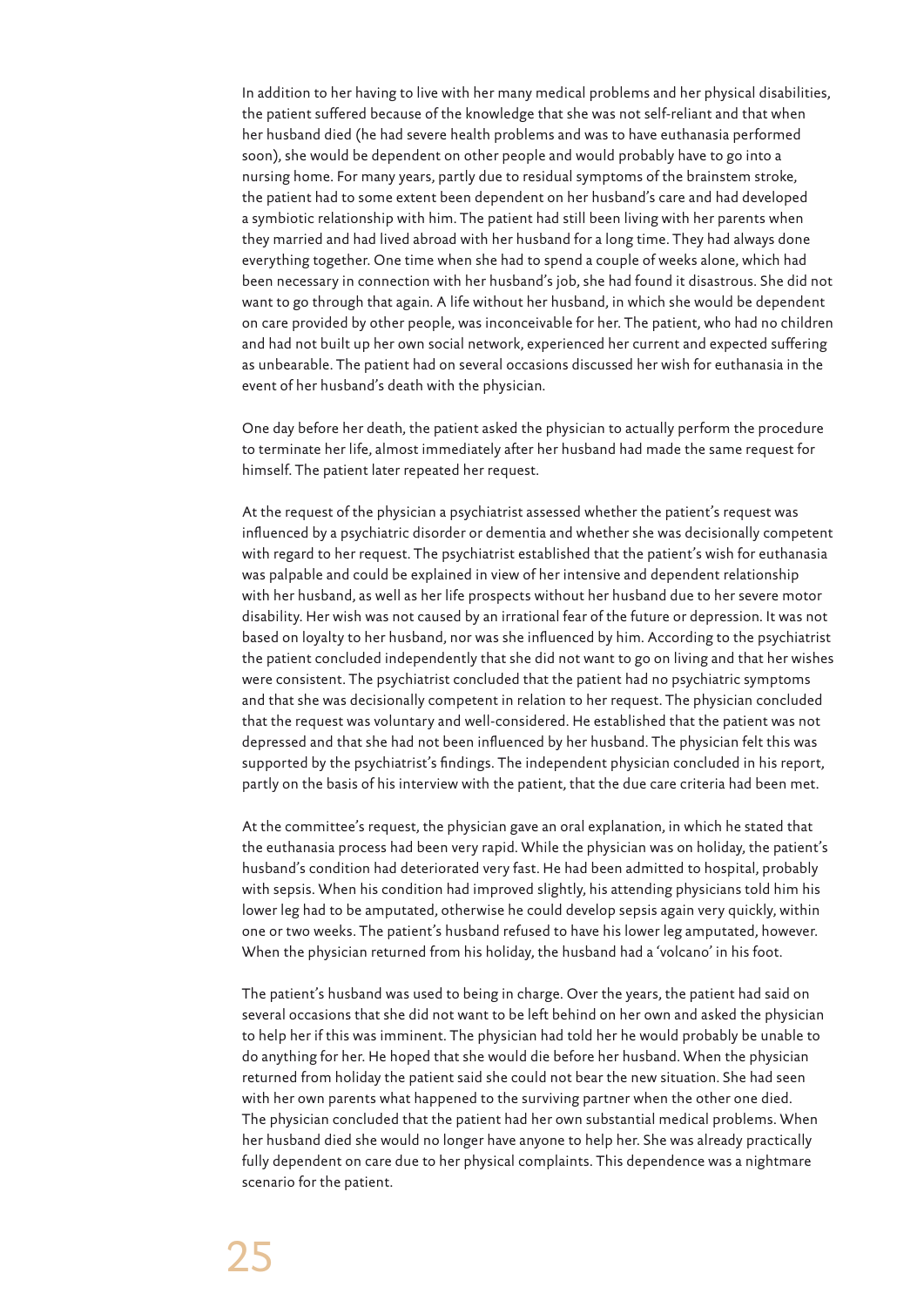In addition to her having to live with her many medical problems and her physical disabilities, the patient suffered because of the knowledge that she was not self-reliant and that when her husband died (he had severe health problems and was to have euthanasia performed soon), she would be dependent on other people and would probably have to go into a nursing home. For many years, partly due to residual symptoms of the brainstem stroke, the patient had to some extent been dependent on her husband's care and had developed a symbiotic relationship with him. The patient had still been living with her parents when they married and had lived abroad with her husband for a long time. They had always done everything together. One time when she had to spend a couple of weeks alone, which had been necessary in connection with her husband's job, she had found it disastrous. She did not want to go through that again. A life without her husband, in which she would be dependent on care provided by other people, was inconceivable for her. The patient, who had no children and had not built up her own social network, experienced her current and expected suffering as unbearable. The patient had on several occasions discussed her wish for euthanasia in the event of her husband's death with the physician.

One day before her death, the patient asked the physician to actually perform the procedure to terminate her life, almost immediately after her husband had made the same request for himself. The patient later repeated her request.

At the request of the physician a psychiatrist assessed whether the patient's request was influenced by a psychiatric disorder or dementia and whether she was decisionally competent with regard to her request. The psychiatrist established that the patient's wish for euthanasia was palpable and could be explained in view of her intensive and dependent relationship with her husband, as well as her life prospects without her husband due to her severe motor disability. Her wish was not caused by an irrational fear of the future or depression. It was not based on loyalty to her husband, nor was she influenced by him. According to the psychiatrist the patient concluded independently that she did not want to go on living and that her wishes were consistent. The psychiatrist concluded that the patient had no psychiatric symptoms and that she was decisionally competent in relation to her request. The physician concluded that the request was voluntary and well-considered. He established that the patient was not depressed and that she had not been influenced by her husband. The physician felt this was supported by the psychiatrist's findings. The independent physician concluded in his report, partly on the basis of his interview with the patient, that the due care criteria had been met.

At the committee's request, the physician gave an oral explanation, in which he stated that the euthanasia process had been very rapid. While the physician was on holiday, the patient's husband's condition had deteriorated very fast. He had been admitted to hospital, probably with sepsis. When his condition had improved slightly, his attending physicians told him his lower leg had to be amputated, otherwise he could develop sepsis again very quickly, within one or two weeks. The patient's husband refused to have his lower leg amputated, however. When the physician returned from his holiday, the husband had a 'volcano' in his foot.

The patient's husband was used to being in charge. Over the years, the patient had said on several occasions that she did not want to be left behind on her own and asked the physician to help her if this was imminent. The physician had told her he would probably be unable to do anything for her. He hoped that she would die before her husband. When the physician returned from holiday the patient said she could not bear the new situation. She had seen with her own parents what happened to the surviving partner when the other one died. The physician concluded that the patient had her own substantial medical problems. When her husband died she would no longer have anyone to help her. She was already practically fully dependent on care due to her physical complaints. This dependence was a nightmare scenario for the patient.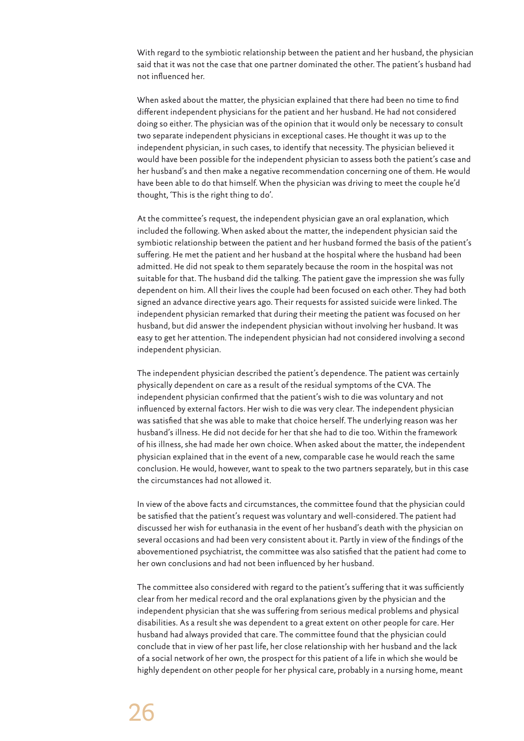With regard to the symbiotic relationship between the patient and her husband, the physician said that it was not the case that one partner dominated the other. The patient's husband had not influenced her.

When asked about the matter, the physician explained that there had been no time to find different independent physicians for the patient and her husband. He had not considered doing so either. The physician was of the opinion that it would only be necessary to consult two separate independent physicians in exceptional cases. He thought it was up to the independent physician, in such cases, to identify that necessity. The physician believed it would have been possible for the independent physician to assess both the patient's case and her husband's and then make a negative recommendation concerning one of them. He would have been able to do that himself. When the physician was driving to meet the couple he'd thought, 'This is the right thing to do'.

At the committee's request, the independent physician gave an oral explanation, which included the following. When asked about the matter, the independent physician said the symbiotic relationship between the patient and her husband formed the basis of the patient's suffering. He met the patient and her husband at the hospital where the husband had been admitted. He did not speak to them separately because the room in the hospital was not suitable for that. The husband did the talking. The patient gave the impression she was fully dependent on him. All their lives the couple had been focused on each other. They had both signed an advance directive years ago. Their requests for assisted suicide were linked. The independent physician remarked that during their meeting the patient was focused on her husband, but did answer the independent physician without involving her husband. It was easy to get her attention. The independent physician had not considered involving a second independent physician.

The independent physician described the patient's dependence. The patient was certainly physically dependent on care as a result of the residual symptoms of the CVA. The independent physician confirmed that the patient's wish to die was voluntary and not influenced by external factors. Her wish to die was very clear. The independent physician was satisfied that she was able to make that choice herself. The underlying reason was her husband's illness. He did not decide for her that she had to die too. Within the framework of his illness, she had made her own choice. When asked about the matter, the independent physician explained that in the event of a new, comparable case he would reach the same conclusion. He would, however, want to speak to the two partners separately, but in this case the circumstances had not allowed it.

In view of the above facts and circumstances, the committee found that the physician could be satisfied that the patient's request was voluntary and well-considered. The patient had discussed her wish for euthanasia in the event of her husband's death with the physician on several occasions and had been very consistent about it. Partly in view of the findings of the abovementioned psychiatrist, the committee was also satisfied that the patient had come to her own conclusions and had not been influenced by her husband.

The committee also considered with regard to the patient's suffering that it was sufficiently clear from her medical record and the oral explanations given by the physician and the independent physician that she was suffering from serious medical problems and physical disabilities. As a result she was dependent to a great extent on other people for care. Her husband had always provided that care. The committee found that the physician could conclude that in view of her past life, her close relationship with her husband and the lack of a social network of her own, the prospect for this patient of a life in which she would be highly dependent on other people for her physical care, probably in a nursing home, meant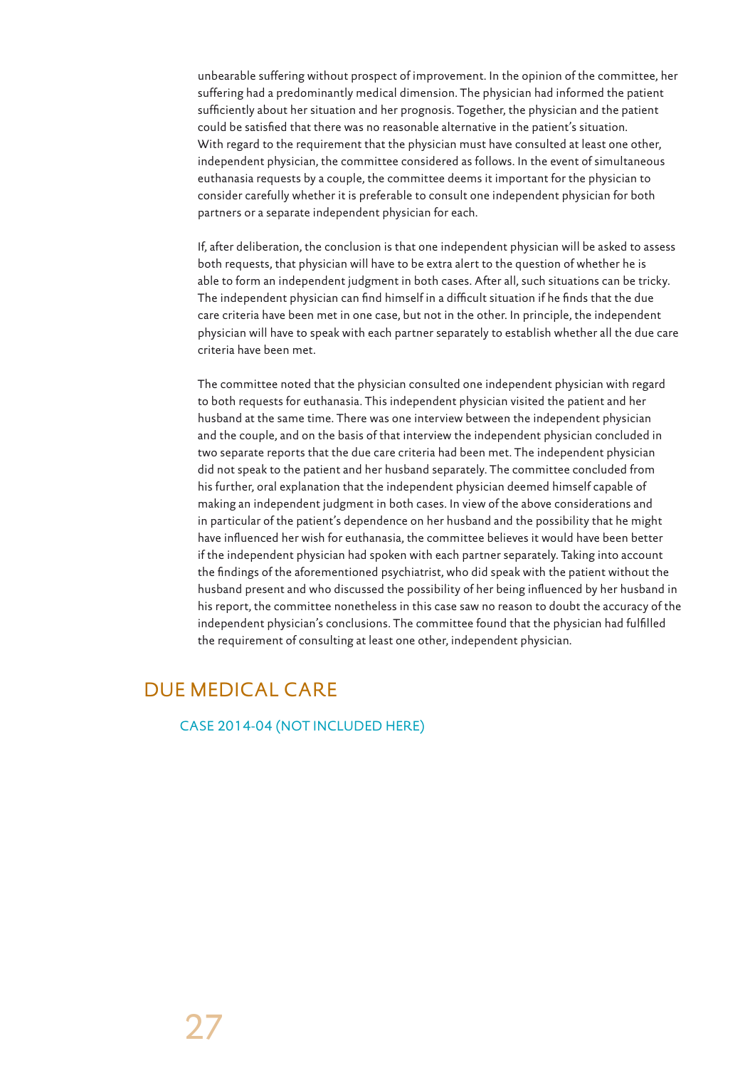unbearable suffering without prospect of improvement. In the opinion of the committee, her suffering had a predominantly medical dimension. The physician had informed the patient sufficiently about her situation and her prognosis. Together, the physician and the patient could be satisfied that there was no reasonable alternative in the patient's situation. With regard to the requirement that the physician must have consulted at least one other, independent physician, the committee considered as follows. In the event of simultaneous euthanasia requests by a couple, the committee deems it important for the physician to consider carefully whether it is preferable to consult one independent physician for both partners or a separate independent physician for each.

If, after deliberation, the conclusion is that one independent physician will be asked to assess both requests, that physician will have to be extra alert to the question of whether he is able to form an independent judgment in both cases. After all, such situations can be tricky. The independent physician can find himself in a difficult situation if he finds that the due care criteria have been met in one case, but not in the other. In principle, the independent physician will have to speak with each partner separately to establish whether all the due care criteria have been met.

The committee noted that the physician consulted one independent physician with regard to both requests for euthanasia. This independent physician visited the patient and her husband at the same time. There was one interview between the independent physician and the couple, and on the basis of that interview the independent physician concluded in two separate reports that the due care criteria had been met. The independent physician did not speak to the patient and her husband separately. The committee concluded from his further, oral explanation that the independent physician deemed himself capable of making an independent judgment in both cases. In view of the above considerations and in particular of the patient's dependence on her husband and the possibility that he might have influenced her wish for euthanasia, the committee believes it would have been better if the independent physician had spoken with each partner separately. Taking into account the findings of the aforementioned psychiatrist, who did speak with the patient without the husband present and who discussed the possibility of her being influenced by her husband in his report, the committee nonetheless in this case saw no reason to doubt the accuracy of the independent physician's conclusions. The committee found that the physician had fulfilled the requirement of consulting at least one other, independent physician.

## DUE MEDICAL CARE

### CASE 2014-04 (NOT INCLUDED HERE)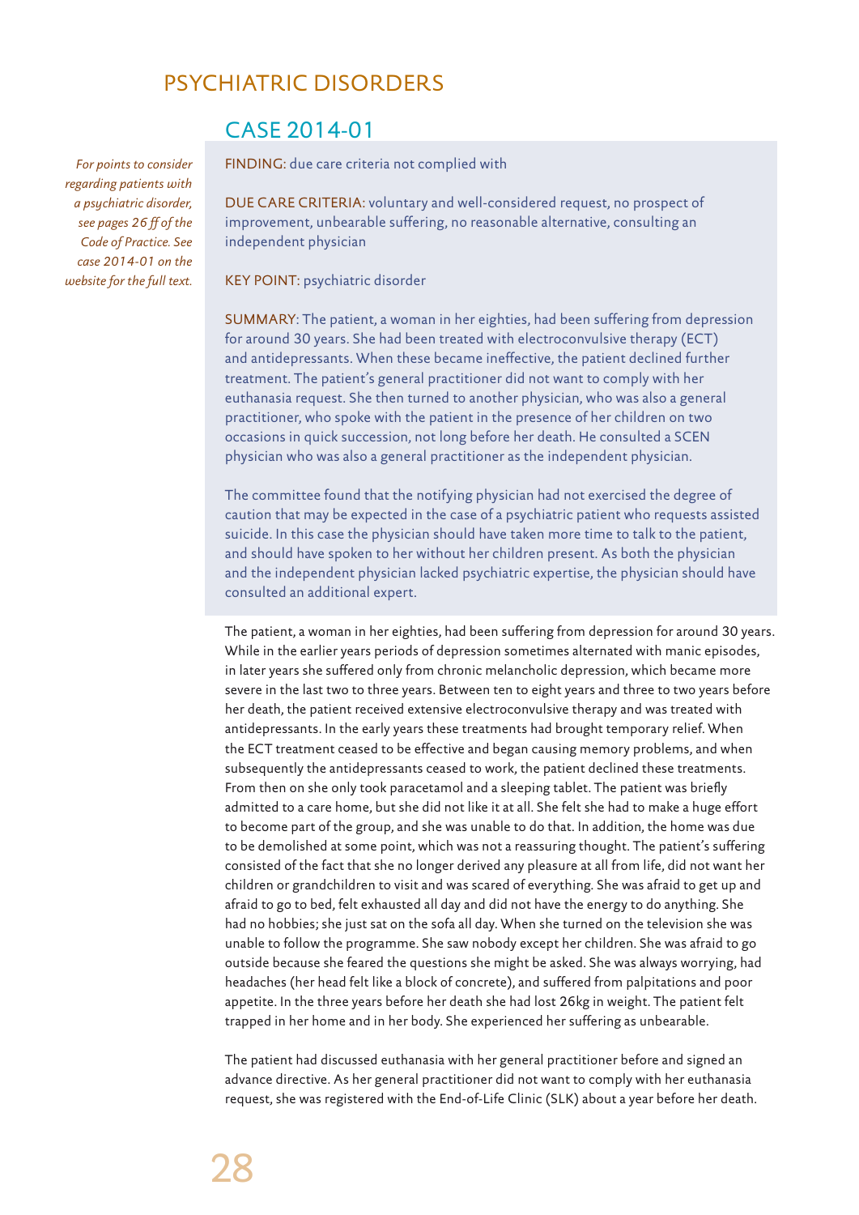# PSYCHIATRIC DISORDERS

## CASE 2014-01

*For points to consider regarding patients with a psychiatric disorder, see pages 26 ff of the Code of Practice. See case 2014-01 on the website for the full text.*

FINDING: due care criteria not complied with

DUE CARE CRITERIA: voluntary and well-considered request, no prospect of improvement, unbearable suffering, no reasonable alternative, consulting an independent physician

KEY POINT: psychiatric disorder

SUMMARY: The patient, a woman in her eighties, had been suffering from depression for around 30 years. She had been treated with electroconvulsive therapy (ECT) and antidepressants. When these became ineffective, the patient declined further treatment. The patient's general practitioner did not want to comply with her euthanasia request. She then turned to another physician, who was also a general practitioner, who spoke with the patient in the presence of her children on two occasions in quick succession, not long before her death. He consulted a SCEN physician who was also a general practitioner as the independent physician.

The committee found that the notifying physician had not exercised the degree of caution that may be expected in the case of a psychiatric patient who requests assisted suicide. In this case the physician should have taken more time to talk to the patient, and should have spoken to her without her children present. As both the physician and the independent physician lacked psychiatric expertise, the physician should have consulted an additional expert.

The patient, a woman in her eighties, had been suffering from depression for around 30 years. While in the earlier years periods of depression sometimes alternated with manic episodes, in later years she suffered only from chronic melancholic depression, which became more severe in the last two to three years. Between ten to eight years and three to two years before her death, the patient received extensive electroconvulsive therapy and was treated with antidepressants. In the early years these treatments had brought temporary relief. When the ECT treatment ceased to be effective and began causing memory problems, and when subsequently the antidepressants ceased to work, the patient declined these treatments. From then on she only took paracetamol and a sleeping tablet. The patient was briefly admitted to a care home, but she did not like it at all. She felt she had to make a huge effort to become part of the group, and she was unable to do that. In addition, the home was due to be demolished at some point, which was not a reassuring thought. The patient's suffering consisted of the fact that she no longer derived any pleasure at all from life, did not want her children or grandchildren to visit and was scared of everything. She was afraid to get up and afraid to go to bed, felt exhausted all day and did not have the energy to do anything. She had no hobbies; she just sat on the sofa all day. When she turned on the television she was unable to follow the programme. She saw nobody except her children. She was afraid to go outside because she feared the questions she might be asked. She was always worrying, had headaches (her head felt like a block of concrete), and suffered from palpitations and poor appetite. In the three years before her death she had lost 26kg in weight. The patient felt trapped in her home and in her body. She experienced her suffering as unbearable.

The patient had discussed euthanasia with her general practitioner before and signed an advance directive. As her general practitioner did not want to comply with her euthanasia request, she was registered with the End-of-Life Clinic (SLK) about a year before her death.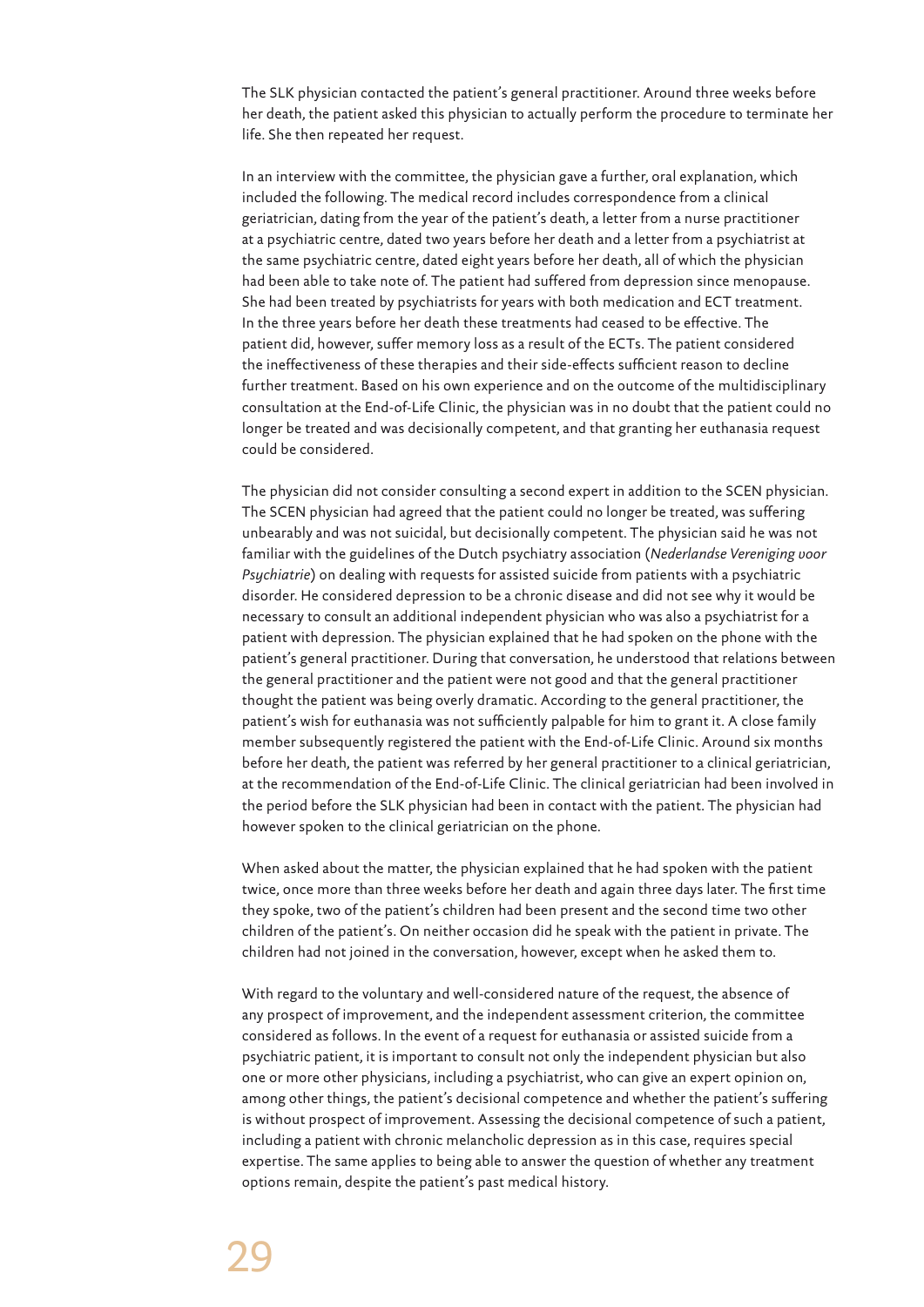The SLK physician contacted the patient's general practitioner. Around three weeks before her death, the patient asked this physician to actually perform the procedure to terminate her life. She then repeated her request.

In an interview with the committee, the physician gave a further, oral explanation, which included the following. The medical record includes correspondence from a clinical geriatrician, dating from the year of the patient's death, a letter from a nurse practitioner at a psychiatric centre, dated two years before her death and a letter from a psychiatrist at the same psychiatric centre, dated eight years before her death, all of which the physician had been able to take note of. The patient had suffered from depression since menopause. She had been treated by psychiatrists for years with both medication and ECT treatment. In the three years before her death these treatments had ceased to be effective. The patient did, however, suffer memory loss as a result of the ECTs. The patient considered the ineffectiveness of these therapies and their side-effects sufficient reason to decline further treatment. Based on his own experience and on the outcome of the multidisciplinary consultation at the End-of-Life Clinic, the physician was in no doubt that the patient could no longer be treated and was decisionally competent, and that granting her euthanasia request could be considered.

The physician did not consider consulting a second expert in addition to the SCEN physician. The SCEN physician had agreed that the patient could no longer be treated, was suffering unbearably and was not suicidal, but decisionally competent. The physician said he was not familiar with the guidelines of the Dutch psychiatry association (*Nederlandse Vereniging voor Psychiatrie*) on dealing with requests for assisted suicide from patients with a psychiatric disorder. He considered depression to be a chronic disease and did not see why it would be necessary to consult an additional independent physician who was also a psychiatrist for a patient with depression. The physician explained that he had spoken on the phone with the patient's general practitioner. During that conversation, he understood that relations between the general practitioner and the patient were not good and that the general practitioner thought the patient was being overly dramatic. According to the general practitioner, the patient's wish for euthanasia was not sufficiently palpable for him to grant it. A close family member subsequently registered the patient with the End-of-Life Clinic. Around six months before her death, the patient was referred by her general practitioner to a clinical geriatrician, at the recommendation of the End-of-Life Clinic. The clinical geriatrician had been involved in the period before the SLK physician had been in contact with the patient. The physician had however spoken to the clinical geriatrician on the phone.

When asked about the matter, the physician explained that he had spoken with the patient twice, once more than three weeks before her death and again three days later. The first time they spoke, two of the patient's children had been present and the second time two other children of the patient's. On neither occasion did he speak with the patient in private. The children had not joined in the conversation, however, except when he asked them to.

With regard to the voluntary and well-considered nature of the request, the absence of any prospect of improvement, and the independent assessment criterion, the committee considered as follows. In the event of a request for euthanasia or assisted suicide from a psychiatric patient, it is important to consult not only the independent physician but also one or more other physicians, including a psychiatrist, who can give an expert opinion on, among other things, the patient's decisional competence and whether the patient's suffering is without prospect of improvement. Assessing the decisional competence of such a patient, including a patient with chronic melancholic depression as in this case, requires special expertise. The same applies to being able to answer the question of whether any treatment options remain, despite the patient's past medical history.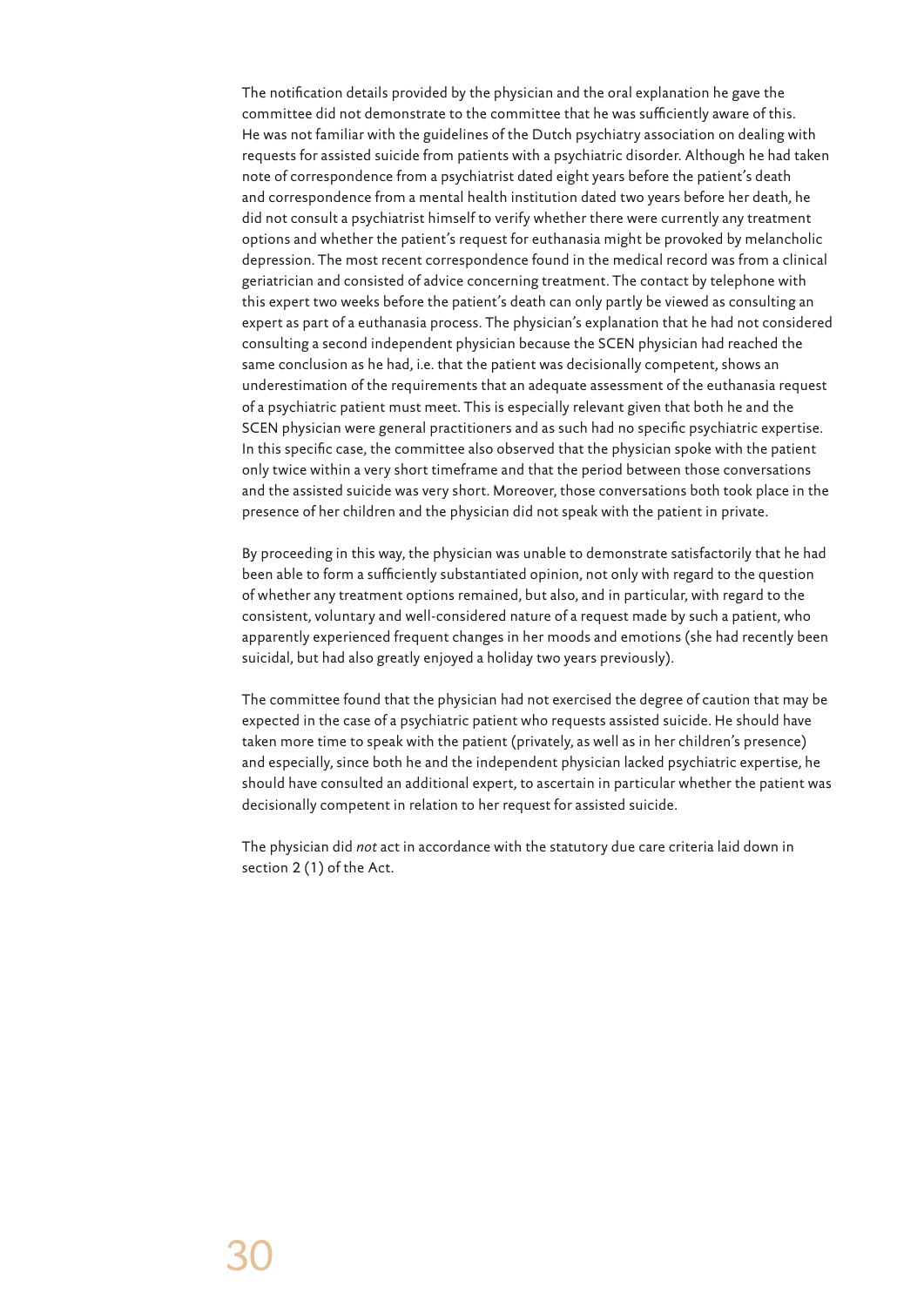The notification details provided by the physician and the oral explanation he gave the committee did not demonstrate to the committee that he was sufficiently aware of this. He was not familiar with the guidelines of the Dutch psychiatry association on dealing with requests for assisted suicide from patients with a psychiatric disorder. Although he had taken note of correspondence from a psychiatrist dated eight years before the patient's death and correspondence from a mental health institution dated two years before her death, he did not consult a psychiatrist himself to verify whether there were currently any treatment options and whether the patient's request for euthanasia might be provoked by melancholic depression. The most recent correspondence found in the medical record was from a clinical geriatrician and consisted of advice concerning treatment. The contact by telephone with this expert two weeks before the patient's death can only partly be viewed as consulting an expert as part of a euthanasia process. The physician's explanation that he had not considered consulting a second independent physician because the SCEN physician had reached the same conclusion as he had, i.e. that the patient was decisionally competent, shows an underestimation of the requirements that an adequate assessment of the euthanasia request of a psychiatric patient must meet. This is especially relevant given that both he and the SCEN physician were general practitioners and as such had no specific psychiatric expertise. In this specific case, the committee also observed that the physician spoke with the patient only twice within a very short timeframe and that the period between those conversations and the assisted suicide was very short. Moreover, those conversations both took place in the presence of her children and the physician did not speak with the patient in private.

By proceeding in this way, the physician was unable to demonstrate satisfactorily that he had been able to form a sufficiently substantiated opinion, not only with regard to the question of whether any treatment options remained, but also, and in particular, with regard to the consistent, voluntary and well-considered nature of a request made by such a patient, who apparently experienced frequent changes in her moods and emotions (she had recently been suicidal, but had also greatly enjoyed a holiday two years previously).

The committee found that the physician had not exercised the degree of caution that may be expected in the case of a psychiatric patient who requests assisted suicide. He should have taken more time to speak with the patient (privately, as well as in her children's presence) and especially, since both he and the independent physician lacked psychiatric expertise, he should have consulted an additional expert, to ascertain in particular whether the patient was decisionally competent in relation to her request for assisted suicide.

The physician did *not* act in accordance with the statutory due care criteria laid down in section 2 (1) of the Act.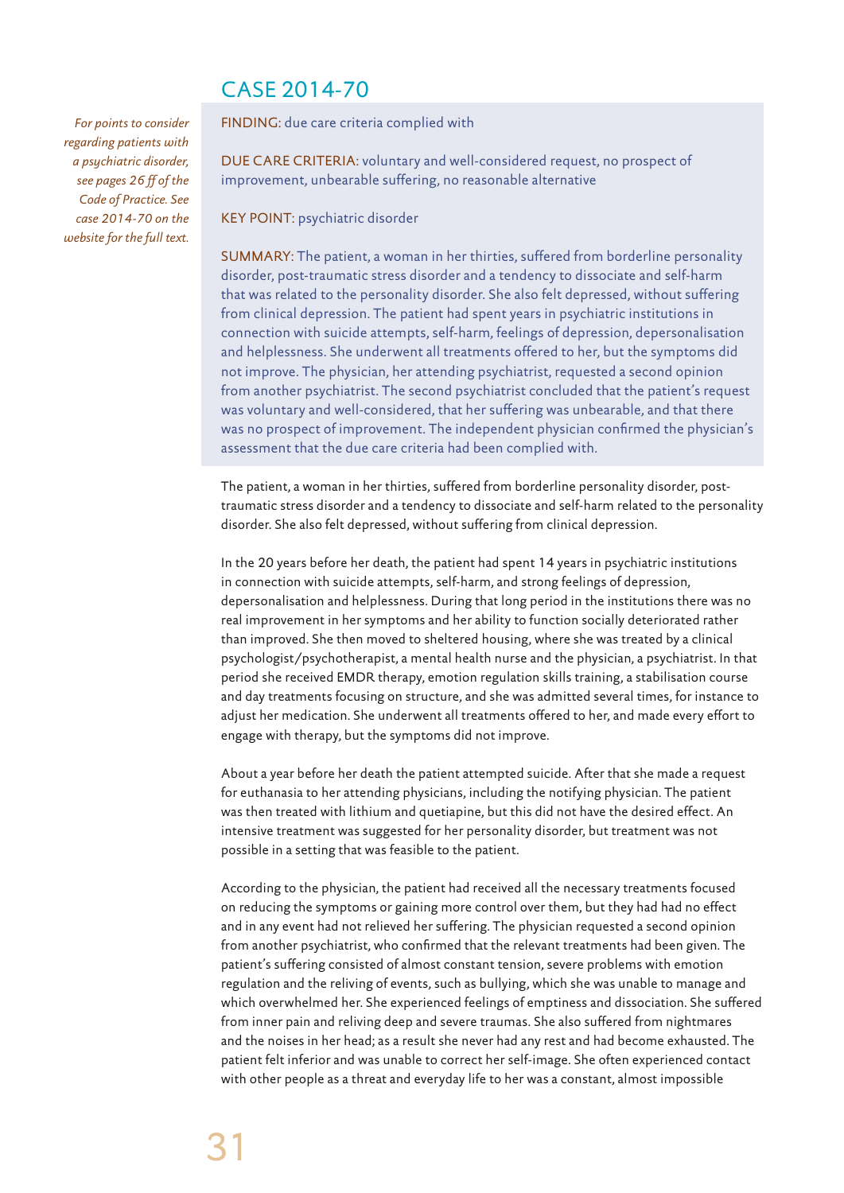## CASE 2014-70

*For points to consider regarding patients with a psychiatric disorder, see pages 26 ff of the Code of Practice. See case 2014-70 on the website for the full text.*

FINDING: due care criteria complied with

DUE CARE CRITERIA: voluntary and well-considered request, no prospect of improvement, unbearable suffering, no reasonable alternative

KEY POINT: psychiatric disorder

SUMMARY: The patient, a woman in her thirties, suffered from borderline personality disorder, post-traumatic stress disorder and a tendency to dissociate and self-harm that was related to the personality disorder. She also felt depressed, without suffering from clinical depression. The patient had spent years in psychiatric institutions in connection with suicide attempts, self-harm, feelings of depression, depersonalisation and helplessness. She underwent all treatments offered to her, but the symptoms did not improve. The physician, her attending psychiatrist, requested a second opinion from another psychiatrist. The second psychiatrist concluded that the patient's request was voluntary and well-considered, that her suffering was unbearable, and that there was no prospect of improvement. The independent physician confirmed the physician's assessment that the due care criteria had been complied with.

The patient, a woman in her thirties, suffered from borderline personality disorder, post-traumatic stress disorder and a tendency to dissociate and self-harm related to the personality disorder. She also felt depressed, without suffering from clinical depression.

In the 20 years before her death, the patient had spent 14 years in psychiatric institutions in connection with suicide attempts, self-harm, and strong feelings of depression, depersonalisation and helplessness. During that long period in the institutions there was no real improvement in her symptoms and her ability to function socially deteriorated rather than improved. She then moved to sheltered housing, where she was treated by a clinical psychologist/psychotherapist, a mental health nurse and the physician, a psychiatrist. In that period she received EMDR therapy, emotion regulation skills training, a stabilisation course and day treatments focusing on structure, and she was admitted several times, for instance to adjust her medication. She underwent all treatments offered to her, and made every effort to engage with therapy, but the symptoms did not improve.

About a year before her death the patient attempted suicide. After that she made a request for euthanasia to her attending physicians, including the notifying physician. The patient was then treated with lithium and quetiapine, but this did not have the desired effect. An intensive treatment was suggested for her personality disorder, but treatment was not possible in a setting that was feasible to the patient.

According to the physician, the patient had received all the necessary treatments focused on reducing the symptoms or gaining more control over them, but they had had no effect and in any event had not relieved her suffering. The physician requested a second opinion from another psychiatrist, who confirmed that the relevant treatments had been given. The patient's suffering consisted of almost constant tension, severe problems with emotion regulation and the reliving of events, such as bullying, which she was unable to manage and which overwhelmed her. She experienced feelings of emptiness and dissociation. She suffered from inner pain and reliving deep and severe traumas. She also suffered from nightmares and the noises in her head; as a result she never had any rest and had become exhausted. The patient felt inferior and was unable to correct her self-image. She often experienced contact with other people as a threat and everyday life to her was a constant, almost impossible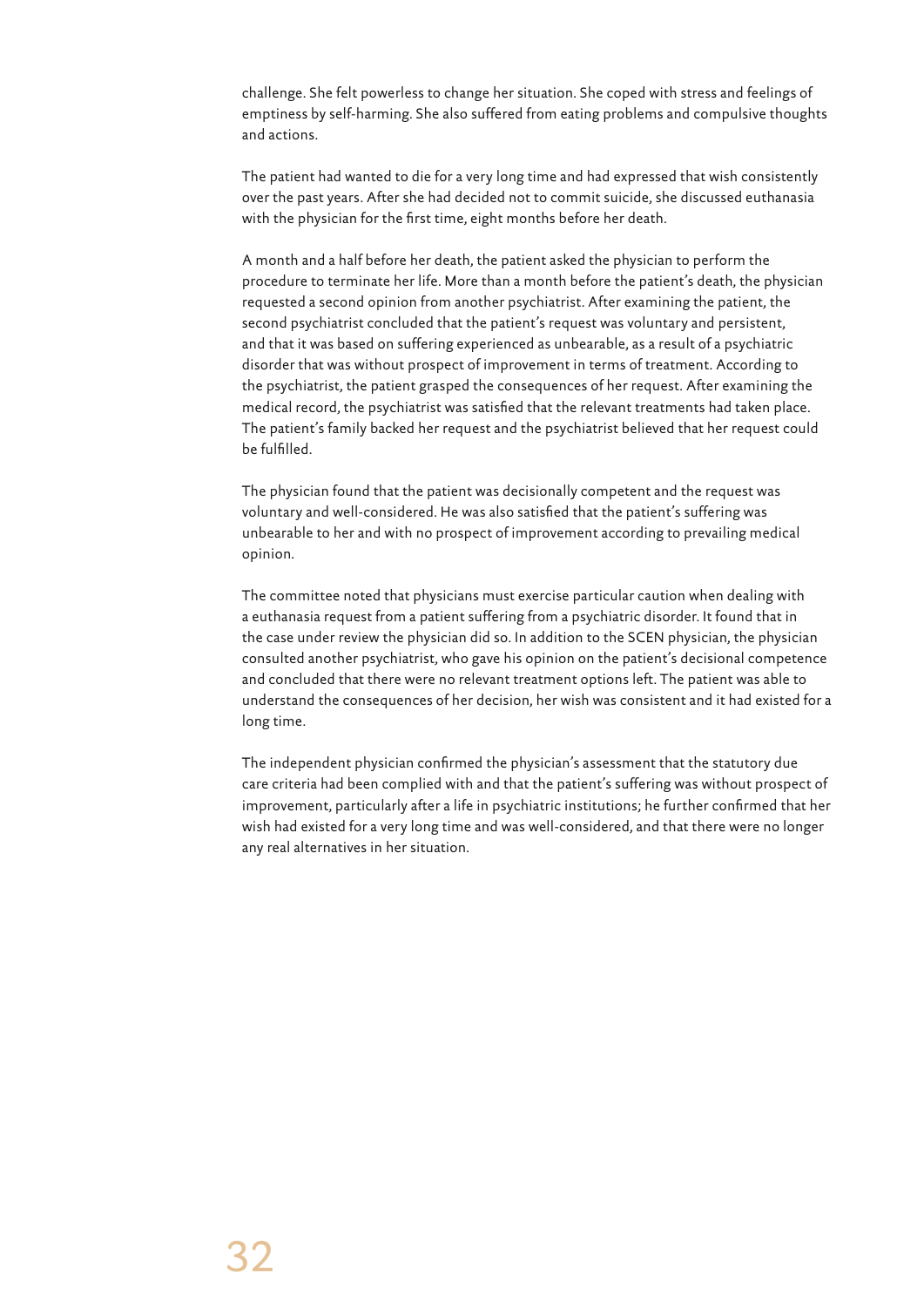challenge. She felt powerless to change her situation. She coped with stress and feelings of emptiness by self-harming. She also suffered from eating problems and compulsive thoughts and actions.

The patient had wanted to die for a very long time and had expressed that wish consistently over the past years. After she had decided not to commit suicide, she discussed euthanasia with the physician for the first time, eight months before her death.

A month and a half before her death, the patient asked the physician to perform the procedure to terminate her life. More than a month before the patient's death, the physician requested a second opinion from another psychiatrist. After examining the patient, the second psychiatrist concluded that the patient's request was voluntary and persistent, and that it was based on suffering experienced as unbearable, as a result of a psychiatric disorder that was without prospect of improvement in terms of treatment. According to the psychiatrist, the patient grasped the consequences of her request. After examining the medical record, the psychiatrist was satisfied that the relevant treatments had taken place. The patient's family backed her request and the psychiatrist believed that her request could be fulfilled.

The physician found that the patient was decisionally competent and the request was voluntary and well-considered. He was also satisfied that the patient's suffering was unbearable to her and with no prospect of improvement according to prevailing medical opinion.

The committee noted that physicians must exercise particular caution when dealing with a euthanasia request from a patient suffering from a psychiatric disorder. It found that in the case under review the physician did so. In addition to the SCEN physician, the physician consulted another psychiatrist, who gave his opinion on the patient's decisional competence and concluded that there were no relevant treatment options left. The patient was able to understand the consequences of her decision, her wish was consistent and it had existed for a long time.

The independent physician confirmed the physician's assessment that the statutory due care criteria had been complied with and that the patient's suffering was without prospect of improvement, particularly after a life in psychiatric institutions; he further confirmed that her wish had existed for a very long time and was well-considered, and that there were no longer any real alternatives in her situation.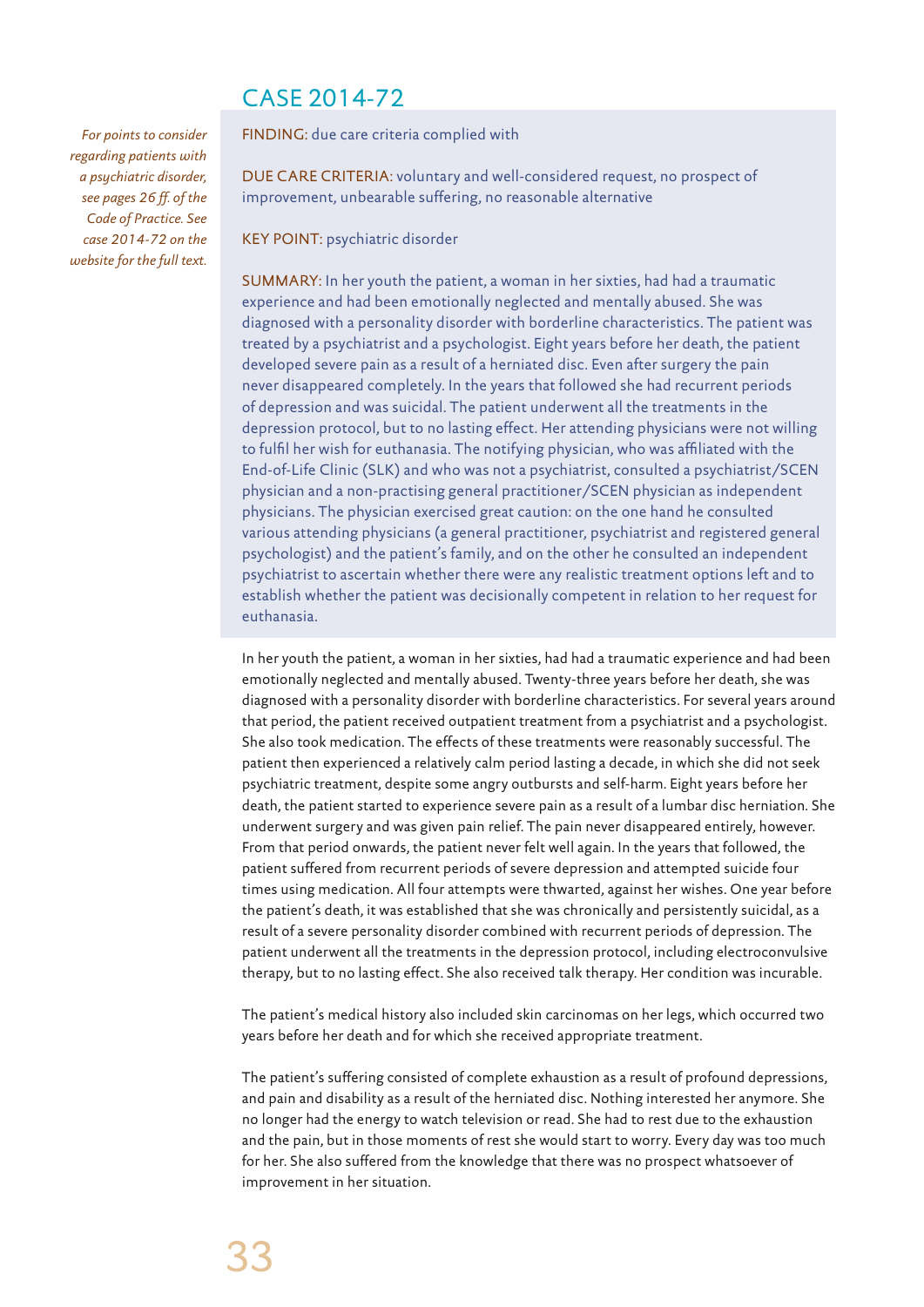## CASE 2014-72

*For points to consider regarding patients with a psychiatric disorder, see pages 26 ff. of the Code of Practice. See case 2014-72 on the website for the full text.*

FINDING: due care criteria complied with

DUE CARE CRITERIA: voluntary and well-considered request, no prospect of improvement, unbearable suffering, no reasonable alternative

KEY POINT: psychiatric disorder

SUMMARY: In her youth the patient, a woman in her sixties, had had a traumatic experience and had been emotionally neglected and mentally abused. She was diagnosed with a personality disorder with borderline characteristics. The patient was treated by a psychiatrist and a psychologist. Eight years before her death, the patient developed severe pain as a result of a herniated disc. Even after surgery the pain never disappeared completely. In the years that followed she had recurrent periods of depression and was suicidal. The patient underwent all the treatments in the depression protocol, but to no lasting effect. Her attending physicians were not willing to fulfil her wish for euthanasia. The notifying physician, who was affiliated with the End-of-Life Clinic (SLK) and who was not a psychiatrist, consulted a psychiatrist/SCEN physician and a non-practising general practitioner/SCEN physician as independent physicians. The physician exercised great caution: on the one hand he consulted various attending physicians (a general practitioner, psychiatrist and registered general psychologist) and the patient's family, and on the other he consulted an independent psychiatrist to ascertain whether there were any realistic treatment options left and to establish whether the patient was decisionally competent in relation to her request for euthanasia.

In her youth the patient, a woman in her sixties, had had a traumatic experience and had been emotionally neglected and mentally abused. Twenty-three years before her death, she was diagnosed with a personality disorder with borderline characteristics. For several years around that period, the patient received outpatient treatment from a psychiatrist and a psychologist. She also took medication. The effects of these treatments were reasonably successful. The patient then experienced a relatively calm period lasting a decade, in which she did not seek psychiatric treatment, despite some angry outbursts and self-harm. Eight years before her death, the patient started to experience severe pain as a result of a lumbar disc herniation. She underwent surgery and was given pain relief. The pain never disappeared entirely, however. From that period onwards, the patient never felt well again. In the years that followed, the patient suffered from recurrent periods of severe depression and attempted suicide four times using medication. All four attempts were thwarted, against her wishes. One year before the patient's death, it was established that she was chronically and persistently suicidal, as a result of a severe personality disorder combined with recurrent periods of depression. The patient underwent all the treatments in the depression protocol, including electroconvulsive therapy, but to no lasting effect. She also received talk therapy. Her condition was incurable.

The patient's medical history also included skin carcinomas on her legs, which occurred two years before her death and for which she received appropriate treatment.

The patient's suffering consisted of complete exhaustion as a result of profound depressions, and pain and disability as a result of the herniated disc. Nothing interested her anymore. She no longer had the energy to watch television or read. She had to rest due to the exhaustion and the pain, but in those moments of rest she would start to worry. Every day was too much for her. She also suffered from the knowledge that there was no prospect whatsoever of improvement in her situation.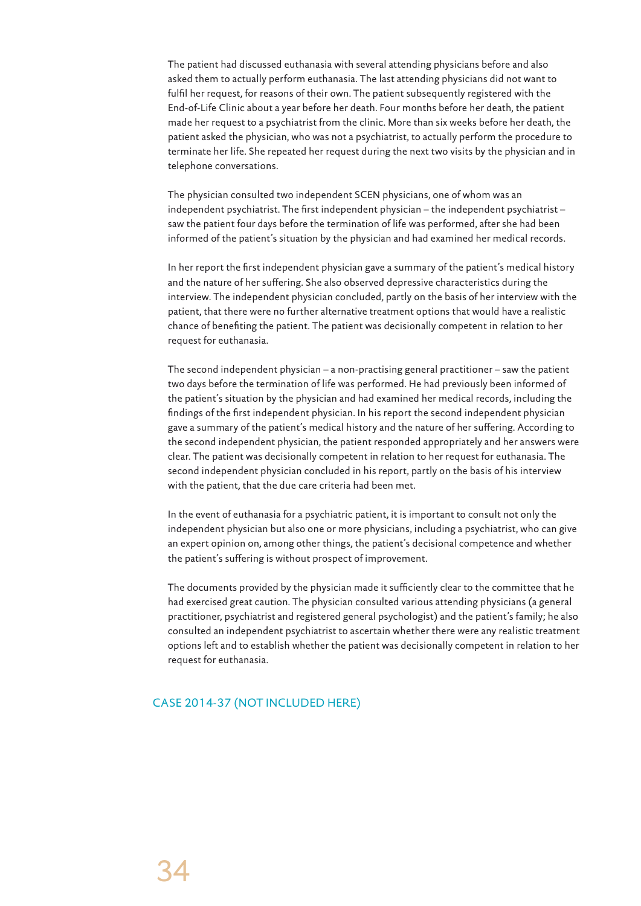The patient had discussed euthanasia with several attending physicians before and also asked them to actually perform euthanasia. The last attending physicians did not want to fulfil her request, for reasons of their own. The patient subsequently registered with the End-of-Life Clinic about a year before her death. Four months before her death, the patient made her request to a psychiatrist from the clinic. More than six weeks before her death, the patient asked the physician, who was not a psychiatrist, to actually perform the procedure to terminate her life. She repeated her request during the next two visits by the physician and in telephone conversations.

The physician consulted two independent SCEN physicians, one of whom was an independent psychiatrist. The first independent physician – the independent psychiatrist – saw the patient four days before the termination of life was performed, after she had been informed of the patient's situation by the physician and had examined her medical records.

In her report the first independent physician gave a summary of the patient's medical history and the nature of her suffering. She also observed depressive characteristics during the interview. The independent physician concluded, partly on the basis of her interview with the patient, that there were no further alternative treatment options that would have a realistic chance of benefiting the patient. The patient was decisionally competent in relation to her request for euthanasia.

The second independent physician – a non-practising general practitioner – saw the patient two days before the termination of life was performed. He had previously been informed of the patient's situation by the physician and had examined her medical records, including the findings of the first independent physician. In his report the second independent physician gave a summary of the patient's medical history and the nature of her suffering. According to the second independent physician, the patient responded appropriately and her answers were clear. The patient was decisionally competent in relation to her request for euthanasia. The second independent physician concluded in his report, partly on the basis of his interview with the patient, that the due care criteria had been met.

In the event of euthanasia for a psychiatric patient, it is important to consult not only the independent physician but also one or more physicians, including a psychiatrist, who can give an expert opinion on, among other things, the patient's decisional competence and whether the patient's suffering is without prospect of improvement.

The documents provided by the physician made it sufficiently clear to the committee that he had exercised great caution. The physician consulted various attending physicians (a general practitioner, psychiatrist and registered general psychologist) and the patient's family; he also consulted an independent psychiatrist to ascertain whether there were any realistic treatment options left and to establish whether the patient was decisionally competent in relation to her request for euthanasia.

## CASE 2014-37 (NOT INCLUDED HERE)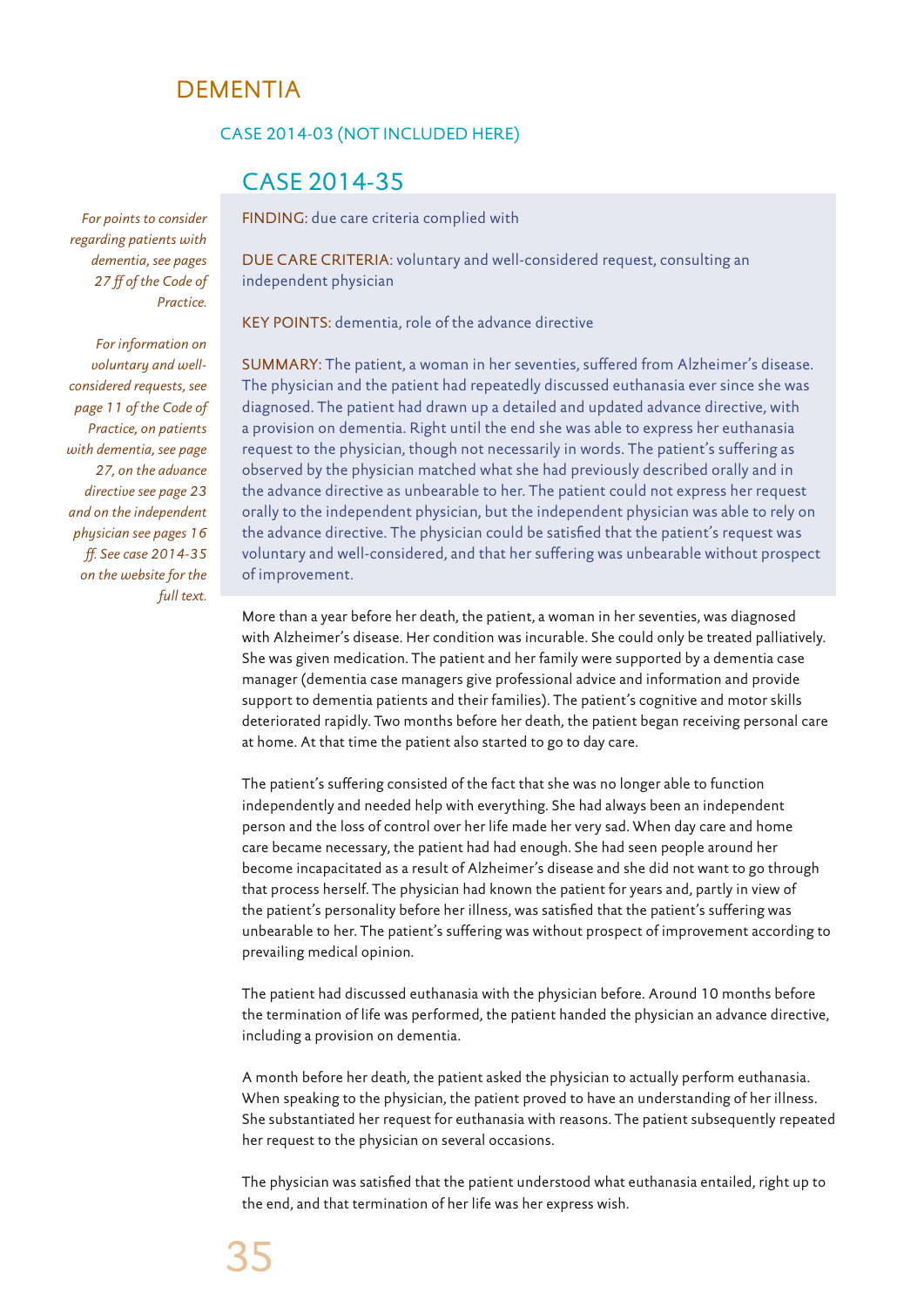# DEMENTIA

### CASE 2014-03 (NOT INCLUDED HERE)

## CASE 2014-35

*For points to consider regarding patients with dementia, see pages 27 ff of the Code of Practice.*

*For information on voluntary and well-considered requests, see page 11 of the Code of Practice, on patients with dementia, see page 27, on the advance directive see page 23 and on the independent physician see pages 16 ff. See case 2014-35 on the website for the full text.*

FINDING: due care criteria complied with

DUE CARE CRITERIA: voluntary and well-considered request, consulting an independent physician

KEY POINTS: dementia, role of the advance directive

SUMMARY: The patient, a woman in her seventies, suffered from Alzheimer's disease. The physician and the patient had repeatedly discussed euthanasia ever since she was diagnosed. The patient had drawn up a detailed and updated advance directive, with a provision on dementia. Right until the end she was able to express her euthanasia request to the physician, though not necessarily in words. The patient's suffering as observed by the physician matched what she had previously described orally and in the advance directive as unbearable to her. The patient could not express her request orally to the independent physician, but the independent physician was able to rely on the advance directive. The physician could be satisfied that the patient's request was voluntary and well-considered, and that her suffering was unbearable without prospect of improvement.

More than a year before her death, the patient, a woman in her seventies, was diagnosed with Alzheimer's disease. Her condition was incurable. She could only be treated palliatively. She was given medication. The patient and her family were supported by a dementia case manager (dementia case managers give professional advice and information and provide support to dementia patients and their families). The patient's cognitive and motor skills deteriorated rapidly. Two months before her death, the patient began receiving personal care at home. At that time the patient also started to go to day care.

The patient's suffering consisted of the fact that she was no longer able to function independently and needed help with everything. She had always been an independent person and the loss of control over her life made her very sad. When day care and home care became necessary, the patient had had enough. She had seen people around her become incapacitated as a result of Alzheimer's disease and she did not want to go through that process herself. The physician had known the patient for years and, partly in view of the patient's personality before her illness, was satisfied that the patient's suffering was unbearable to her. The patient's suffering was without prospect of improvement according to prevailing medical opinion.

The patient had discussed euthanasia with the physician before. Around 10 months before the termination of life was performed, the patient handed the physician an advance directive, including a provision on dementia.

A month before her death, the patient asked the physician to actually perform euthanasia. When speaking to the physician, the patient proved to have an understanding of her illness. She substantiated her request for euthanasia with reasons. The patient subsequently repeated her request to the physician on several occasions.

The physician was satisfied that the patient understood what euthanasia entailed, right up to the end, and that termination of her life was her express wish.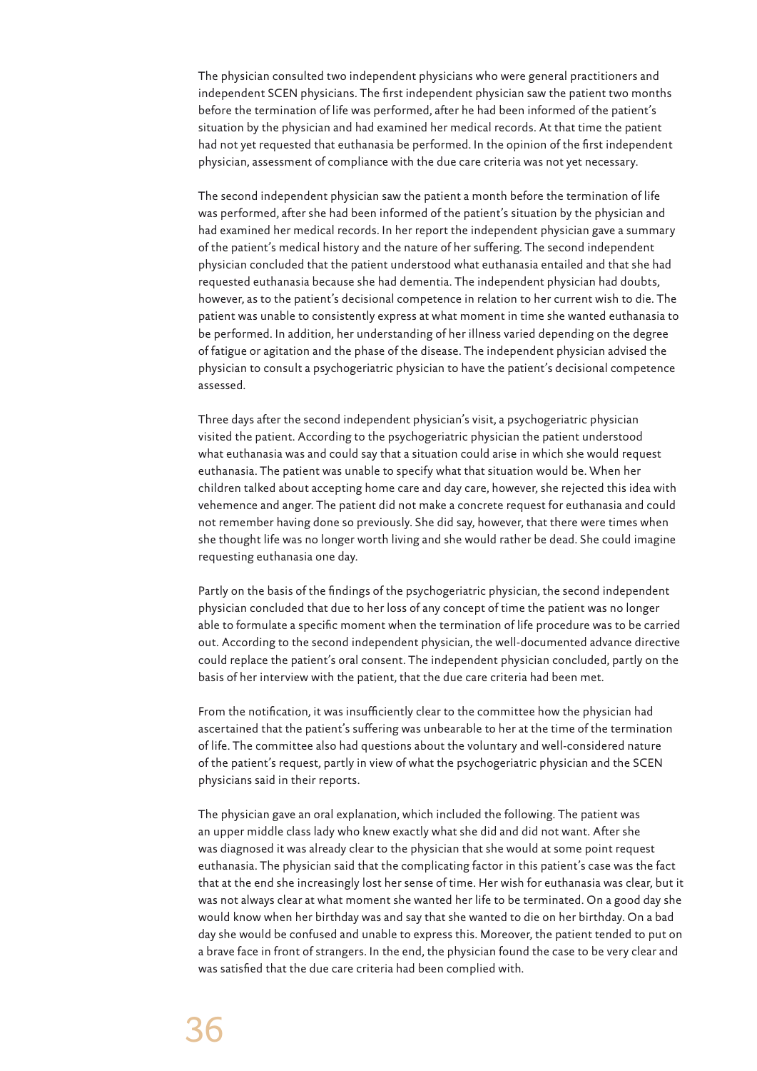The physician consulted two independent physicians who were general practitioners and independent SCEN physicians. The first independent physician saw the patient two months before the termination of life was performed, after he had been informed of the patient's situation by the physician and had examined her medical records. At that time the patient had not yet requested that euthanasia be performed. In the opinion of the first independent physician, assessment of compliance with the due care criteria was not yet necessary.

The second independent physician saw the patient a month before the termination of life was performed, after she had been informed of the patient's situation by the physician and had examined her medical records. In her report the independent physician gave a summary of the patient's medical history and the nature of her suffering. The second independent physician concluded that the patient understood what euthanasia entailed and that she had requested euthanasia because she had dementia. The independent physician had doubts, however, as to the patient's decisional competence in relation to her current wish to die. The patient was unable to consistently express at what moment in time she wanted euthanasia to be performed. In addition, her understanding of her illness varied depending on the degree of fatigue or agitation and the phase of the disease. The independent physician advised the physician to consult a psychogeriatric physician to have the patient's decisional competence assessed.

Three days after the second independent physician's visit, a psychogeriatric physician visited the patient. According to the psychogeriatric physician the patient understood what euthanasia was and could say that a situation could arise in which she would request euthanasia. The patient was unable to specify what that situation would be. When her children talked about accepting home care and day care, however, she rejected this idea with vehemence and anger. The patient did not make a concrete request for euthanasia and could not remember having done so previously. She did say, however, that there were times when she thought life was no longer worth living and she would rather be dead. She could imagine requesting euthanasia one day.

Partly on the basis of the findings of the psychogeriatric physician, the second independent physician concluded that due to her loss of any concept of time the patient was no longer able to formulate a specific moment when the termination of life procedure was to be carried out. According to the second independent physician, the well-documented advance directive could replace the patient's oral consent. The independent physician concluded, partly on the basis of her interview with the patient, that the due care criteria had been met.

From the notification, it was insufficiently clear to the committee how the physician had ascertained that the patient's suffering was unbearable to her at the time of the termination of life. The committee also had questions about the voluntary and well-considered nature of the patient's request, partly in view of what the psychogeriatric physician and the SCEN physicians said in their reports.

The physician gave an oral explanation, which included the following. The patient was an upper middle class lady who knew exactly what she did and did not want. After she was diagnosed it was already clear to the physician that she would at some point request euthanasia. The physician said that the complicating factor in this patient's case was the fact that at the end she increasingly lost her sense of time. Her wish for euthanasia was clear, but it was not always clear at what moment she wanted her life to be terminated. On a good day she would know when her birthday was and say that she wanted to die on her birthday. On a bad day she would be confused and unable to express this. Moreover, the patient tended to put on a brave face in front of strangers. In the end, the physician found the case to be very clear and was satisfied that the due care criteria had been complied with.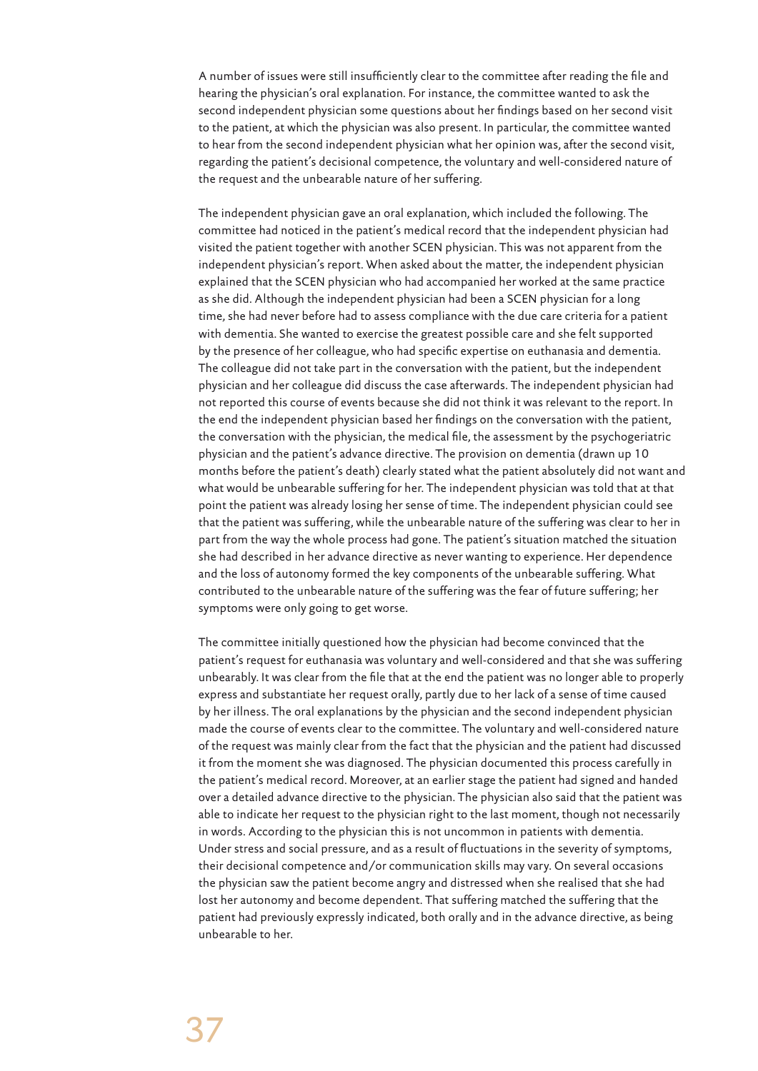A number of issues were still insufficiently clear to the committee after reading the file and hearing the physician's oral explanation. For instance, the committee wanted to ask the second independent physician some questions about her findings based on her second visit to the patient, at which the physician was also present. In particular, the committee wanted to hear from the second independent physician what her opinion was, after the second visit, regarding the patient's decisional competence, the voluntary and well-considered nature of the request and the unbearable nature of her suffering.

The independent physician gave an oral explanation, which included the following. The committee had noticed in the patient's medical record that the independent physician had visited the patient together with another SCEN physician. This was not apparent from the independent physician's report. When asked about the matter, the independent physician explained that the SCEN physician who had accompanied her worked at the same practice as she did. Although the independent physician had been a SCEN physician for a long time, she had never before had to assess compliance with the due care criteria for a patient with dementia. She wanted to exercise the greatest possible care and she felt supported by the presence of her colleague, who had specific expertise on euthanasia and dementia. The colleague did not take part in the conversation with the patient, but the independent physician and her colleague did discuss the case afterwards. The independent physician had not reported this course of events because she did not think it was relevant to the report. In the end the independent physician based her findings on the conversation with the patient, the conversation with the physician, the medical file, the assessment by the psychogeriatric physician and the patient's advance directive. The provision on dementia (drawn up 10 months before the patient's death) clearly stated what the patient absolutely did not want and what would be unbearable suffering for her. The independent physician was told that at that point the patient was already losing her sense of time. The independent physician could see that the patient was suffering, while the unbearable nature of the suffering was clear to her in part from the way the whole process had gone. The patient's situation matched the situation she had described in her advance directive as never wanting to experience. Her dependence and the loss of autonomy formed the key components of the unbearable suffering. What contributed to the unbearable nature of the suffering was the fear of future suffering; her symptoms were only going to get worse.

The committee initially questioned how the physician had become convinced that the patient's request for euthanasia was voluntary and well-considered and that she was suffering unbearably. It was clear from the file that at the end the patient was no longer able to properly express and substantiate her request orally, partly due to her lack of a sense of time caused by her illness. The oral explanations by the physician and the second independent physician made the course of events clear to the committee. The voluntary and well-considered nature of the request was mainly clear from the fact that the physician and the patient had discussed it from the moment she was diagnosed. The physician documented this process carefully in the patient's medical record. Moreover, at an earlier stage the patient had signed and handed over a detailed advance directive to the physician. The physician also said that the patient was able to indicate her request to the physician right to the last moment, though not necessarily in words. According to the physician this is not uncommon in patients with dementia. Under stress and social pressure, and as a result of fluctuations in the severity of symptoms, their decisional competence and/or communication skills may vary. On several occasions the physician saw the patient become angry and distressed when she realised that she had lost her autonomy and become dependent. That suffering matched the suffering that the patient had previously expressly indicated, both orally and in the advance directive, as being unbearable to her.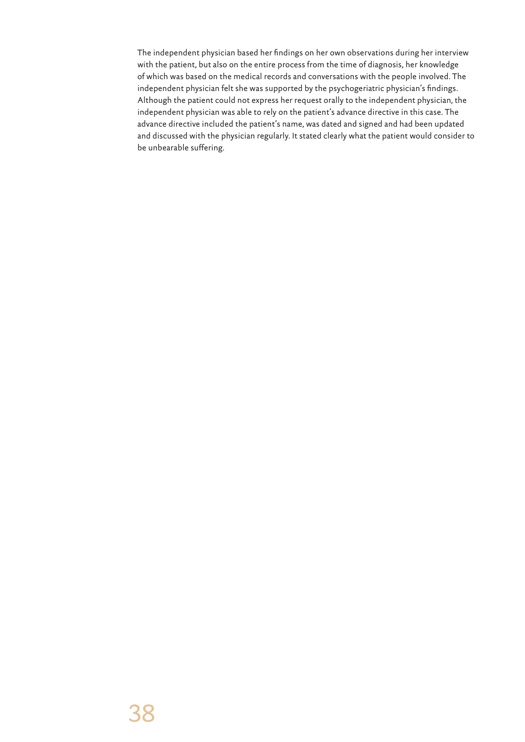The independent physician based her findings on her own observations during her interview with the patient, but also on the entire process from the time of diagnosis, her knowledge of which was based on the medical records and conversations with the people involved. The independent physician felt she was supported by the psychogeriatric physician's findings. Although the patient could not express her request orally to the independent physician, the independent physician was able to rely on the patient's advance directive in this case. The advance directive included the patient's name, was dated and signed and had been updated and discussed with the physician regularly. It stated clearly what the patient would consider to be unbearable suffering.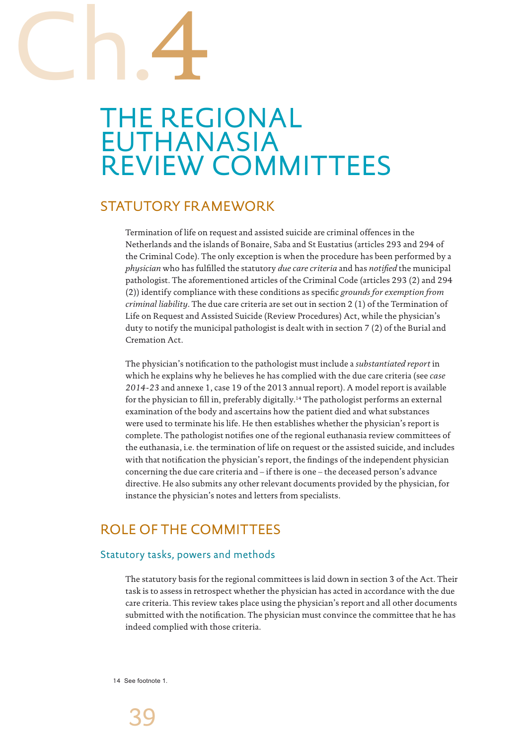# Ch.4

# THE REGIONAL EUTHANASIA REVIEW COMMITTEES

## STATUTORY FRAMEWORK

Termination of life on request and assisted suicide are criminal offences in the Netherlands and the islands of Bonaire, Saba and St Eustatius (articles 293 and 294 of the Criminal Code). The only exception is when the procedure has been performed by a *physician* who has fulfilled the statutory *due care criteria* and has *notified* the municipal pathologist. The aforementioned articles of the Criminal Code (articles 293 (2) and 294 (2)) identify compliance with these conditions as specific *grounds for exemption from criminal liability*. The due care criteria are set out in section 2 (1) of the Termination of Life on Request and Assisted Suicide (Review Procedures) Act, while the physician's duty to notify the municipal pathologist is dealt with in section 7 (2) of the Burial and Cremation Act.

The physician's notification to the pathologist must include a *substantiated report* in which he explains why he believes he has complied with the due care criteria (see *case 2014-23* and annexe 1, case 19 of the 2013 annual report). A model report is available for the physician to fill in, preferably digitally.[14] The pathologist performs an external examination of the body and ascertains how the patient died and what substances were used to terminate his life. He then establishes whether the physician's report is complete. The pathologist notifies one of the regional euthanasia review committees of the euthanasia, i.e. the termination of life on request or the assisted suicide, and includes with that notification the physician's report, the findings of the independent physician concerning the due care criteria and – if there is one – the deceased person's advance directive. He also submits any other relevant documents provided by the physician, for instance the physician's notes and letters from specialists.

## ROLE OF THE COMMITTEES

### Statutory tasks, powers and methods

The statutory basis for the regional committees is laid down in section 3 of the Act. Their task is to assess in retrospect whether the physician has acted in accordance with the due care criteria. This review takes place using the physician's report and all other documents submitted with the notification. The physician must convince the committee that he has indeed complied with those criteria.

14 See footnote 1.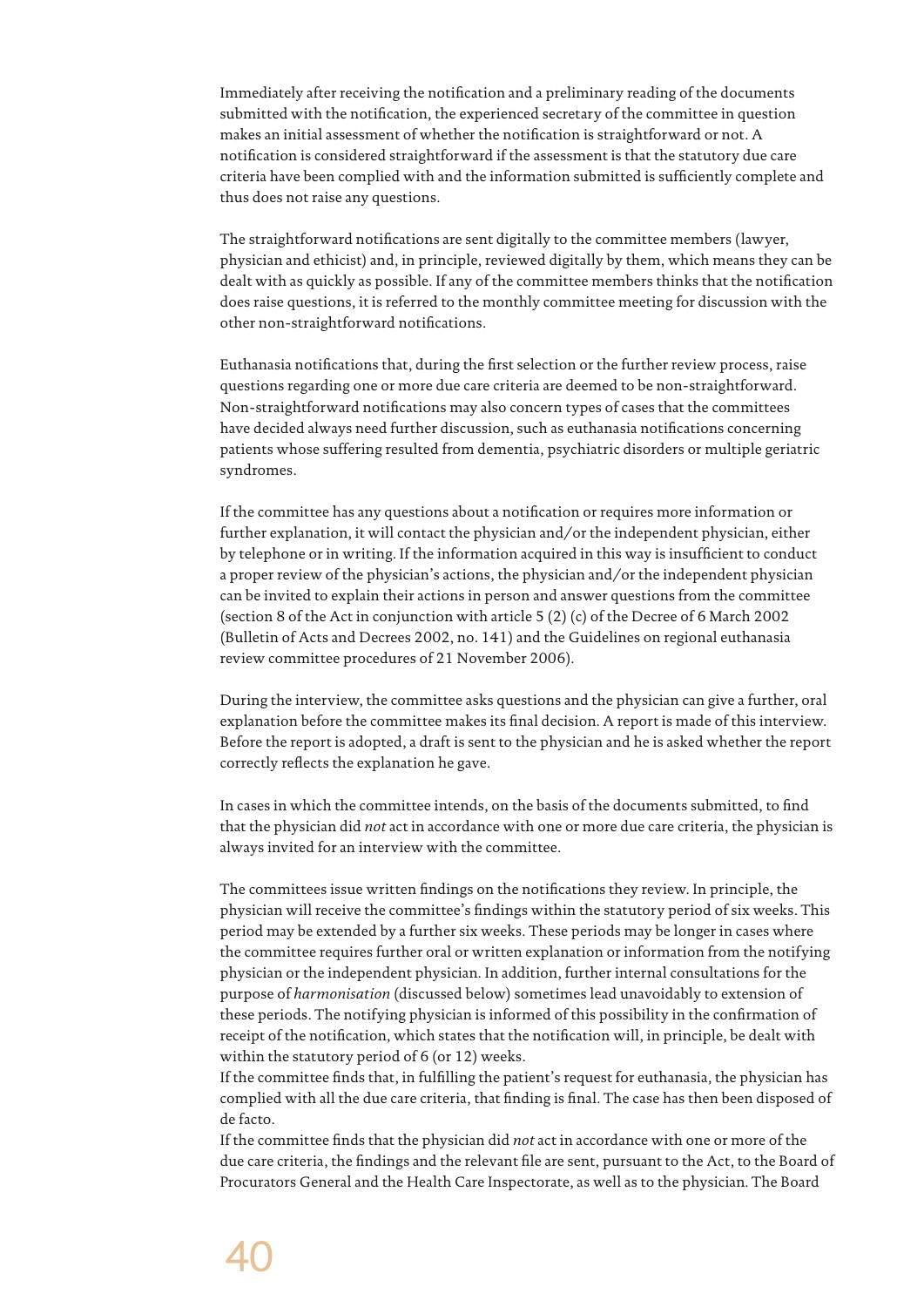Immediately after receiving the notification and a preliminary reading of the documents submitted with the notification, the experienced secretary of the committee in question makes an initial assessment of whether the notification is straightforward or not. A notification is considered straightforward if the assessment is that the statutory due care criteria have been complied with and the information submitted is sufficiently complete and thus does not raise any questions.

The straightforward notifications are sent digitally to the committee members (lawyer, physician and ethicist) and, in principle, reviewed digitally by them, which means they can be dealt with as quickly as possible. If any of the committee members thinks that the notification does raise questions, it is referred to the monthly committee meeting for discussion with the other non-straightforward notifications.

Euthanasia notifications that, during the first selection or the further review process, raise questions regarding one or more due care criteria are deemed to be non-straightforward. Non-straightforward notifications may also concern types of cases that the committees have decided always need further discussion, such as euthanasia notifications concerning patients whose suffering resulted from dementia, psychiatric disorders or multiple geriatric syndromes.

If the committee has any questions about a notification or requires more information or further explanation, it will contact the physician and/or the independent physician, either by telephone or in writing. If the information acquired in this way is insufficient to conduct a proper review of the physician's actions, the physician and/or the independent physician can be invited to explain their actions in person and answer questions from the committee (section 8 of the Act in conjunction with article 5 (2) (c) of the Decree of 6 March 2002 (Bulletin of Acts and Decrees 2002, no. 141) and the Guidelines on regional euthanasia review committee procedures of 21 November 2006).

During the interview, the committee asks questions and the physician can give a further, oral explanation before the committee makes its final decision. A report is made of this interview. Before the report is adopted, a draft is sent to the physician and he is asked whether the report correctly reflects the explanation he gave.

In cases in which the committee intends, on the basis of the documents submitted, to find that the physician did *not* act in accordance with one or more due care criteria, the physician is always invited for an interview with the committee.

The committees issue written findings on the notifications they review. In principle, the physician will receive the committee's findings within the statutory period of six weeks. This period may be extended by a further six weeks. These periods may be longer in cases where the committee requires further oral or written explanation or information from the notifying physician or the independent physician. In addition, further internal consultations for the purpose of *harmonisation* (discussed below) sometimes lead unavoidably to extension of these periods. The notifying physician is informed of this possibility in the confirmation of receipt of the notification, which states that the notification will, in principle, be dealt with within the statutory period of 6 (or 12) weeks.
If the committee finds that, in fulfilling the patient's request for euthanasia, the physician has complied with all the due care criteria, that finding is final. The case has then been disposed of de facto.
If the committee finds that the physician did *not* act in accordance with one or more of the due care criteria, the findings and the relevant file are sent, pursuant to the Act, to the Board of Procurators General and the Health Care Inspectorate, as well as to the physician. The Board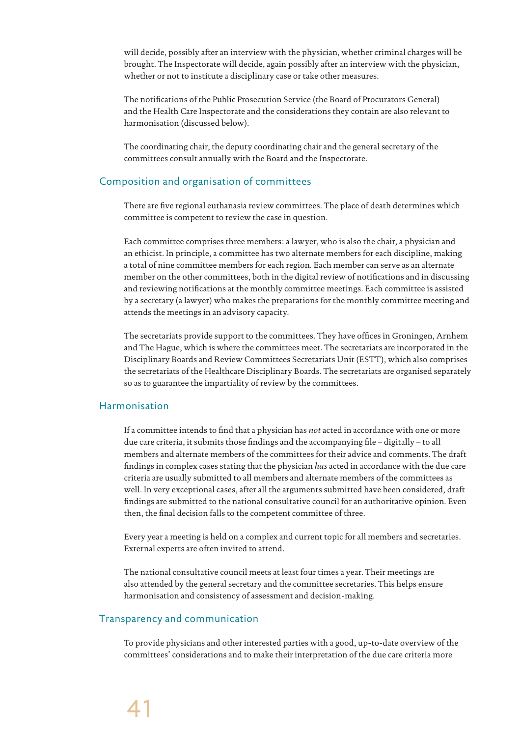will decide, possibly after an interview with the physician, whether criminal charges will be brought. The Inspectorate will decide, again possibly after an interview with the physician, whether or not to institute a disciplinary case or take other measures.

The notifications of the Public Prosecution Service (the Board of Procurators General) and the Health Care Inspectorate and the considerations they contain are also relevant to harmonisation (discussed below).

The coordinating chair, the deputy coordinating chair and the general secretary of the committees consult annually with the Board and the Inspectorate.

## Composition and organisation of committees

There are five regional euthanasia review committees. The place of death determines which committee is competent to review the case in question.

Each committee comprises three members: a lawyer, who is also the chair, a physician and an ethicist. In principle, a committee has two alternate members for each discipline, making a total of nine committee members for each region. Each member can serve as an alternate member on the other committees, both in the digital review of notifications and in discussing and reviewing notifications at the monthly committee meetings. Each committee is assisted by a secretary (a lawyer) who makes the preparations for the monthly committee meeting and attends the meetings in an advisory capacity.

The secretariats provide support to the committees. They have offices in Groningen, Arnhem and The Hague, which is where the committees meet. The secretariats are incorporated in the Disciplinary Boards and Review Committees Secretariats Unit (ESTT), which also comprises the secretariats of the Healthcare Disciplinary Boards. The secretariats are organised separately so as to guarantee the impartiality of review by the committees.

## Harmonisation

If a committee intends to find that a physician has *not* acted in accordance with one or more due care criteria, it submits those findings and the accompanying file – digitally – to all members and alternate members of the committees for their advice and comments. The draft findings in complex cases stating that the physician *has* acted in accordance with the due care criteria are usually submitted to all members and alternate members of the committees as well. In very exceptional cases, after all the arguments submitted have been considered, draft findings are submitted to the national consultative council for an authoritative opinion. Even then, the final decision falls to the competent committee of three.

Every year a meeting is held on a complex and current topic for all members and secretaries. External experts are often invited to attend.

The national consultative council meets at least four times a year. Their meetings are also attended by the general secretary and the committee secretaries. This helps ensure harmonisation and consistency of assessment and decision-making.

## Transparency and communication

To provide physicians and other interested parties with a good, up-to-date overview of the committees' considerations and to make their interpretation of the due care criteria more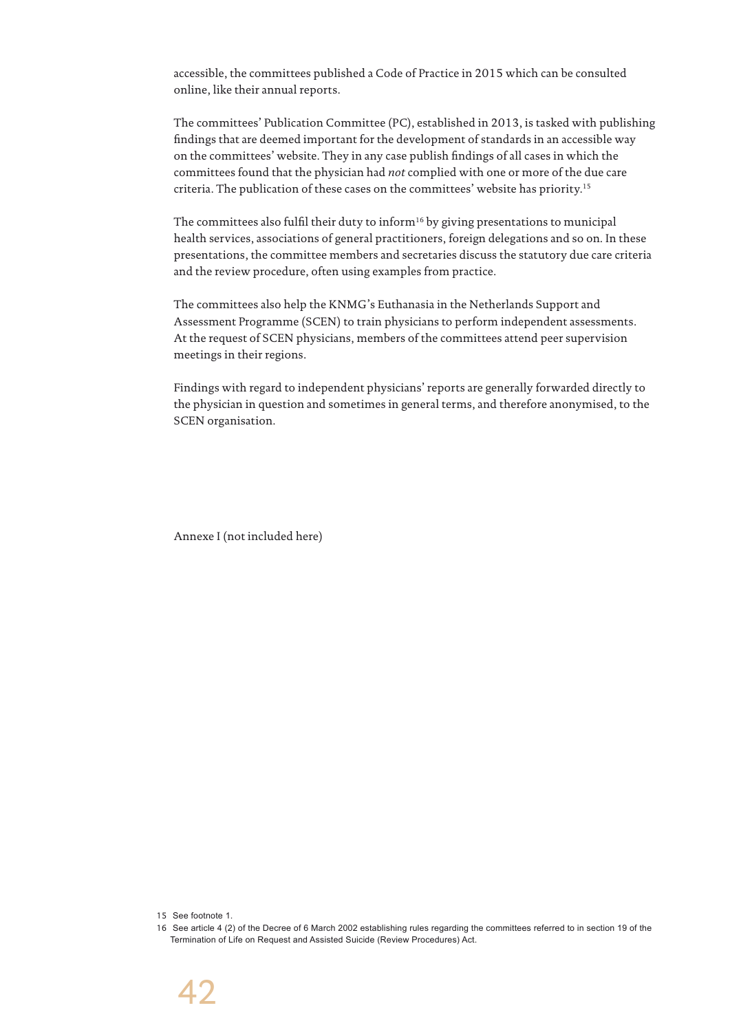accessible, the committees published a Code of Practice in 2015 which can be consulted online, like their annual reports.

The committees' Publication Committee (PC), established in 2013, is tasked with publishing findings that are deemed important for the development of standards in an accessible way on the committees' website. They in any case publish findings of all cases in which the committees found that the physician had *not* complied with one or more of the due care criteria. The publication of these cases on the committees' website has priority.[15]

The committees also fulfil their duty to inform[16] by giving presentations to municipal health services, associations of general practitioners, foreign delegations and so on. In these presentations, the committee members and secretaries discuss the statutory due care criteria and the review procedure, often using examples from practice.

The committees also help the KNMG's Euthanasia in the Netherlands Support and Assessment Programme (SCEN) to train physicians to perform independent assessments. At the request of SCEN physicians, members of the committees attend peer supervision meetings in their regions.

Findings with regard to independent physicians' reports are generally forwarded directly to the physician in question and sometimes in general terms, and therefore anonymised, to the SCEN organisation.

Annexe I (not included here)

15 See footnote 1.

16 See article 4 (2) of the Decree of 6 March 2002 establishing rules regarding the committees referred to in section 19 of the Termination of Life on Request and Assisted Suicide (Review Procedures) Act.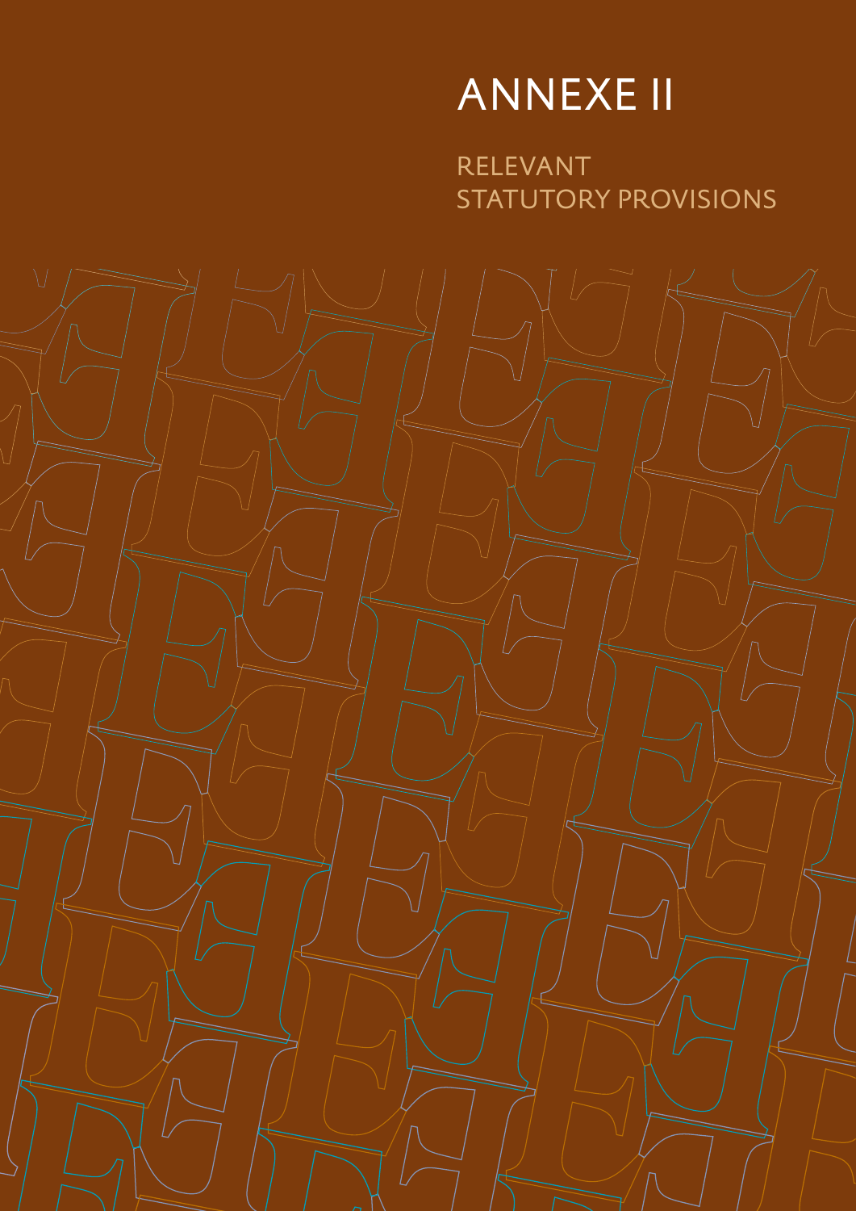# ANNEXE II

## RELEVANT STATUTORY PROVISIONS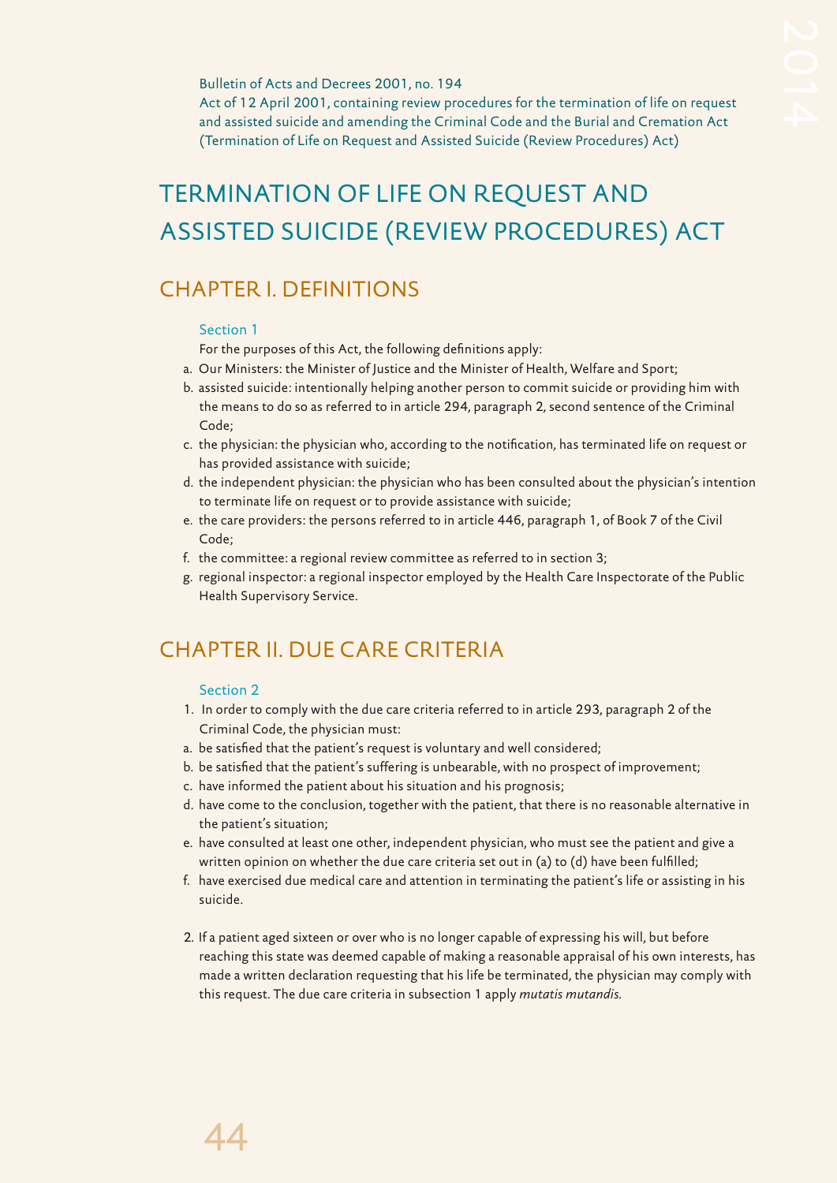Bulletin of Acts and Decrees 2001, no. 194
Act of 12 April 2001, containing review procedures for the termination of life on request and assisted suicide and amending the Criminal Code and the Burial and Cremation Act (Termination of Life on Request and Assisted Suicide (Review Procedures) Act)

# TERMINATION OF LIFE ON REQUEST AND ASSISTED SUICIDE (REVIEW PROCEDURES) ACT

## CHAPTER I. DEFINITIONS

### Section 1

For the purposes of this Act, the following definitions apply:

a. Our Ministers: the Minister of Justice and the Minister of Health, Welfare and Sport;
b. assisted suicide: intentionally helping another person to commit suicide or providing him with the means to do so as referred to in article 294, paragraph 2, second sentence of the Criminal Code;
c. the physician: the physician who, according to the notification, has terminated life on request or has provided assistance with suicide;
d. the independent physician: the physician who has been consulted about the physician's intention to terminate life on request or to provide assistance with suicide;
e. the care providers: the persons referred to in article 446, paragraph 1, of Book 7 of the Civil Code;
f. the committee: a regional review committee as referred to in section 3;
g. regional inspector: a regional inspector employed by the Health Care Inspectorate of the Public Health Supervisory Service.

## CHAPTER II. DUE CARE CRITERIA

### Section 2

1. In order to comply with the due care criteria referred to in article 293, paragraph 2 of the Criminal Code, the physician must:
   a. be satisfied that the patient's request is voluntary and well considered;
   b. be satisfied that the patient's suffering is unbearable, with no prospect of improvement;
   c. have informed the patient about his situation and his prognosis;
   d. have come to the conclusion, together with the patient, that there is no reasonable alternative in the patient's situation;
   e. have consulted at least one other, independent physician, who must see the patient and give a written opinion on whether the due care criteria set out in (a) to (d) have been fulfilled;
   f. have exercised due medical care and attention in terminating the patient's life or assisting in his suicide.

2. If a patient aged sixteen or over who is no longer capable of expressing his will, but before reaching this state was deemed capable of making a reasonable appraisal of his own interests, has made a written declaration requesting that his life be terminated, the physician may comply with this request. The due care criteria in subsection 1 apply *mutatis mutandis*.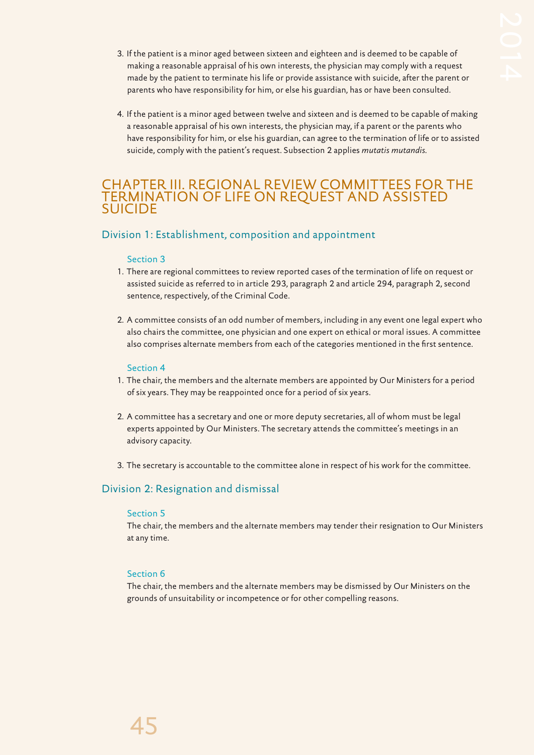3. If the patient is a minor aged between sixteen and eighteen and is deemed to be capable of making a reasonable appraisal of his own interests, the physician may comply with a request made by the patient to terminate his life or provide assistance with suicide, after the parent or parents who have responsibility for him, or else his guardian, has or have been consulted.

4. If the patient is a minor aged between twelve and sixteen and is deemed to be capable of making a reasonable appraisal of his own interests, the physician may, if a parent or the parents who have responsibility for him, or else his guardian, can agree to the termination of life or to assisted suicide, comply with the patient's request. Subsection 2 applies *mutatis mutandis*.

## CHAPTER III. REGIONAL REVIEW COMMITTEES FOR THE TERMINATION OF LIFE ON REQUEST AND ASSISTED SUICIDE

### Division 1: Establishment, composition and appointment

#### Section 3

1. There are regional committees to review reported cases of the termination of life on request or assisted suicide as referred to in article 293, paragraph 2 and article 294, paragraph 2, second sentence, respectively, of the Criminal Code.

2. A committee consists of an odd number of members, including in any event one legal expert who also chairs the committee, one physician and one expert on ethical or moral issues. A committee also comprises alternate members from each of the categories mentioned in the first sentence.

#### Section 4

1. The chair, the members and the alternate members are appointed by Our Ministers for a period of six years. They may be reappointed once for a period of six years.

2. A committee has a secretary and one or more deputy secretaries, all of whom must be legal experts appointed by Our Ministers. The secretary attends the committee's meetings in an advisory capacity.

3. The secretary is accountable to the committee alone in respect of his work for the committee.

### Division 2: Resignation and dismissal

#### Section 5

The chair, the members and the alternate members may tender their resignation to Our Ministers at any time.

#### Section 6

The chair, the members and the alternate members may be dismissed by Our Ministers on the grounds of unsuitability or incompetence or for other compelling reasons.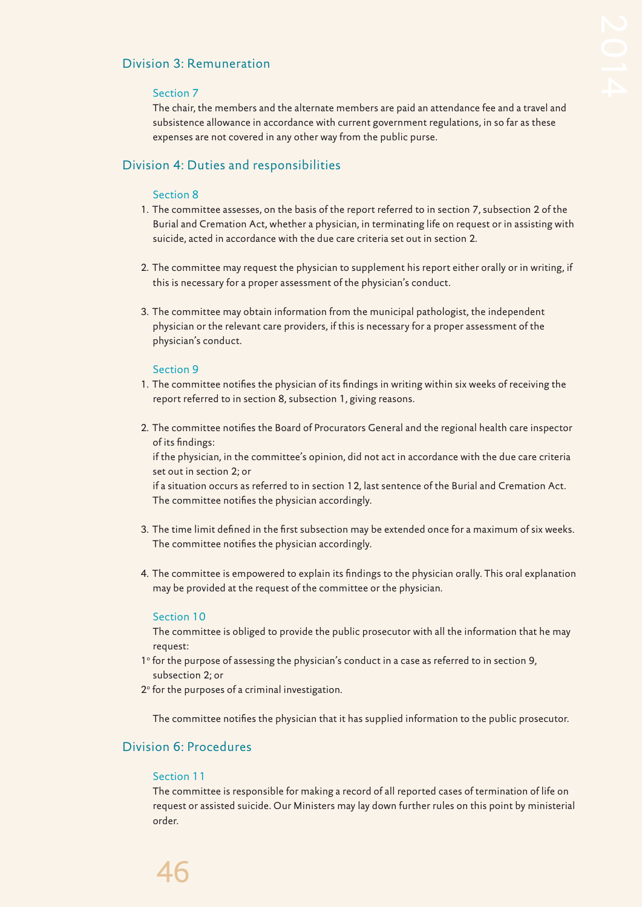## Division 3: Remuneration

### Section 7

The chair, the members and the alternate members are paid an attendance fee and a travel and subsistence allowance in accordance with current government regulations, in so far as these expenses are not covered in any other way from the public purse.

## Division 4: Duties and responsibilities

### Section 8

1. The committee assesses, on the basis of the report referred to in section 7, subsection 2 of the Burial and Cremation Act, whether a physician, in terminating life on request or in assisting with suicide, acted in accordance with the due care criteria set out in section 2.

2. The committee may request the physician to supplement his report either orally or in writing, if this is necessary for a proper assessment of the physician's conduct.

3. The committee may obtain information from the municipal pathologist, the independent physician or the relevant care providers, if this is necessary for a proper assessment of the physician's conduct.

### Section 9

1. The committee notifies the physician of its findings in writing within six weeks of receiving the report referred to in section 8, subsection 1, giving reasons.

2. The committee notifies the Board of Procurators General and the regional health care inspector of its findings:
   if the physician, in the committee's opinion, did not act in accordance with the due care criteria set out in section 2; or
   if a situation occurs as referred to in section 12, last sentence of the Burial and Cremation Act.
   The committee notifies the physician accordingly.

3. The time limit defined in the first subsection may be extended once for a maximum of six weeks. The committee notifies the physician accordingly.

4. The committee is empowered to explain its findings to the physician orally. This oral explanation may be provided at the request of the committee or the physician.

### Section 10

The committee is obliged to provide the public prosecutor with all the information that he may request:

1° for the purpose of assessing the physician's conduct in a case as referred to in section 9, subsection 2; or

2° for the purposes of a criminal investigation.

The committee notifies the physician that it has supplied information to the public prosecutor.

## Division 6: Procedures

### Section 11

The committee is responsible for making a record of all reported cases of termination of life on request or assisted suicide. Our Ministers may lay down further rules on this point by ministerial order.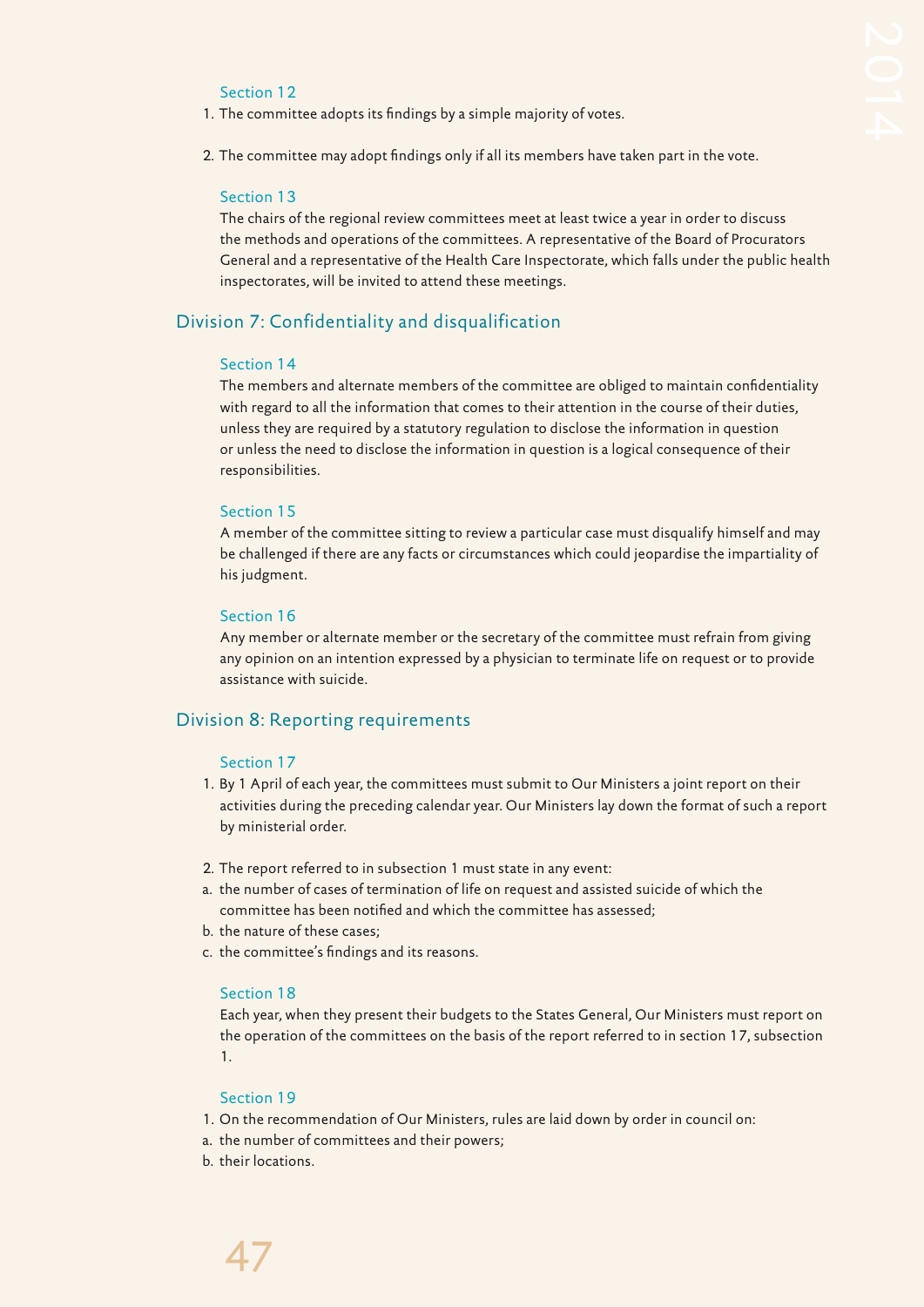### Section 12

1. The committee adopts its findings by a simple majority of votes.

2. The committee may adopt findings only if all its members have taken part in the vote.

### Section 13

The chairs of the regional review committees meet at least twice a year in order to discuss the methods and operations of the committees. A representative of the Board of Procurators General and a representative of the Health Care Inspectorate, which falls under the public health inspectorates, will be invited to attend these meetings.

## Division 7: Confidentiality and disqualification

### Section 14

The members and alternate members of the committee are obliged to maintain confidentiality with regard to all the information that comes to their attention in the course of their duties, unless they are required by a statutory regulation to disclose the information in question or unless the need to disclose the information in question is a logical consequence of their responsibilities.

### Section 15

A member of the committee sitting to review a particular case must disqualify himself and may be challenged if there are any facts or circumstances which could jeopardise the impartiality of his judgment.

### Section 16

Any member or alternate member or the secretary of the committee must refrain from giving any opinion on an intention expressed by a physician to terminate life on request or to provide assistance with suicide.

## Division 8: Reporting requirements

### Section 17

1. By 1 April of each year, the committees must submit to Our Ministers a joint report on their activities during the preceding calendar year. Our Ministers lay down the format of such a report by ministerial order.

2. The report referred to in subsection 1 must state in any event:

a. the number of cases of termination of life on request and assisted suicide of which the committee has been notified and which the committee has assessed;
b. the nature of these cases;
c. the committee's findings and its reasons.

### Section 18

Each year, when they present their budgets to the States General, Our Ministers must report on the operation of the committees on the basis of the report referred to in section 17, subsection 1.

### Section 19

1. On the recommendation of Our Ministers, rules are laid down by order in council on:

a. the number of committees and their powers;
b. their locations.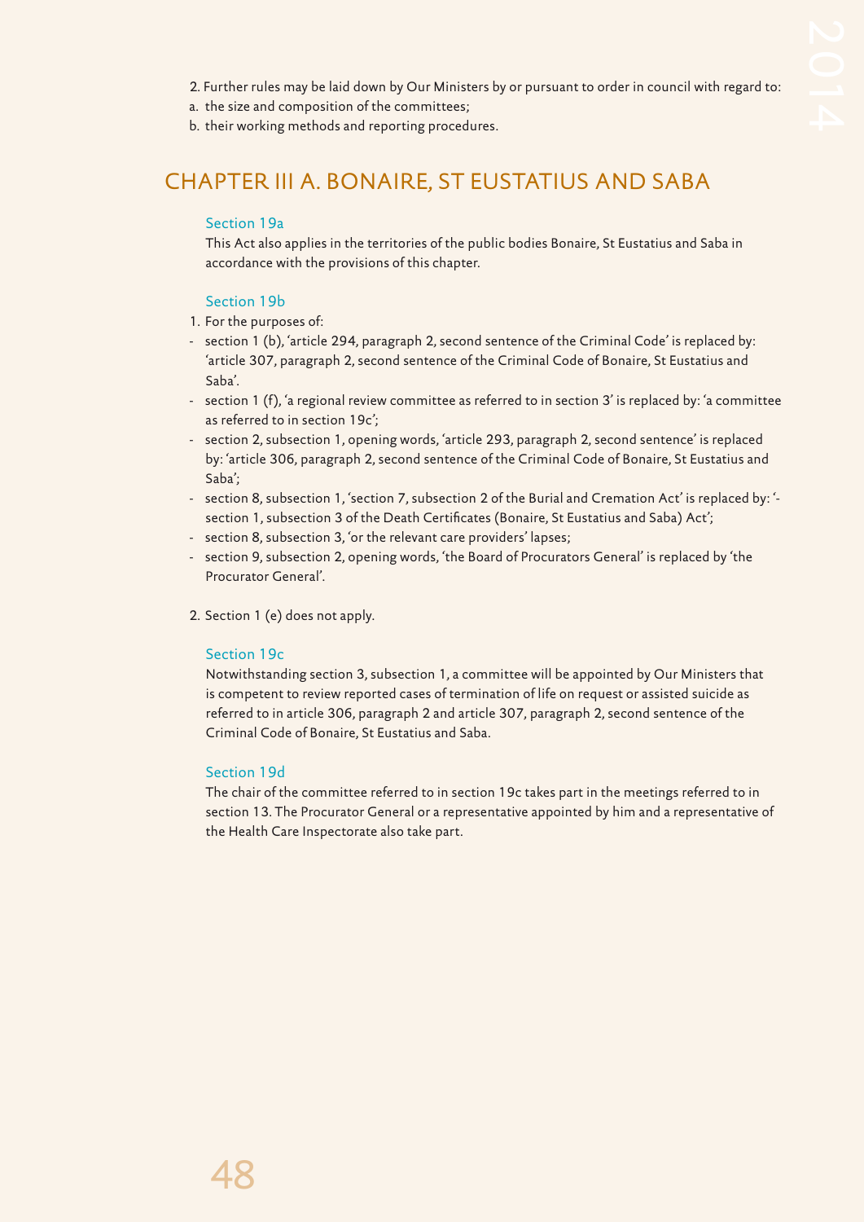2. Further rules may be laid down by Our Ministers by or pursuant to order in council with regard to:

a. the size and composition of the committees;
b. their working methods and reporting procedures.

## CHAPTER III A. BONAIRE, ST EUSTATIUS AND SABA

### Section 19a

This Act also applies in the territories of the public bodies Bonaire, St Eustatius and Saba in accordance with the provisions of this chapter.

### Section 19b

1. For the purposes of:

- section 1 (b), 'article 294, paragraph 2, second sentence of the Criminal Code' is replaced by: 'article 307, paragraph 2, second sentence of the Criminal Code of Bonaire, St Eustatius and Saba'.
- section 1 (f), 'a regional review committee as referred to in section 3' is replaced by: 'a committee as referred to in section 19c';
- section 2, subsection 1, opening words, 'article 293, paragraph 2, second sentence' is replaced by: 'article 306, paragraph 2, second sentence of the Criminal Code of Bonaire, St Eustatius and Saba';
- section 8, subsection 1, 'section 7, subsection 2 of the Burial and Cremation Act' is replaced by: '-section 1, subsection 3 of the Death Certificates (Bonaire, St Eustatius and Saba) Act';
- section 8, subsection 3, 'or the relevant care providers' lapses;
- section 9, subsection 2, opening words, 'the Board of Procurators General' is replaced by 'the Procurator General'.

2. Section 1 (e) does not apply.

### Section 19c

Notwithstanding section 3, subsection 1, a committee will be appointed by Our Ministers that is competent to review reported cases of termination of life on request or assisted suicide as referred to in article 306, paragraph 2 and article 307, paragraph 2, second sentence of the Criminal Code of Bonaire, St Eustatius and Saba.

### Section 19d

The chair of the committee referred to in section 19c takes part in the meetings referred to in section 13. The Procurator General or a representative appointed by him and a representative of the Health Care Inspectorate also take part.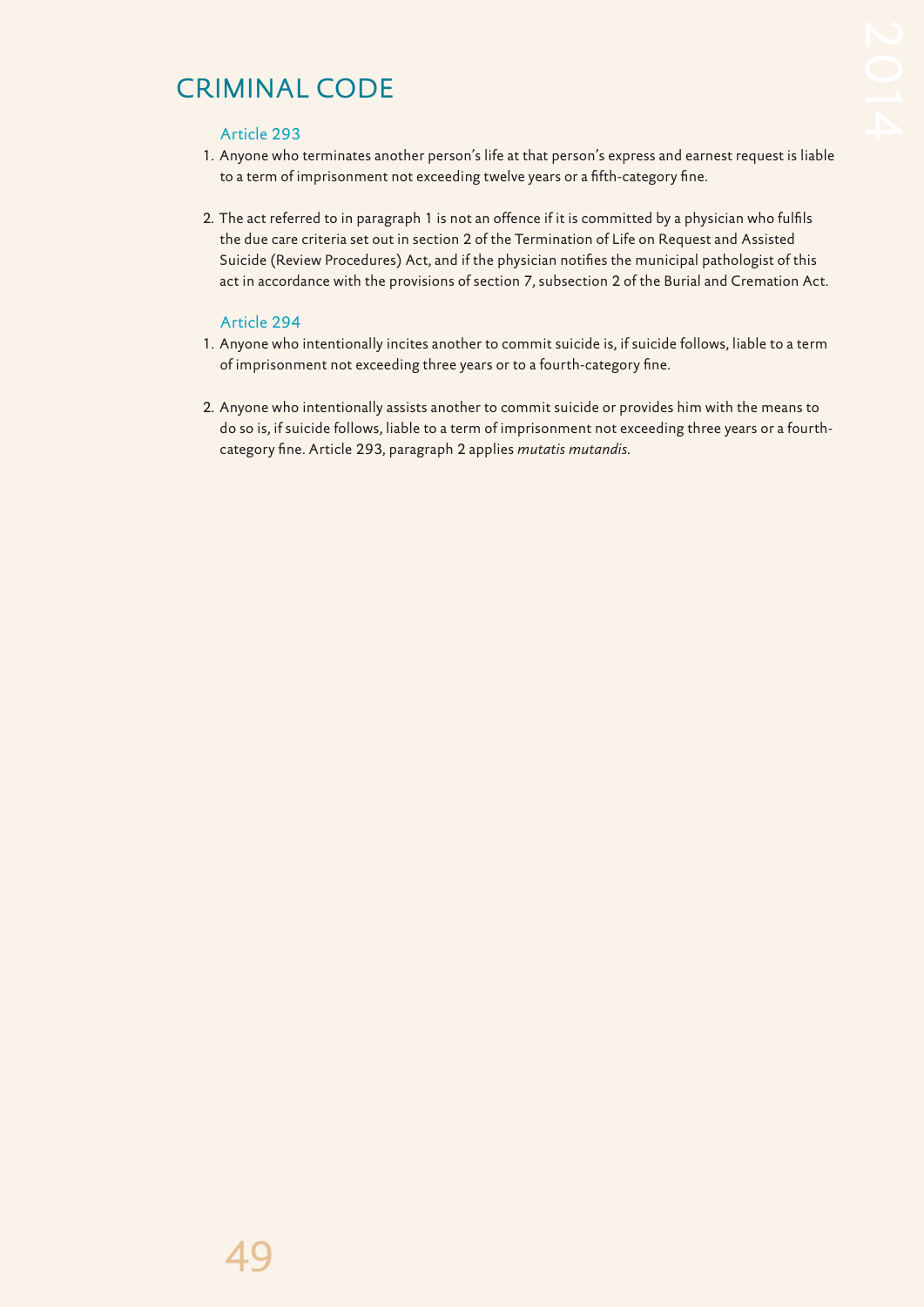# CRIMINAL CODE

### Article 293

1. Anyone who terminates another person's life at that person's express and earnest request is liable to a term of imprisonment not exceeding twelve years or a fifth-category fine.

2. The act referred to in paragraph 1 is not an offence if it is committed by a physician who fulfils the due care criteria set out in section 2 of the Termination of Life on Request and Assisted Suicide (Review Procedures) Act, and if the physician notifies the municipal pathologist of this act in accordance with the provisions of section 7, subsection 2 of the Burial and Cremation Act.

### Article 294

1. Anyone who intentionally incites another to commit suicide is, if suicide follows, liable to a term of imprisonment not exceeding three years or to a fourth-category fine.

2. Anyone who intentionally assists another to commit suicide or provides him with the means to do so is, if suicide follows, liable to a term of imprisonment not exceeding three years or a fourth-category fine. Article 293, paragraph 2 applies *mutatis mutandis*.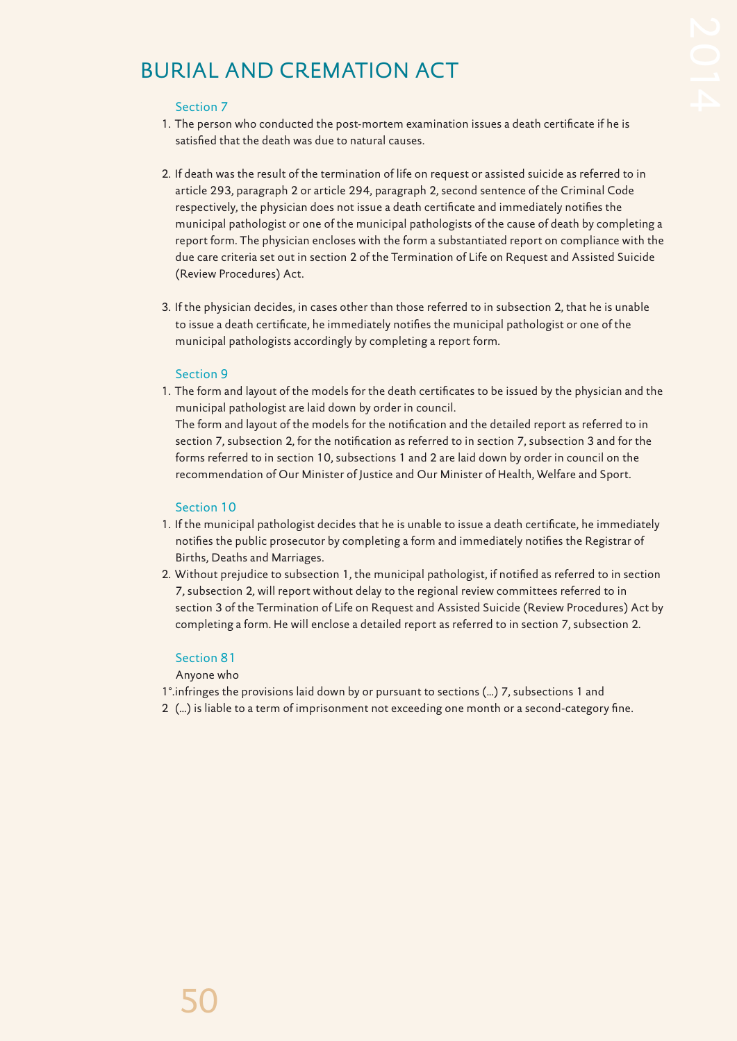# BURIAL AND CREMATION ACT

### Section 7

1. The person who conducted the post-mortem examination issues a death certificate if he is satisfied that the death was due to natural causes.

2. If death was the result of the termination of life on request or assisted suicide as referred to in article 293, paragraph 2 or article 294, paragraph 2, second sentence of the Criminal Code respectively, the physician does not issue a death certificate and immediately notifies the municipal pathologist or one of the municipal pathologists of the cause of death by completing a report form. The physician encloses with the form a substantiated report on compliance with the due care criteria set out in section 2 of the Termination of Life on Request and Assisted Suicide (Review Procedures) Act.

3. If the physician decides, in cases other than those referred to in subsection 2, that he is unable to issue a death certificate, he immediately notifies the municipal pathologist or one of the municipal pathologists accordingly by completing a report form.

### Section 9

1. The form and layout of the models for the death certificates to be issued by the physician and the municipal pathologist are laid down by order in council.
   The form and layout of the models for the notification and the detailed report as referred to in section 7, subsection 2, for the notification as referred to in section 7, subsection 3 and for the forms referred to in section 10, subsections 1 and 2 are laid down by order in council on the recommendation of Our Minister of Justice and Our Minister of Health, Welfare and Sport.

### Section 10

1. If the municipal pathologist decides that he is unable to issue a death certificate, he immediately notifies the public prosecutor by completing a form and immediately notifies the Registrar of Births, Deaths and Marriages.
2. Without prejudice to subsection 1, the municipal pathologist, if notified as referred to in section 7, subsection 2, will report without delay to the regional review committees referred to in section 3 of the Termination of Life on Request and Assisted Suicide (Review Procedures) Act by completing a form. He will enclose a detailed report as referred to in section 7, subsection 2.

### Section 81

Anyone who

1°.infringes the provisions laid down by or pursuant to sections (...) 7, subsections 1 and
2 (...) is liable to a term of imprisonment not exceeding one month or a second-category fine.